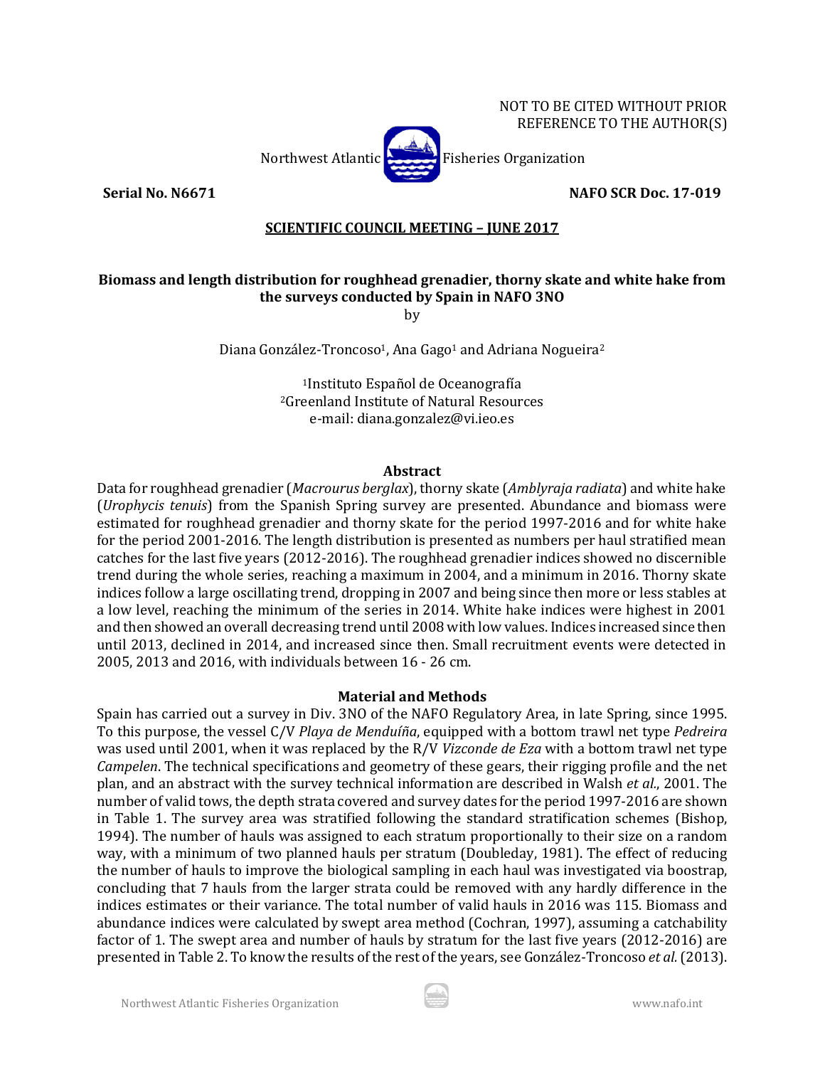NOT TO BE CITED WITHOUT PRIOR REFERENCE TO THE AUTHOR(S)

Northwest Atlantic Fisheries Organization

**Serial No. N6671** **NAFO SCR Doc. 17-019**

**SCIENTIFIC COUNCIL MEETING – JUNE 2017**

# Biomass and length distribution for roughhead grenadier, thorny skate and white hake from the surveys conducted by Spain in NAFO 3NO

by

Diana González-Troncoso[1], Ana Gago[1] and Adriana Nogueira[2]

[1]Instituto Español de Oceanografía
[2]Greenland Institute of Natural Resources
e-mail: diana.gonzalez@vi.ieo.es

## Abstract

Data for roughhead grenadier (*Macrourus berglax*), thorny skate (*Amblyraja radiata*) and white hake (*Urophycis tenuis*) from the Spanish Spring survey are presented. Abundance and biomass were estimated for roughhead grenadier and thorny skate for the period 1997-2016 and for white hake for the period 2001-2016. The length distribution is presented as numbers per haul stratified mean catches for the last five years (2012-2016). The roughhead grenadier indices showed no discernible trend during the whole series, reaching a maximum in 2004, and a minimum in 2016. Thorny skate indices follow a large oscillating trend, dropping in 2007 and being since then more or less stables at a low level, reaching the minimum of the series in 2014. White hake indices were highest in 2001 and then showed an overall decreasing trend until 2008 with low values. Indices increased since then until 2013, declined in 2014, and increased since then. Small recruitment events were detected in 2005, 2013 and 2016, with individuals between 16 - 26 cm.

## Material and Methods

Spain has carried out a survey in Div. 3NO of the NAFO Regulatory Area, in late Spring, since 1995. To this purpose, the vessel C/V *Playa de Menduíña*, equipped with a bottom trawl net type *Pedreira* was used until 2001, when it was replaced by the R/V *Vizconde de Eza* with a bottom trawl net type *Campelen*. The technical specifications and geometry of these gears, their rigging profile and the net plan, and an abstract with the survey technical information are described in Walsh *et al.,* 2001. The number of valid tows, the depth strata covered and survey dates for the period 1997-2016 are shown in Table 1. The survey area was stratified following the standard stratification schemes (Bishop, 1994). The number of hauls was assigned to each stratum proportionally to their size on a random way, with a minimum of two planned hauls per stratum (Doubleday, 1981). The effect of reducing the number of hauls to improve the biological sampling in each haul was investigated via boostrap, concluding that 7 hauls from the larger strata could be removed with any hardly difference in the indices estimates or their variance. The total number of valid hauls in 2016 was 115. Biomass and abundance indices were calculated by swept area method (Cochran, 1997), assuming a catchability factor of 1. The swept area and number of hauls by stratum for the last five years (2012-2016) are presented in Table 2. To know the results of the rest of the years, see González-Troncoso *et al.* (2013).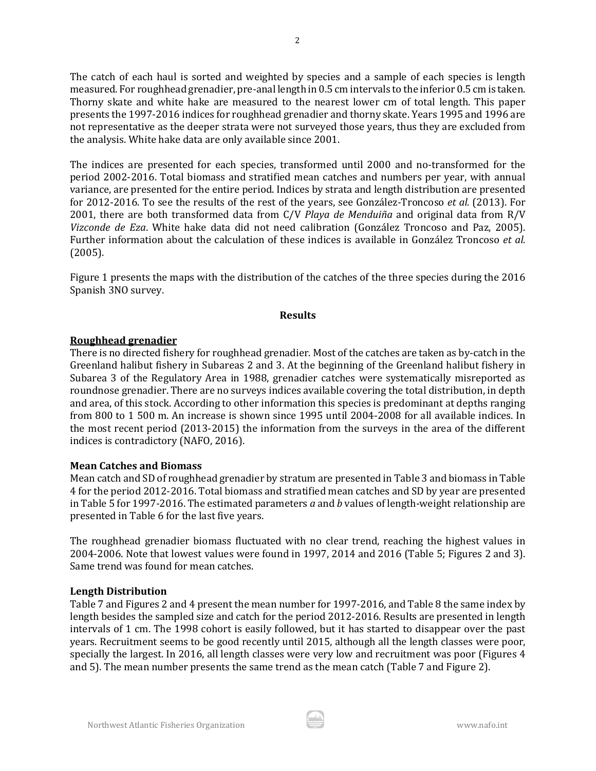The catch of each haul is sorted and weighted by species and a sample of each species is length measured. For roughhead grenadier, pre-anal length in 0.5 cm intervals to the inferior 0.5 cm is taken. Thorny skate and white hake are measured to the nearest lower cm of total length. This paper presents the 1997-2016 indices for roughhead grenadier and thorny skate. Years 1995 and 1996 are not representative as the deeper strata were not surveyed those years, thus they are excluded from the analysis. White hake data are only available since 2001.

The indices are presented for each species, transformed until 2000 and no-transformed for the period 2002-2016. Total biomass and stratified mean catches and numbers per year, with annual variance, are presented for the entire period. Indices by strata and length distribution are presented for 2012-2016. To see the results of the rest of the years, see González-Troncoso *et al.* (2013). For 2001, there are both transformed data from C/V *Playa de Menduiña* and original data from R/V *Vizconde de Eza*. White hake data did not need calibration (González Troncoso and Paz, 2005). Further information about the calculation of these indices is available in González Troncoso *et al.* (2005).

Figure 1 presents the maps with the distribution of the catches of the three species during the 2016 Spanish 3NO survey.

## Results

### Roughhead grenadier

There is no directed fishery for roughhead grenadier. Most of the catches are taken as by-catch in the Greenland halibut fishery in Subareas 2 and 3. At the beginning of the Greenland halibut fishery in Subarea 3 of the Regulatory Area in 1988, grenadier catches were systematically misreported as roundnose grenadier. There are no surveys indices available covering the total distribution, in depth and area, of this stock. According to other information this species is predominant at depths ranging from 800 to 1 500 m. An increase is shown since 1995 until 2004-2008 for all available indices. In the most recent period (2013-2015) the information from the surveys in the area of the different indices is contradictory (NAFO, 2016).

**Mean Catches and Biomass**

Mean catch and SD of roughhead grenadier by stratum are presented in Table 3 and biomass in Table 4 for the period 2012-2016. Total biomass and stratified mean catches and SD by year are presented in Table 5 for 1997-2016. The estimated parameters *a* and *b* values of length-weight relationship are presented in Table 6 for the last five years.

The roughhead grenadier biomass fluctuated with no clear trend, reaching the highest values in 2004-2006. Note that lowest values were found in 1997, 2014 and 2016 (Table 5; Figures 2 and 3). Same trend was found for mean catches.

**Length Distribution**

Table 7 and Figures 2 and 4 present the mean number for 1997-2016, and Table 8 the same index by length besides the sampled size and catch for the period 2012-2016. Results are presented in length intervals of 1 cm. The 1998 cohort is easily followed, but it has started to disappear over the past years. Recruitment seems to be good recently until 2015, although all the length classes were poor, specially the largest. In 2016, all length classes were very low and recruitment was poor (Figures 4 and 5). The mean number presents the same trend as the mean catch (Table 7 and Figure 2).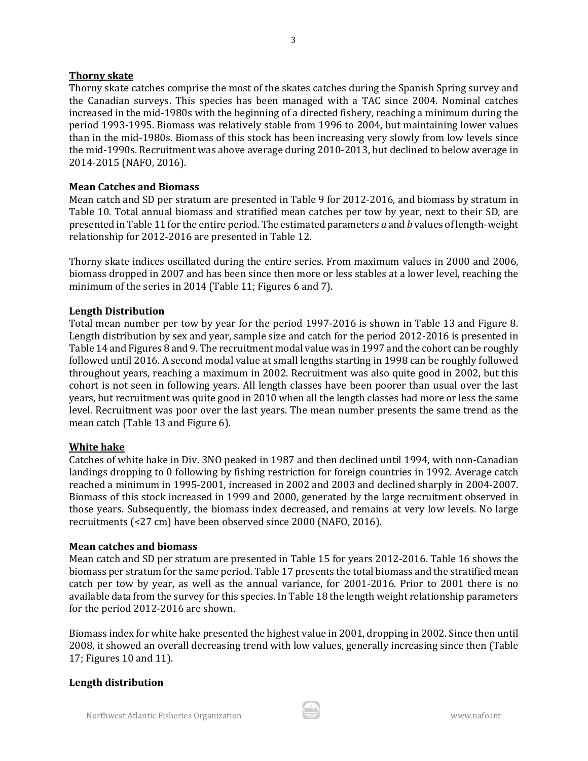## Thorny skate

Thorny skate catches comprise the most of the skates catches during the Spanish Spring survey and the Canadian surveys. This species has been managed with a TAC since 2004. Nominal catches increased in the mid-1980s with the beginning of a directed fishery, reaching a minimum during the period 1993-1995. Biomass was relatively stable from 1996 to 2004, but maintaining lower values than in the mid-1980s. Biomass of this stock has been increasing very slowly from low levels since the mid-1990s. Recruitment was above average during 2010-2013, but declined to below average in 2014-2015 (NAFO, 2016).

### Mean Catches and Biomass

Mean catch and SD per stratum are presented in Table 9 for 2012-2016, and biomass by stratum in Table 10. Total annual biomass and stratified mean catches per tow by year, next to their SD, are presented in Table 11 for the entire period. The estimated parameters *a* and *b* values of length-weight relationship for 2012-2016 are presented in Table 12.

Thorny skate indices oscillated during the entire series. From maximum values in 2000 and 2006, biomass dropped in 2007 and has been since then more or less stables at a lower level, reaching the minimum of the series in 2014 (Table 11; Figures 6 and 7).

### Length Distribution

Total mean number per tow by year for the period 1997-2016 is shown in Table 13 and Figure 8. Length distribution by sex and year, sample size and catch for the period 2012-2016 is presented in Table 14 and Figures 8 and 9. The recruitment modal value was in 1997 and the cohort can be roughly followed until 2016. A second modal value at small lengths starting in 1998 can be roughly followed throughout years, reaching a maximum in 2002. Recruitment was also quite good in 2002, but this cohort is not seen in following years. All length classes have been poorer than usual over the last years, but recruitment was quite good in 2010 when all the length classes had more or less the same level. Recruitment was poor over the last years. The mean number presents the same trend as the mean catch (Table 13 and Figure 6).

## White hake

Catches of white hake in Div. 3NO peaked in 1987 and then declined until 1994, with non-Canadian landings dropping to 0 following by fishing restriction for foreign countries in 1992. Average catch reached a minimum in 1995-2001, increased in 2002 and 2003 and declined sharply in 2004-2007. Biomass of this stock increased in 1999 and 2000, generated by the large recruitment observed in those years. Subsequently, the biomass index decreased, and remains at very low levels. No large recruitments (<27 cm) have been observed since 2000 (NAFO, 2016).

### Mean catches and biomass

Mean catch and SD per stratum are presented in Table 15 for years 2012-2016. Table 16 shows the biomass per stratum for the same period. Table 17 presents the total biomass and the stratified mean catch per tow by year, as well as the annual variance, for 2001-2016. Prior to 2001 there is no available data from the survey for this species. In Table 18 the length weight relationship parameters for the period 2012-2016 are shown.

Biomass index for white hake presented the highest value in 2001, dropping in 2002. Since then until 2008, it showed an overall decreasing trend with low values, generally increasing since then (Table 17; Figures 10 and 11).

### Length distribution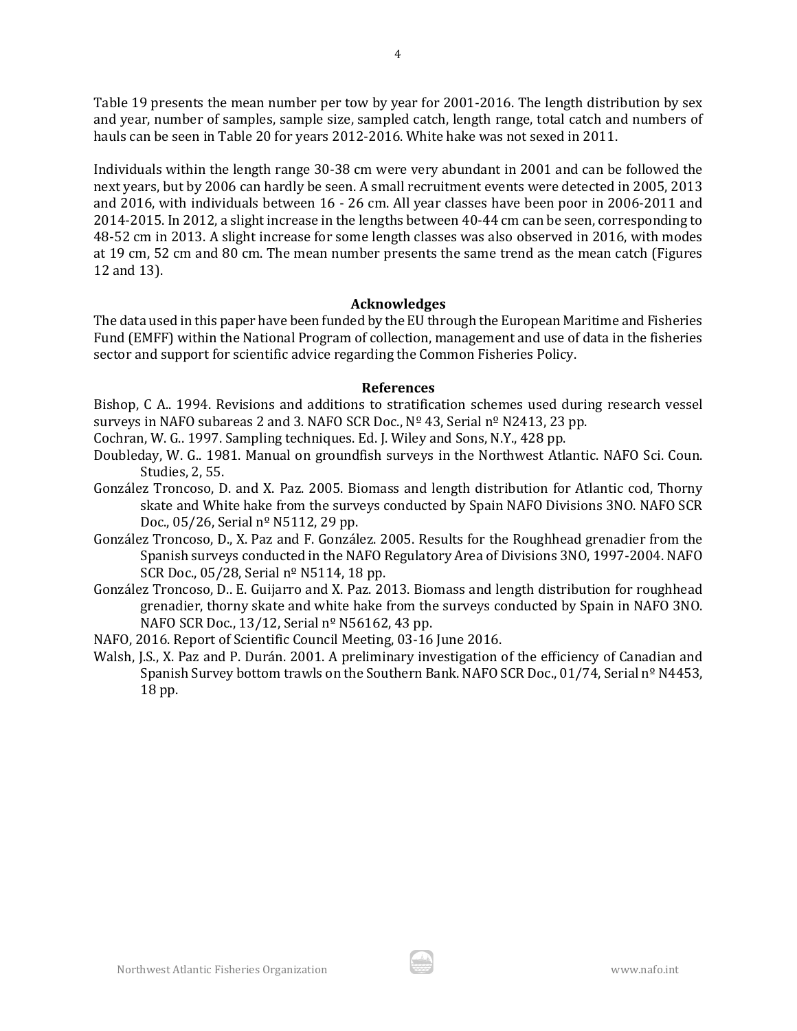Table 19 presents the mean number per tow by year for 2001-2016. The length distribution by sex and year, number of samples, sample size, sampled catch, length range, total catch and numbers of hauls can be seen in Table 20 for years 2012-2016. White hake was not sexed in 2011.

Individuals within the length range 30-38 cm were very abundant in 2001 and can be followed the next years, but by 2006 can hardly be seen. A small recruitment events were detected in 2005, 2013 and 2016, with individuals between 16 - 26 cm. All year classes have been poor in 2006-2011 and 2014-2015. In 2012, a slight increase in the lengths between 40-44 cm can be seen, corresponding to 48-52 cm in 2013. A slight increase for some length classes was also observed in 2016, with modes at 19 cm, 52 cm and 80 cm. The mean number presents the same trend as the mean catch (Figures 12 and 13).

## Acknowledges

The data used in this paper have been funded by the EU through the European Maritime and Fisheries Fund (EMFF) within the National Program of collection, management and use of data in the fisheries sector and support for scientific advice regarding the Common Fisheries Policy.

## References

Bishop, C A.. 1994. Revisions and additions to stratification schemes used during research vessel surveys in NAFO subareas 2 and 3. NAFO SCR Doc., Nº 43, Serial nº N2413, 23 pp.

Cochran, W. G.. 1997. Sampling techniques. Ed. J. Wiley and Sons, N.Y., 428 pp.

Doubleday, W. G.. 1981. Manual on groundfish surveys in the Northwest Atlantic. NAFO Sci. Coun. Studies, 2, 55.

González Troncoso, D. and X. Paz. 2005. Biomass and length distribution for Atlantic cod, Thorny skate and White hake from the surveys conducted by Spain NAFO Divisions 3NO. NAFO SCR Doc., 05/26, Serial nº N5112, 29 pp.

González Troncoso, D., X. Paz and F. González. 2005. Results for the Roughhead grenadier from the Spanish surveys conducted in the NAFO Regulatory Area of Divisions 3NO, 1997-2004. NAFO SCR Doc., 05/28, Serial nº N5114, 18 pp.

González Troncoso, D.. E. Guijarro and X. Paz. 2013. Biomass and length distribution for roughhead grenadier, thorny skate and white hake from the surveys conducted by Spain in NAFO 3NO. NAFO SCR Doc., 13/12, Serial nº N56162, 43 pp.

NAFO, 2016. Report of Scientific Council Meeting, 03-16 June 2016.

Walsh, J.S., X. Paz and P. Durán. 2001. A preliminary investigation of the efficiency of Canadian and Spanish Survey bottom trawls on the Southern Bank. NAFO SCR Doc., 01/74, Serial nº N4453, 18 pp.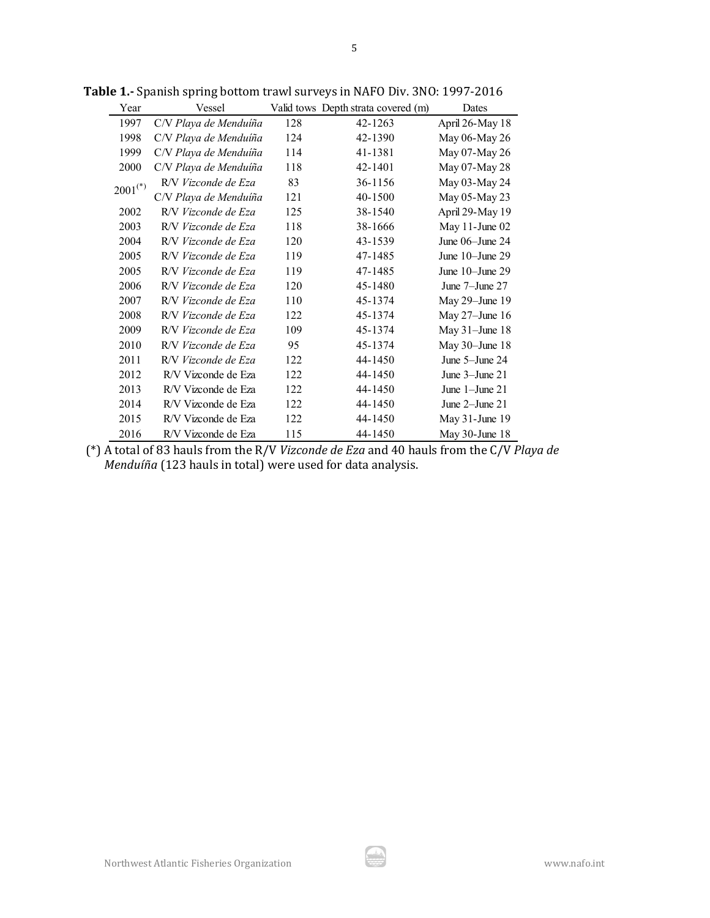**Table 1.-** Spanish spring bottom trawl surveys in NAFO Div. 3NO: 1997-2016

| Year | Vessel | Valid tows | Depth strata covered (m) | Dates |
|---|---|---|---|---|
| 1997 | C/V *Playa de Menduíña* | 128 | 42-1263 | April 26-May 18 |
| 1998 | C/V *Playa de Menduíña* | 124 | 42-1390 | May 06-May 26 |
| 1999 | C/V *Playa de Menduíña* | 114 | 41-1381 | May 07-May 26 |
| 2000 | C/V *Playa de Menduíña* | 118 | 42-1401 | May 07-May 28 |
| 2001(*) | R/V *Vizconde de Eza* | 83 | 36-1156 | May 03-May 24 |
| | C/V *Playa de Menduíña* | 121 | 40-1500 | May 05-May 23 |
| 2002 | R/V *Vizconde de Eza* | 125 | 38-1540 | April 29-May 19 |
| 2003 | R/V *Vizconde de Eza* | 118 | 38-1666 | May 11-June 02 |
| 2004 | R/V *Vizconde de Eza* | 120 | 43-1539 | June 06–June 24 |
| 2005 | R/V *Vizconde de Eza* | 119 | 47-1485 | June 10–June 29 |
| 2005 | R/V *Vizconde de Eza* | 119 | 47-1485 | June 10–June 29 |
| 2006 | R/V *Vizconde de Eza* | 120 | 45-1480 | June 7–June 27 |
| 2007 | R/V *Vizconde de Eza* | 110 | 45-1374 | May 29–June 19 |
| 2008 | R/V *Vizconde de Eza* | 122 | 45-1374 | May 27–June 16 |
| 2009 | R/V *Vizconde de Eza* | 109 | 45-1374 | May 31–June 18 |
| 2010 | R/V *Vizconde de Eza* | 95 | 45-1374 | May 30–June 18 |
| 2011 | R/V *Vizconde de Eza* | 122 | 44-1450 | June 5–June 24 |
| 2012 | R/V Vizconde de Eza | 122 | 44-1450 | June 3–June 21 |
| 2013 | R/V Vizconde de Eza | 122 | 44-1450 | June 1–June 21 |
| 2014 | R/V Vizconde de Eza | 122 | 44-1450 | June 2–June 21 |
| 2015 | R/V Vizconde de Eza | 122 | 44-1450 | May 31-June 19 |
| 2016 | R/V Vizconde de Eza | 115 | 44-1450 | May 30-June 18 |

(*) A total of 83 hauls from the R/V *Vizconde de Eza* and 40 hauls from the C/V *Playa de Menduíña* (123 hauls in total) were used for data analysis.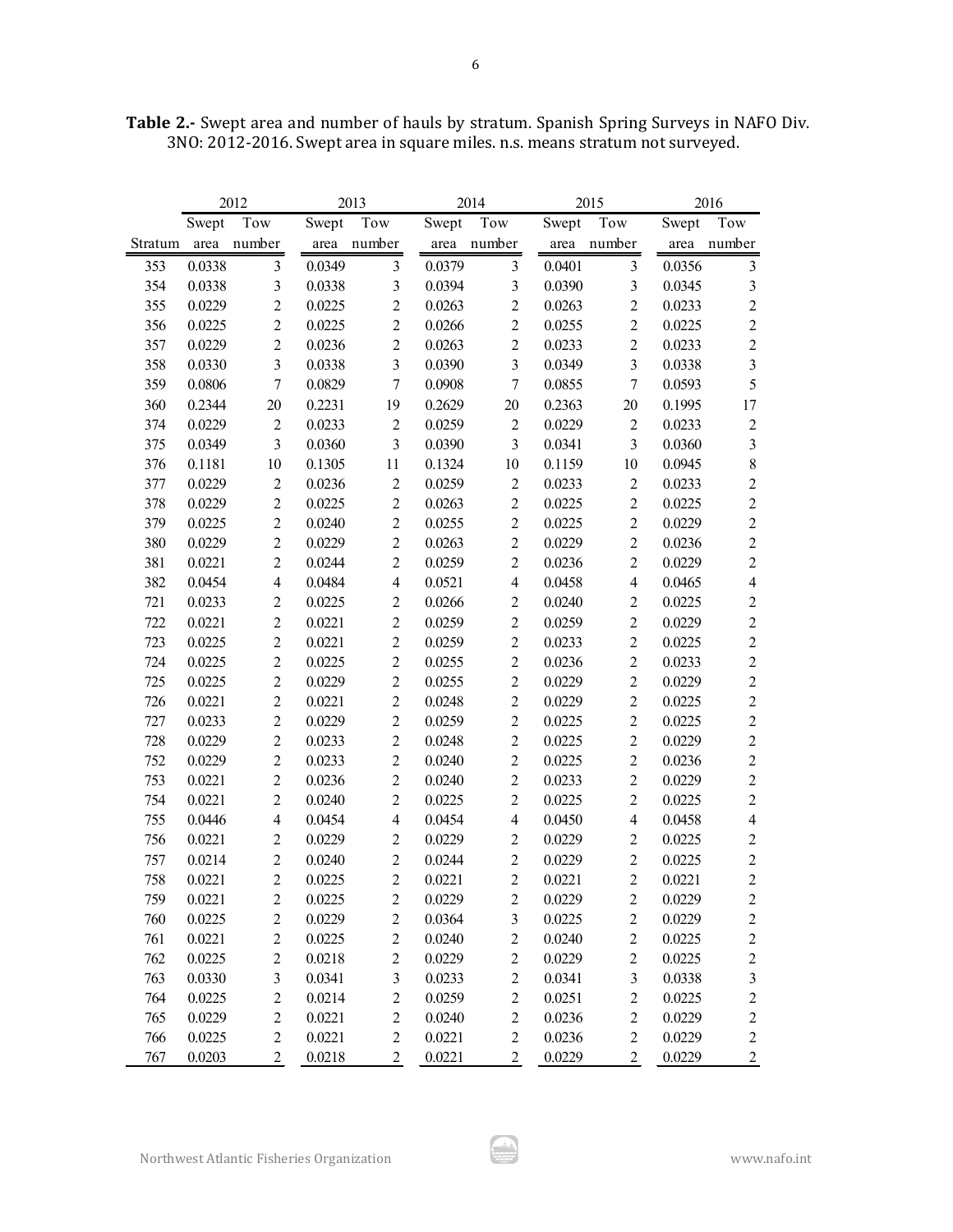**Table 2.-** Swept area and number of hauls by stratum. Spanish Spring Surveys in NAFO Div. 3NO: 2012-2016. Swept area in square miles. n.s. means stratum not surveyed.

| | 2012 | | 2013 | | 2014 | | 2015 | | 2016 | |
|---|---|---|---|---|---|---|---|---|---|---|
| Stratum | Swept area | Tow number | Swept area | Tow number | Swept area | Tow number | Swept area | Tow number | Swept area | Tow number |
| 353 | 0.0338 | 3 | 0.0349 | 3 | 0.0379 | 3 | 0.0401 | 3 | 0.0356 | 3 |
| 354 | 0.0338 | 3 | 0.0338 | 3 | 0.0394 | 3 | 0.0390 | 3 | 0.0345 | 3 |
| 355 | 0.0229 | 2 | 0.0225 | 2 | 0.0263 | 2 | 0.0263 | 2 | 0.0233 | 2 |
| 356 | 0.0225 | 2 | 0.0225 | 2 | 0.0266 | 2 | 0.0255 | 2 | 0.0225 | 2 |
| 357 | 0.0229 | 2 | 0.0236 | 2 | 0.0263 | 2 | 0.0233 | 2 | 0.0233 | 2 |
| 358 | 0.0330 | 3 | 0.0338 | 3 | 0.0390 | 3 | 0.0349 | 3 | 0.0338 | 3 |
| 359 | 0.0806 | 7 | 0.0829 | 7 | 0.0908 | 7 | 0.0855 | 7 | 0.0593 | 5 |
| 360 | 0.2344 | 20 | 0.2231 | 19 | 0.2629 | 20 | 0.2363 | 20 | 0.1995 | 17 |
| 374 | 0.0229 | 2 | 0.0233 | 2 | 0.0259 | 2 | 0.0229 | 2 | 0.0233 | 2 |
| 375 | 0.0349 | 3 | 0.0360 | 3 | 0.0390 | 3 | 0.0341 | 3 | 0.0360 | 3 |
| 376 | 0.1181 | 10 | 0.1305 | 11 | 0.1324 | 10 | 0.1159 | 10 | 0.0945 | 8 |
| 377 | 0.0229 | 2 | 0.0236 | 2 | 0.0259 | 2 | 0.0233 | 2 | 0.0233 | 2 |
| 378 | 0.0229 | 2 | 0.0225 | 2 | 0.0263 | 2 | 0.0225 | 2 | 0.0225 | 2 |
| 379 | 0.0225 | 2 | 0.0240 | 2 | 0.0255 | 2 | 0.0225 | 2 | 0.0229 | 2 |
| 380 | 0.0229 | 2 | 0.0229 | 2 | 0.0263 | 2 | 0.0229 | 2 | 0.0236 | 2 |
| 381 | 0.0221 | 2 | 0.0244 | 2 | 0.0259 | 2 | 0.0236 | 2 | 0.0229 | 2 |
| 382 | 0.0454 | 4 | 0.0484 | 4 | 0.0521 | 4 | 0.0458 | 4 | 0.0465 | 4 |
| 721 | 0.0233 | 2 | 0.0225 | 2 | 0.0266 | 2 | 0.0240 | 2 | 0.0225 | 2 |
| 722 | 0.0221 | 2 | 0.0221 | 2 | 0.0259 | 2 | 0.0259 | 2 | 0.0229 | 2 |
| 723 | 0.0225 | 2 | 0.0221 | 2 | 0.0259 | 2 | 0.0233 | 2 | 0.0225 | 2 |
| 724 | 0.0225 | 2 | 0.0225 | 2 | 0.0255 | 2 | 0.0236 | 2 | 0.0233 | 2 |
| 725 | 0.0225 | 2 | 0.0229 | 2 | 0.0255 | 2 | 0.0229 | 2 | 0.0229 | 2 |
| 726 | 0.0221 | 2 | 0.0221 | 2 | 0.0248 | 2 | 0.0229 | 2 | 0.0225 | 2 |
| 727 | 0.0233 | 2 | 0.0229 | 2 | 0.0259 | 2 | 0.0225 | 2 | 0.0225 | 2 |
| 728 | 0.0229 | 2 | 0.0233 | 2 | 0.0248 | 2 | 0.0225 | 2 | 0.0229 | 2 |
| 752 | 0.0229 | 2 | 0.0233 | 2 | 0.0240 | 2 | 0.0225 | 2 | 0.0236 | 2 |
| 753 | 0.0221 | 2 | 0.0236 | 2 | 0.0240 | 2 | 0.0233 | 2 | 0.0229 | 2 |
| 754 | 0.0221 | 2 | 0.0240 | 2 | 0.0225 | 2 | 0.0225 | 2 | 0.0225 | 2 |
| 755 | 0.0446 | 4 | 0.0454 | 4 | 0.0454 | 4 | 0.0450 | 4 | 0.0458 | 4 |
| 756 | 0.0221 | 2 | 0.0229 | 2 | 0.0229 | 2 | 0.0229 | 2 | 0.0225 | 2 |
| 757 | 0.0214 | 2 | 0.0240 | 2 | 0.0244 | 2 | 0.0229 | 2 | 0.0225 | 2 |
| 758 | 0.0221 | 2 | 0.0225 | 2 | 0.0221 | 2 | 0.0221 | 2 | 0.0221 | 2 |
| 759 | 0.0221 | 2 | 0.0225 | 2 | 0.0229 | 2 | 0.0229 | 2 | 0.0229 | 2 |
| 760 | 0.0225 | 2 | 0.0229 | 2 | 0.0364 | 3 | 0.0225 | 2 | 0.0229 | 2 |
| 761 | 0.0221 | 2 | 0.0225 | 2 | 0.0240 | 2 | 0.0240 | 2 | 0.0225 | 2 |
| 762 | 0.0225 | 2 | 0.0218 | 2 | 0.0229 | 2 | 0.0229 | 2 | 0.0225 | 2 |
| 763 | 0.0330 | 3 | 0.0341 | 3 | 0.0233 | 2 | 0.0341 | 3 | 0.0338 | 3 |
| 764 | 0.0225 | 2 | 0.0214 | 2 | 0.0259 | 2 | 0.0251 | 2 | 0.0225 | 2 |
| 765 | 0.0229 | 2 | 0.0221 | 2 | 0.0240 | 2 | 0.0236 | 2 | 0.0229 | 2 |
| 766 | 0.0225 | 2 | 0.0221 | 2 | 0.0221 | 2 | 0.0236 | 2 | 0.0229 | 2 |
| 767 | 0.0203 | 2 | 0.0218 | 2 | 0.0221 | 2 | 0.0229 | 2 | 0.0229 | 2 |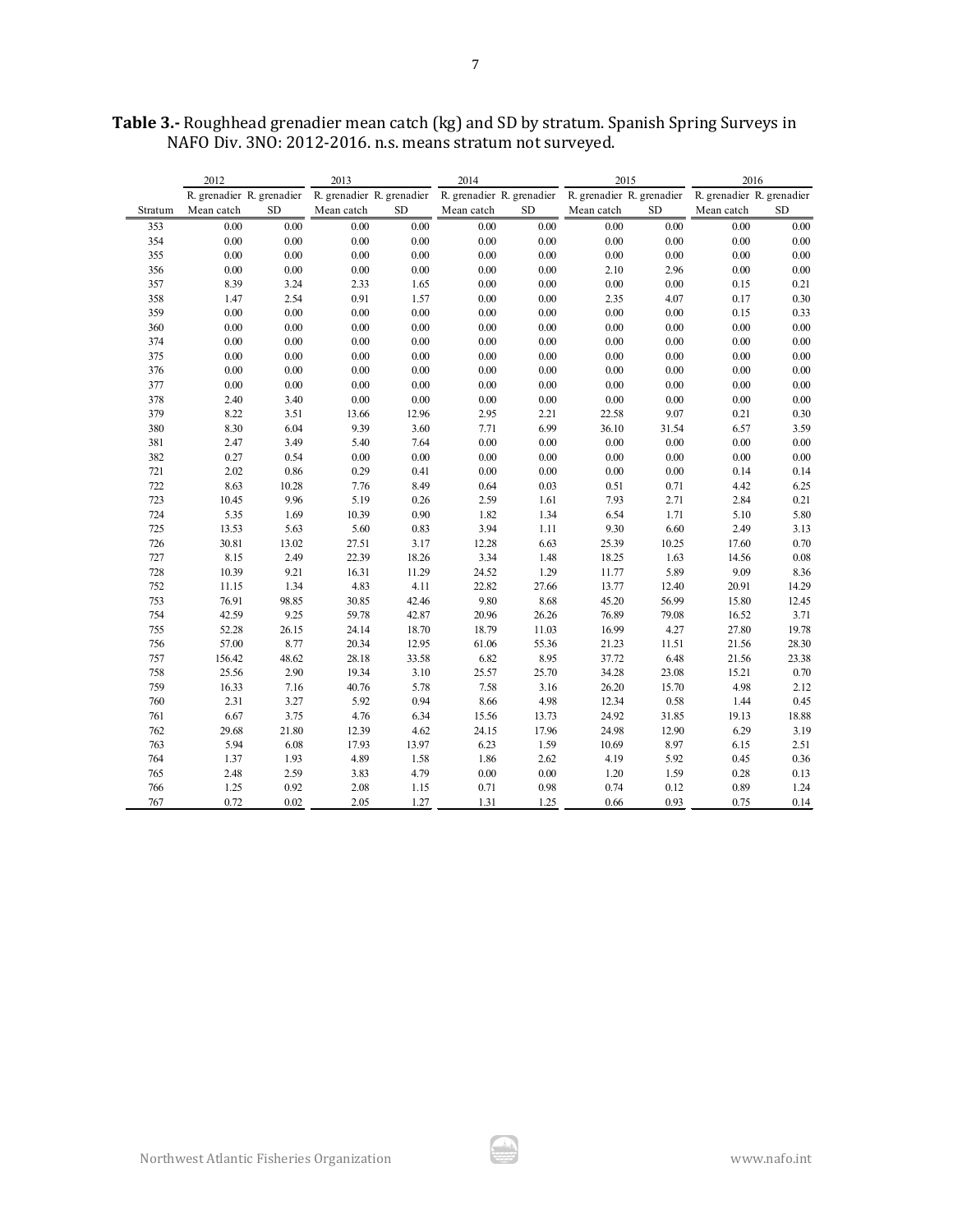**Table 3.-** Roughhead grenadier mean catch (kg) and SD by stratum. Spanish Spring Surveys in NAFO Div. 3NO: 2012-2016. n.s. means stratum not surveyed.

| | 2012 | | 2013 | | 2014 | | 2015 | | 2016 | |
|---|---|---|---|---|---|---|---|---|---|---|
| | R. grenadier | R. grenadier | R. grenadier | R. grenadier | R. grenadier | R. grenadier | R. grenadier | R. grenadier | R. grenadier | R. grenadier |
| Stratum | Mean catch | SD | Mean catch | SD | Mean catch | SD | Mean catch | SD | Mean catch | SD |
| 353 | 0.00 | 0.00 | 0.00 | 0.00 | 0.00 | 0.00 | 0.00 | 0.00 | 0.00 | 0.00 |
| 354 | 0.00 | 0.00 | 0.00 | 0.00 | 0.00 | 0.00 | 0.00 | 0.00 | 0.00 | 0.00 |
| 355 | 0.00 | 0.00 | 0.00 | 0.00 | 0.00 | 0.00 | 0.00 | 0.00 | 0.00 | 0.00 |
| 356 | 0.00 | 0.00 | 0.00 | 0.00 | 0.00 | 0.00 | 2.10 | 2.96 | 0.00 | 0.00 |
| 357 | 8.39 | 3.24 | 2.33 | 1.65 | 0.00 | 0.00 | 0.00 | 0.00 | 0.15 | 0.21 |
| 358 | 1.47 | 2.54 | 0.91 | 1.57 | 0.00 | 0.00 | 2.35 | 4.07 | 0.17 | 0.30 |
| 359 | 0.00 | 0.00 | 0.00 | 0.00 | 0.00 | 0.00 | 0.00 | 0.00 | 0.15 | 0.33 |
| 360 | 0.00 | 0.00 | 0.00 | 0.00 | 0.00 | 0.00 | 0.00 | 0.00 | 0.00 | 0.00 |
| 374 | 0.00 | 0.00 | 0.00 | 0.00 | 0.00 | 0.00 | 0.00 | 0.00 | 0.00 | 0.00 |
| 375 | 0.00 | 0.00 | 0.00 | 0.00 | 0.00 | 0.00 | 0.00 | 0.00 | 0.00 | 0.00 |
| 376 | 0.00 | 0.00 | 0.00 | 0.00 | 0.00 | 0.00 | 0.00 | 0.00 | 0.00 | 0.00 |
| 377 | 0.00 | 0.00 | 0.00 | 0.00 | 0.00 | 0.00 | 0.00 | 0.00 | 0.00 | 0.00 |
| 378 | 2.40 | 3.40 | 0.00 | 0.00 | 0.00 | 0.00 | 0.00 | 0.00 | 0.00 | 0.00 |
| 379 | 8.22 | 3.51 | 13.66 | 12.96 | 2.95 | 2.21 | 22.58 | 9.07 | 0.21 | 0.30 |
| 380 | 8.30 | 6.04 | 9.39 | 3.60 | 7.71 | 6.99 | 36.10 | 31.54 | 6.57 | 3.59 |
| 381 | 2.47 | 3.49 | 5.40 | 7.64 | 0.00 | 0.00 | 0.00 | 0.00 | 0.00 | 0.00 |
| 382 | 0.27 | 0.54 | 0.00 | 0.00 | 0.00 | 0.00 | 0.00 | 0.00 | 0.00 | 0.00 |
| 721 | 2.02 | 0.86 | 0.29 | 0.41 | 0.00 | 0.00 | 0.00 | 0.00 | 0.14 | 0.14 |
| 722 | 8.63 | 10.28 | 7.76 | 8.49 | 0.64 | 0.03 | 0.51 | 0.71 | 4.42 | 6.25 |
| 723 | 10.45 | 9.96 | 5.19 | 0.26 | 2.59 | 1.61 | 7.93 | 2.71 | 2.84 | 0.21 |
| 724 | 5.35 | 1.69 | 10.39 | 0.90 | 1.82 | 1.34 | 6.54 | 1.71 | 5.10 | 5.80 |
| 725 | 13.53 | 5.63 | 5.60 | 0.83 | 3.94 | 1.11 | 9.30 | 6.60 | 2.49 | 3.13 |
| 726 | 30.81 | 13.02 | 27.51 | 3.17 | 12.28 | 6.63 | 25.39 | 10.25 | 17.60 | 0.70 |
| 727 | 8.15 | 2.49 | 22.39 | 18.26 | 3.34 | 1.48 | 18.25 | 1.63 | 14.56 | 0.08 |
| 728 | 10.39 | 9.21 | 16.31 | 11.29 | 24.52 | 1.29 | 11.77 | 5.89 | 9.09 | 8.36 |
| 752 | 11.15 | 1.34 | 4.83 | 4.11 | 22.82 | 27.66 | 13.77 | 12.40 | 20.91 | 14.29 |
| 753 | 76.91 | 98.85 | 30.85 | 42.46 | 9.80 | 8.68 | 45.20 | 56.99 | 15.80 | 12.45 |
| 754 | 42.59 | 9.25 | 59.78 | 42.87 | 20.96 | 26.26 | 76.89 | 79.08 | 16.52 | 3.71 |
| 755 | 52.28 | 26.15 | 24.14 | 18.70 | 18.79 | 11.03 | 16.99 | 4.27 | 27.80 | 19.78 |
| 756 | 57.00 | 8.77 | 20.34 | 12.95 | 61.06 | 55.36 | 21.23 | 11.51 | 21.56 | 28.30 |
| 757 | 156.42 | 48.62 | 28.18 | 33.58 | 6.82 | 8.95 | 37.72 | 6.48 | 21.56 | 23.38 |
| 758 | 25.56 | 2.90 | 19.34 | 3.10 | 25.57 | 25.70 | 34.28 | 23.08 | 15.21 | 0.70 |
| 759 | 16.33 | 7.16 | 40.76 | 5.78 | 7.58 | 3.16 | 26.20 | 15.70 | 4.98 | 2.12 |
| 760 | 2.31 | 3.27 | 5.92 | 0.94 | 8.66 | 4.98 | 12.34 | 0.58 | 1.44 | 0.45 |
| 761 | 6.67 | 3.75 | 4.76 | 6.34 | 15.56 | 13.73 | 24.92 | 31.85 | 19.13 | 18.88 |
| 762 | 29.68 | 21.80 | 12.39 | 4.62 | 24.15 | 17.96 | 24.98 | 12.90 | 6.29 | 3.19 |
| 763 | 5.94 | 6.08 | 17.93 | 13.97 | 6.23 | 1.59 | 10.69 | 8.97 | 6.15 | 2.51 |
| 764 | 1.37 | 1.93 | 4.89 | 1.58 | 1.86 | 2.62 | 4.19 | 5.92 | 0.45 | 0.36 |
| 765 | 2.48 | 2.59 | 3.83 | 4.79 | 0.00 | 0.00 | 1.20 | 1.59 | 0.28 | 0.13 |
| 766 | 1.25 | 0.92 | 2.08 | 1.15 | 0.71 | 0.98 | 0.74 | 0.12 | 0.89 | 1.24 |
| 767 | 0.72 | 0.02 | 2.05 | 1.27 | 1.31 | 1.25 | 0.66 | 0.93 | 0.75 | 0.14 |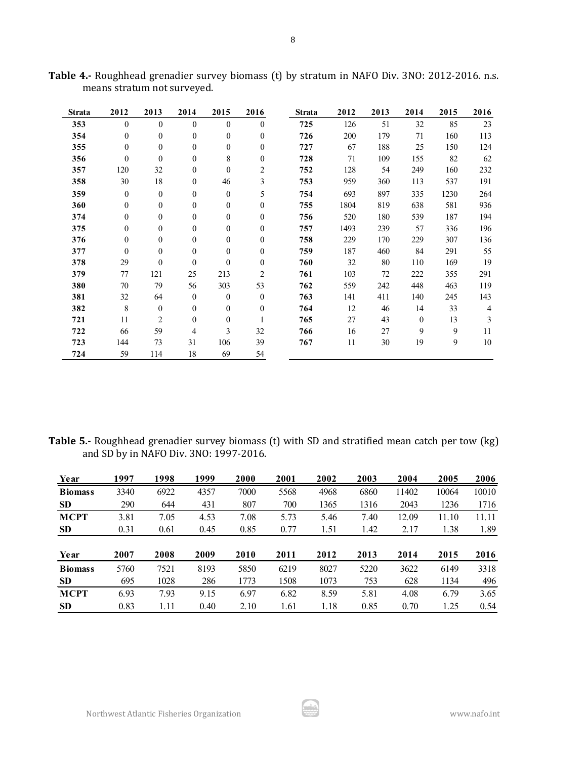**Table 4.-** Roughhead grenadier survey biomass (t) by stratum in NAFO Div. 3NO: 2012-2016. n.s. means stratum not surveyed.

| Strata | 2012 | 2013 | 2014 | 2015 | 2016 |
|---|---|---|---|---|---|
| 353 | 0 | 0 | 0 | 0 | 0 |
| 354 | 0 | 0 | 0 | 0 | 0 |
| 355 | 0 | 0 | 0 | 0 | 0 |
| 356 | 0 | 0 | 0 | 8 | 0 |
| 357 | 120 | 32 | 0 | 0 | 2 |
| 358 | 30 | 18 | 0 | 46 | 3 |
| 359 | 0 | 0 | 0 | 0 | 5 |
| 360 | 0 | 0 | 0 | 0 | 0 |
| 374 | 0 | 0 | 0 | 0 | 0 |
| 375 | 0 | 0 | 0 | 0 | 0 |
| 376 | 0 | 0 | 0 | 0 | 0 |
| 377 | 0 | 0 | 0 | 0 | 0 |
| 378 | 29 | 0 | 0 | 0 | 0 |
| 379 | 77 | 121 | 25 | 213 | 2 |
| 380 | 70 | 79 | 56 | 303 | 53 |
| 381 | 32 | 64 | 0 | 0 | 0 |
| 382 | 8 | 0 | 0 | 0 | 0 |
| 721 | 11 | 2 | 0 | 0 | 1 |
| 722 | 66 | 59 | 4 | 3 | 32 |
| 723 | 144 | 73 | 31 | 106 | 39 |
| 724 | 59 | 114 | 18 | 69 | 54 |
| 725 | 126 | 51 | 32 | 85 | 23 |
| 726 | 200 | 179 | 71 | 160 | 113 |
| 727 | 67 | 188 | 25 | 150 | 124 |
| 728 | 71 | 109 | 155 | 82 | 62 |
| 752 | 128 | 54 | 249 | 160 | 232 |
| 753 | 959 | 360 | 113 | 537 | 191 |
| 754 | 693 | 897 | 335 | 1230 | 264 |
| 755 | 1804 | 819 | 638 | 581 | 936 |
| 756 | 520 | 180 | 539 | 187 | 194 |
| 757 | 1493 | 239 | 57 | 336 | 196 |
| 758 | 229 | 170 | 229 | 307 | 136 |
| 759 | 187 | 460 | 84 | 291 | 55 |
| 760 | 32 | 80 | 110 | 169 | 19 |
| 761 | 103 | 72 | 222 | 355 | 291 |
| 762 | 559 | 242 | 448 | 463 | 119 |
| 763 | 141 | 411 | 140 | 245 | 143 |
| 764 | 12 | 46 | 14 | 33 | 4 |
| 765 | 27 | 43 | 0 | 13 | 3 |
| 766 | 16 | 27 | 9 | 9 | 11 |
| 767 | 11 | 30 | 19 | 9 | 10 |

**Table 5.-** Roughhead grenadier survey biomass (t) with SD and stratified mean catch per tow (kg) and SD by in NAFO Div. 3NO: 1997-2016.

| Year | 1997 | 1998 | 1999 | 2000 | 2001 | 2002 | 2003 | 2004 | 2005 | 2006 |
|---|---|---|---|---|---|---|---|---|---|---|
| **Biomass** | 3340 | 6922 | 4357 | 7000 | 5568 | 4968 | 6860 | 11402 | 10064 | 10010 |
| **SD** | 290 | 644 | 431 | 807 | 700 | 1365 | 1316 | 2043 | 1236 | 1716 |
| **MCPT** | 3.81 | 7.05 | 4.53 | 7.08 | 5.73 | 5.46 | 7.40 | 12.09 | 11.10 | 11.11 |
| **SD** | 0.31 | 0.61 | 0.45 | 0.85 | 0.77 | 1.51 | 1.42 | 2.17 | 1.38 | 1.89 |

| Year | 2007 | 2008 | 2009 | 2010 | 2011 | 2012 | 2013 | 2014 | 2015 | 2016 |
|---|---|---|---|---|---|---|---|---|---|---|
| **Biomass** | 5760 | 7521 | 8193 | 5850 | 6219 | 8027 | 5220 | 3622 | 6149 | 3318 |
| **SD** | 695 | 1028 | 286 | 1773 | 1508 | 1073 | 753 | 628 | 1134 | 496 |
| **MCPT** | 6.93 | 7.93 | 9.15 | 6.97 | 6.82 | 8.59 | 5.81 | 4.08 | 6.79 | 3.65 |
| **SD** | 0.83 | 1.11 | 0.40 | 2.10 | 1.61 | 1.18 | 0.85 | 0.70 | 1.25 | 0.54 |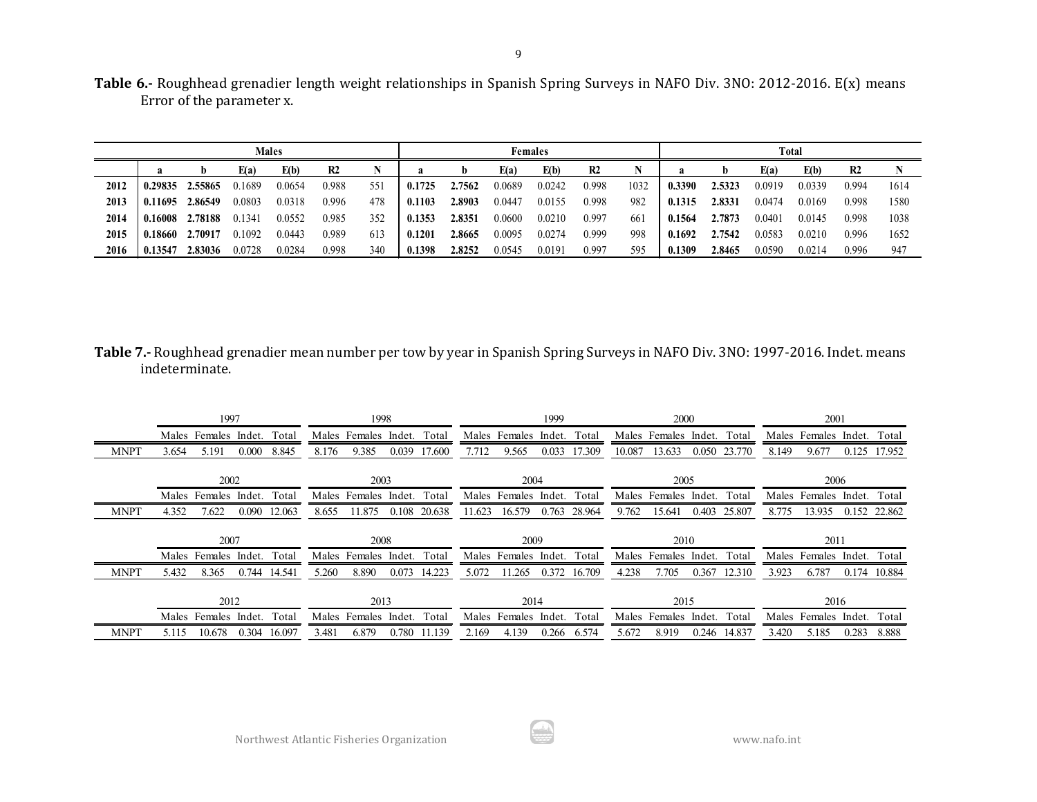**Table 6.-** Roughhead grenadier length weight relationships in Spanish Spring Surveys in NAFO Div. 3NO: 2012-2016. E(x) means Error of the parameter x.

| | Males | | | | | | Females | | | | | | Total | | | | | |
|---|---|---|---|---|---|---|---|---|---|---|---|---|---|---|---|---|---|---|
| | **a** | **b** | **E(a)** | **E(b)** | **R2** | **N** | **a** | **b** | **E(a)** | **E(b)** | **R2** | **N** | **a** | **b** | **E(a)** | **E(b)** | **R2** | **N** |
| **2012** | **0.29835** | **2.55865** | 0.1689 | 0.0654 | 0.988 | 551 | **0.1725** | **2.7562** | 0.0689 | 0.0242 | 0.998 | 1032 | **0.3390** | **2.5323** | 0.0919 | 0.0339 | 0.994 | 1614 |
| **2013** | **0.11695** | **2.86549** | 0.0803 | 0.0318 | 0.996 | 478 | **0.1103** | **2.8903** | 0.0447 | 0.0155 | 0.998 | 982 | **0.1315** | **2.8331** | 0.0474 | 0.0169 | 0.998 | 1580 |
| **2014** | **0.16008** | **2.78188** | 0.1341 | 0.0552 | 0.985 | 352 | **0.1353** | **2.8351** | 0.0600 | 0.0210 | 0.997 | 661 | **0.1564** | **2.7873** | 0.0401 | 0.0145 | 0.998 | 1038 |
| **2015** | **0.18660** | **2.70917** | 0.1092 | 0.0443 | 0.989 | 613 | **0.1201** | **2.8665** | 0.0095 | 0.0274 | 0.999 | 998 | **0.1692** | **2.7542** | 0.0583 | 0.0210 | 0.996 | 1652 |
| **2016** | **0.13547** | **2.83036** | 0.0728 | 0.0284 | 0.998 | 340 | **0.1398** | **2.8252** | 0.0545 | 0.0191 | 0.997 | 595 | **0.1309** | **2.8465** | 0.0590 | 0.0214 | 0.996 | 947 |

**Table 7.-** Roughhead grenadier mean number per tow by year in Spanish Spring Surveys in NAFO Div. 3NO: 1997-2016. Indet. means indeterminate.

| | 1997 | | | | 1998 | | | | 1999 | | | | 2000 | | | | 2001 | | | |
|---|---|---|---|---|---|---|---|---|---|---|---|---|---|---|---|---|---|---|---|---|
| | Males | Females | Indet. | Total | Males | Females | Indet. | Total | Males | Females | Indet. | Total | Males | Females | Indet. | Total | Males | Females | Indet. | Total |
| MNPT | 3.654 | 5.191 | 0.000 | 8.845 | 8.176 | 9.385 | 0.039 | 17.600 | 7.712 | 9.565 | 0.033 | 17.309 | 10.087 | 13.633 | 0.050 | 23.770 | 8.149 | 9.677 | 0.125 | 17.952 |

| | 2002 | | | | 2003 | | | | 2004 | | | | 2005 | | | | 2006 | | | |
|---|---|---|---|---|---|---|---|---|---|---|---|---|---|---|---|---|---|---|---|---|
| | Males | Females | Indet. | Total | Males | Females | Indet. | Total | Males | Females | Indet. | Total | Males | Females | Indet. | Total | Males | Females | Indet. | Total |
| MNPT | 4.352 | 7.622 | 0.090 | 12.063 | 8.655 | 11.875 | 0.108 | 20.638 | 11.623 | 16.579 | 0.763 | 28.964 | 9.762 | 15.641 | 0.403 | 25.807 | 8.775 | 13.935 | 0.152 | 22.862 |

| | 2007 | | | | 2008 | | | | 2009 | | | | 2010 | | | | 2011 | | | |
|---|---|---|---|---|---|---|---|---|---|---|---|---|---|---|---|---|---|---|---|---|
| | Males | Females | Indet. | Total | Males | Females | Indet. | Total | Males | Females | Indet. | Total | Males | Females | Indet. | Total | Males | Females | Indet. | Total |
| MNPT | 5.432 | 8.365 | 0.744 | 14.541 | 5.260 | 8.890 | 0.073 | 14.223 | 5.072 | 11.265 | 0.372 | 16.709 | 4.238 | 7.705 | 0.367 | 12.310 | 3.923 | 6.787 | 0.174 | 10.884 |

| | 2012 | | | | 2013 | | | | 2014 | | | | 2015 | | | | 2016 | | | |
|---|---|---|---|---|---|---|---|---|---|---|---|---|---|---|---|---|---|---|---|---|
| | Males | Females | Indet. | Total | Males | Females | Indet. | Total | Males | Females | Indet. | Total | Males | Females | Indet. | Total | Males | Females | Indet. | Total |
| MNPT | 5.115 | 10.678 | 0.304 | 16.097 | 3.481 | 6.879 | 0.780 | 11.139 | 2.169 | 4.139 | 0.266 | 6.574 | 5.672 | 8.919 | 0.246 | 14.837 | 3.420 | 5.185 | 0.283 | 8.888 |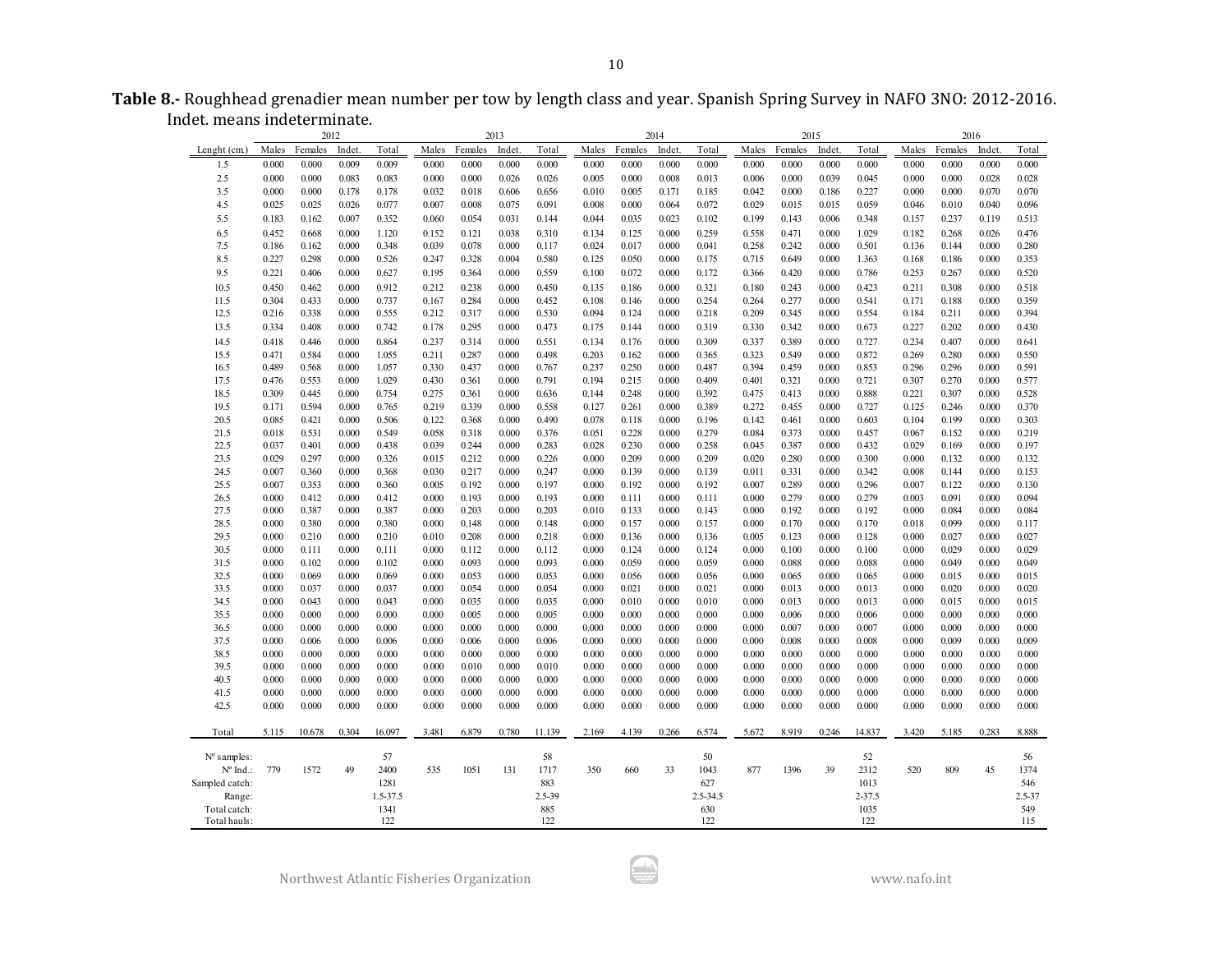**Table 8.-** Roughhead grenadier mean number per tow by length class and year. Spanish Spring Survey in NAFO 3NO: 2012-2016. Indet. means indeterminate.

| | 2012 | | | | 2013 | | | | 2014 | | | | 2015 | | | | 2016 | | | |
|---|---|---|---|---|---|---|---|---|---|---|---|---|---|---|---|---|---|---|---|---|
| Lenght (cm.) | Males | Females | Indet. | Total | Males | Females | Indet. | Total | Males | Females | Indet. | Total | Males | Females | Indet. | Total | Males | Females | Indet. | Total |
| 1.5 | 0.000 | 0.000 | 0.009 | 0.009 | 0.000 | 0.000 | 0.000 | 0.000 | 0.000 | 0.000 | 0.000 | 0.000 | 0.000 | 0.000 | 0.000 | 0.000 | 0.000 | 0.000 | 0.000 | 0.000 |
| 2.5 | 0.000 | 0.000 | 0.083 | 0.083 | 0.000 | 0.000 | 0.026 | 0.026 | 0.005 | 0.000 | 0.008 | 0.013 | 0.006 | 0.000 | 0.039 | 0.045 | 0.000 | 0.000 | 0.028 | 0.028 |
| 3.5 | 0.000 | 0.000 | 0.178 | 0.178 | 0.032 | 0.018 | 0.606 | 0.656 | 0.010 | 0.005 | 0.171 | 0.185 | 0.042 | 0.000 | 0.186 | 0.227 | 0.000 | 0.000 | 0.070 | 0.070 |
| 4.5 | 0.025 | 0.025 | 0.026 | 0.077 | 0.007 | 0.008 | 0.075 | 0.091 | 0.008 | 0.000 | 0.064 | 0.072 | 0.029 | 0.015 | 0.015 | 0.059 | 0.046 | 0.010 | 0.040 | 0.096 |
| 5.5 | 0.183 | 0.162 | 0.007 | 0.352 | 0.060 | 0.054 | 0.031 | 0.144 | 0.044 | 0.035 | 0.023 | 0.102 | 0.199 | 0.143 | 0.006 | 0.348 | 0.157 | 0.237 | 0.119 | 0.513 |
| 6.5 | 0.452 | 0.668 | 0.000 | 1.120 | 0.152 | 0.121 | 0.038 | 0.310 | 0.134 | 0.125 | 0.000 | 0.259 | 0.558 | 0.471 | 0.000 | 1.029 | 0.182 | 0.268 | 0.026 | 0.476 |
| 7.5 | 0.186 | 0.162 | 0.000 | 0.348 | 0.039 | 0.078 | 0.000 | 0.117 | 0.024 | 0.017 | 0.000 | 0.041 | 0.258 | 0.242 | 0.000 | 0.501 | 0.136 | 0.144 | 0.000 | 0.280 |
| 8.5 | 0.227 | 0.298 | 0.000 | 0.526 | 0.247 | 0.328 | 0.004 | 0.580 | 0.125 | 0.050 | 0.000 | 0.175 | 0.715 | 0.649 | 0.000 | 1.363 | 0.168 | 0.186 | 0.000 | 0.353 |
| 9.5 | 0.221 | 0.406 | 0.000 | 0.627 | 0.195 | 0.364 | 0.000 | 0.559 | 0.100 | 0.072 | 0.000 | 0.172 | 0.366 | 0.420 | 0.000 | 0.786 | 0.253 | 0.267 | 0.000 | 0.520 |
| 10.5 | 0.450 | 0.462 | 0.000 | 0.912 | 0.212 | 0.238 | 0.000 | 0.450 | 0.135 | 0.186 | 0.000 | 0.321 | 0.180 | 0.243 | 0.000 | 0.423 | 0.211 | 0.308 | 0.000 | 0.518 |
| 11.5 | 0.304 | 0.433 | 0.000 | 0.737 | 0.167 | 0.284 | 0.000 | 0.452 | 0.108 | 0.146 | 0.000 | 0.254 | 0.264 | 0.277 | 0.000 | 0.541 | 0.171 | 0.188 | 0.000 | 0.359 |
| 12.5 | 0.216 | 0.338 | 0.000 | 0.555 | 0.212 | 0.317 | 0.000 | 0.530 | 0.094 | 0.124 | 0.000 | 0.218 | 0.209 | 0.345 | 0.000 | 0.554 | 0.184 | 0.211 | 0.000 | 0.394 |
| 13.5 | 0.334 | 0.408 | 0.000 | 0.742 | 0.178 | 0.295 | 0.000 | 0.473 | 0.175 | 0.144 | 0.000 | 0.319 | 0.330 | 0.342 | 0.000 | 0.673 | 0.227 | 0.202 | 0.000 | 0.430 |
| 14.5 | 0.418 | 0.446 | 0.000 | 0.864 | 0.237 | 0.314 | 0.000 | 0.551 | 0.134 | 0.176 | 0.000 | 0.309 | 0.337 | 0.389 | 0.000 | 0.727 | 0.234 | 0.407 | 0.000 | 0.641 |
| 15.5 | 0.471 | 0.584 | 0.000 | 1.055 | 0.211 | 0.287 | 0.000 | 0.498 | 0.203 | 0.162 | 0.000 | 0.365 | 0.323 | 0.549 | 0.000 | 0.872 | 0.269 | 0.280 | 0.000 | 0.550 |
| 16.5 | 0.489 | 0.568 | 0.000 | 1.057 | 0.330 | 0.437 | 0.000 | 0.767 | 0.237 | 0.250 | 0.000 | 0.487 | 0.394 | 0.459 | 0.000 | 0.853 | 0.296 | 0.296 | 0.000 | 0.591 |
| 17.5 | 0.476 | 0.553 | 0.000 | 1.029 | 0.430 | 0.361 | 0.000 | 0.791 | 0.194 | 0.215 | 0.000 | 0.409 | 0.401 | 0.321 | 0.000 | 0.721 | 0.307 | 0.270 | 0.000 | 0.577 |
| 18.5 | 0.309 | 0.445 | 0.000 | 0.754 | 0.275 | 0.361 | 0.000 | 0.636 | 0.144 | 0.248 | 0.000 | 0.392 | 0.475 | 0.413 | 0.000 | 0.888 | 0.221 | 0.307 | 0.000 | 0.528 |
| 19.5 | 0.171 | 0.594 | 0.000 | 0.765 | 0.219 | 0.339 | 0.000 | 0.558 | 0.127 | 0.261 | 0.000 | 0.389 | 0.272 | 0.455 | 0.000 | 0.727 | 0.125 | 0.246 | 0.000 | 0.370 |
| 20.5 | 0.085 | 0.421 | 0.000 | 0.506 | 0.122 | 0.368 | 0.000 | 0.490 | 0.078 | 0.118 | 0.000 | 0.196 | 0.142 | 0.461 | 0.000 | 0.603 | 0.104 | 0.199 | 0.000 | 0.303 |
| 21.5 | 0.018 | 0.531 | 0.000 | 0.549 | 0.058 | 0.318 | 0.000 | 0.376 | 0.051 | 0.228 | 0.000 | 0.279 | 0.084 | 0.373 | 0.000 | 0.457 | 0.067 | 0.152 | 0.000 | 0.219 |
| 22.5 | 0.037 | 0.401 | 0.000 | 0.438 | 0.039 | 0.244 | 0.000 | 0.283 | 0.028 | 0.230 | 0.000 | 0.258 | 0.045 | 0.387 | 0.000 | 0.432 | 0.029 | 0.169 | 0.000 | 0.197 |
| 23.5 | 0.029 | 0.297 | 0.000 | 0.326 | 0.015 | 0.212 | 0.000 | 0.226 | 0.000 | 0.209 | 0.000 | 0.209 | 0.020 | 0.280 | 0.000 | 0.300 | 0.000 | 0.132 | 0.000 | 0.132 |
| 24.5 | 0.007 | 0.360 | 0.000 | 0.368 | 0.030 | 0.217 | 0.000 | 0.247 | 0.000 | 0.139 | 0.000 | 0.139 | 0.011 | 0.331 | 0.000 | 0.342 | 0.008 | 0.144 | 0.000 | 0.153 |
| 25.5 | 0.007 | 0.353 | 0.000 | 0.360 | 0.005 | 0.192 | 0.000 | 0.197 | 0.000 | 0.192 | 0.000 | 0.192 | 0.007 | 0.289 | 0.000 | 0.296 | 0.007 | 0.122 | 0.000 | 0.130 |
| 26.5 | 0.000 | 0.412 | 0.000 | 0.412 | 0.000 | 0.193 | 0.000 | 0.193 | 0.000 | 0.111 | 0.000 | 0.111 | 0.000 | 0.279 | 0.000 | 0.279 | 0.003 | 0.091 | 0.000 | 0.094 |
| 27.5 | 0.000 | 0.387 | 0.000 | 0.387 | 0.000 | 0.203 | 0.000 | 0.203 | 0.010 | 0.133 | 0.000 | 0.143 | 0.000 | 0.192 | 0.000 | 0.192 | 0.000 | 0.084 | 0.000 | 0.084 |
| 28.5 | 0.000 | 0.380 | 0.000 | 0.380 | 0.000 | 0.148 | 0.000 | 0.148 | 0.000 | 0.157 | 0.000 | 0.157 | 0.000 | 0.170 | 0.000 | 0.170 | 0.018 | 0.099 | 0.000 | 0.117 |
| 29.5 | 0.000 | 0.210 | 0.000 | 0.210 | 0.010 | 0.208 | 0.000 | 0.218 | 0.000 | 0.136 | 0.000 | 0.136 | 0.005 | 0.123 | 0.000 | 0.128 | 0.000 | 0.027 | 0.000 | 0.027 |
| 30.5 | 0.000 | 0.111 | 0.000 | 0.111 | 0.000 | 0.112 | 0.000 | 0.112 | 0.000 | 0.124 | 0.000 | 0.124 | 0.000 | 0.100 | 0.000 | 0.100 | 0.000 | 0.029 | 0.000 | 0.029 |
| 31.5 | 0.000 | 0.102 | 0.000 | 0.102 | 0.000 | 0.093 | 0.000 | 0.093 | 0.000 | 0.059 | 0.000 | 0.059 | 0.000 | 0.088 | 0.000 | 0.088 | 0.000 | 0.049 | 0.000 | 0.049 |
| 32.5 | 0.000 | 0.069 | 0.000 | 0.069 | 0.000 | 0.053 | 0.000 | 0.053 | 0.000 | 0.056 | 0.000 | 0.056 | 0.000 | 0.065 | 0.000 | 0.065 | 0.000 | 0.015 | 0.000 | 0.015 |
| 33.5 | 0.000 | 0.037 | 0.000 | 0.037 | 0.000 | 0.054 | 0.000 | 0.054 | 0.000 | 0.021 | 0.000 | 0.021 | 0.000 | 0.013 | 0.000 | 0.013 | 0.000 | 0.020 | 0.000 | 0.020 |
| 34.5 | 0.000 | 0.043 | 0.000 | 0.043 | 0.000 | 0.035 | 0.000 | 0.035 | 0.000 | 0.010 | 0.000 | 0.010 | 0.000 | 0.013 | 0.000 | 0.013 | 0.000 | 0.015 | 0.000 | 0.015 |
| 35.5 | 0.000 | 0.000 | 0.000 | 0.000 | 0.000 | 0.005 | 0.000 | 0.005 | 0.000 | 0.000 | 0.000 | 0.000 | 0.000 | 0.006 | 0.000 | 0.006 | 0.000 | 0.000 | 0.000 | 0.000 |
| 36.5 | 0.000 | 0.000 | 0.000 | 0.000 | 0.000 | 0.000 | 0.000 | 0.000 | 0.000 | 0.000 | 0.000 | 0.000 | 0.000 | 0.007 | 0.000 | 0.007 | 0.000 | 0.000 | 0.000 | 0.000 |
| 37.5 | 0.000 | 0.006 | 0.000 | 0.006 | 0.000 | 0.006 | 0.000 | 0.006 | 0.000 | 0.000 | 0.000 | 0.000 | 0.000 | 0.008 | 0.000 | 0.008 | 0.000 | 0.009 | 0.000 | 0.009 |
| 38.5 | 0.000 | 0.000 | 0.000 | 0.000 | 0.000 | 0.000 | 0.000 | 0.000 | 0.000 | 0.000 | 0.000 | 0.000 | 0.000 | 0.000 | 0.000 | 0.000 | 0.000 | 0.000 | 0.000 | 0.000 |
| 39.5 | 0.000 | 0.000 | 0.000 | 0.000 | 0.000 | 0.010 | 0.000 | 0.010 | 0.000 | 0.000 | 0.000 | 0.000 | 0.000 | 0.000 | 0.000 | 0.000 | 0.000 | 0.000 | 0.000 | 0.000 |
| 40.5 | 0.000 | 0.000 | 0.000 | 0.000 | 0.000 | 0.000 | 0.000 | 0.000 | 0.000 | 0.000 | 0.000 | 0.000 | 0.000 | 0.000 | 0.000 | 0.000 | 0.000 | 0.000 | 0.000 | 0.000 |
| 41.5 | 0.000 | 0.000 | 0.000 | 0.000 | 0.000 | 0.000 | 0.000 | 0.000 | 0.000 | 0.000 | 0.000 | 0.000 | 0.000 | 0.000 | 0.000 | 0.000 | 0.000 | 0.000 | 0.000 | 0.000 |
| 42.5 | 0.000 | 0.000 | 0.000 | 0.000 | 0.000 | 0.000 | 0.000 | 0.000 | 0.000 | 0.000 | 0.000 | 0.000 | 0.000 | 0.000 | 0.000 | 0.000 | 0.000 | 0.000 | 0.000 | 0.000 |
| Total | 5.115 | 10.678 | 0.304 | 16.097 | 3.481 | 6.879 | 0.780 | 11.139 | 2.169 | 4.139 | 0.266 | 6.574 | 5.672 | 8.919 | 0.246 | 14.837 | 3.420 | 5.185 | 0.283 | 8.888 |
| Nº samples: | | | | 57 | | | | 58 | | | | 50 | | | | 52 | | | | 56 |
| Nº Ind.: | 779 | 1572 | 49 | 2400 | 535 | 1051 | 131 | 1717 | 350 | 660 | 33 | 1043 | 877 | 1396 | 39 | 2312 | 520 | 809 | 45 | 1374 |
| Sampled catch: | | | | 1281 | | | | 883 | | | | 627 | | | | 1013 | | | | 546 |
| Range: | | | | 1.5-37.5 | | | | 2.5-39 | | | | 2.5-34.5 | | | | 2-37.5 | | | | 2.5-37 |
| Total catch: | | | | 1341 | | | | 885 | | | | 630 | | | | 1035 | | | | 549 |
| Total hauls: | | | | 122 | | | | 122 | | | | 122 | | | | 122 | | | | 115 |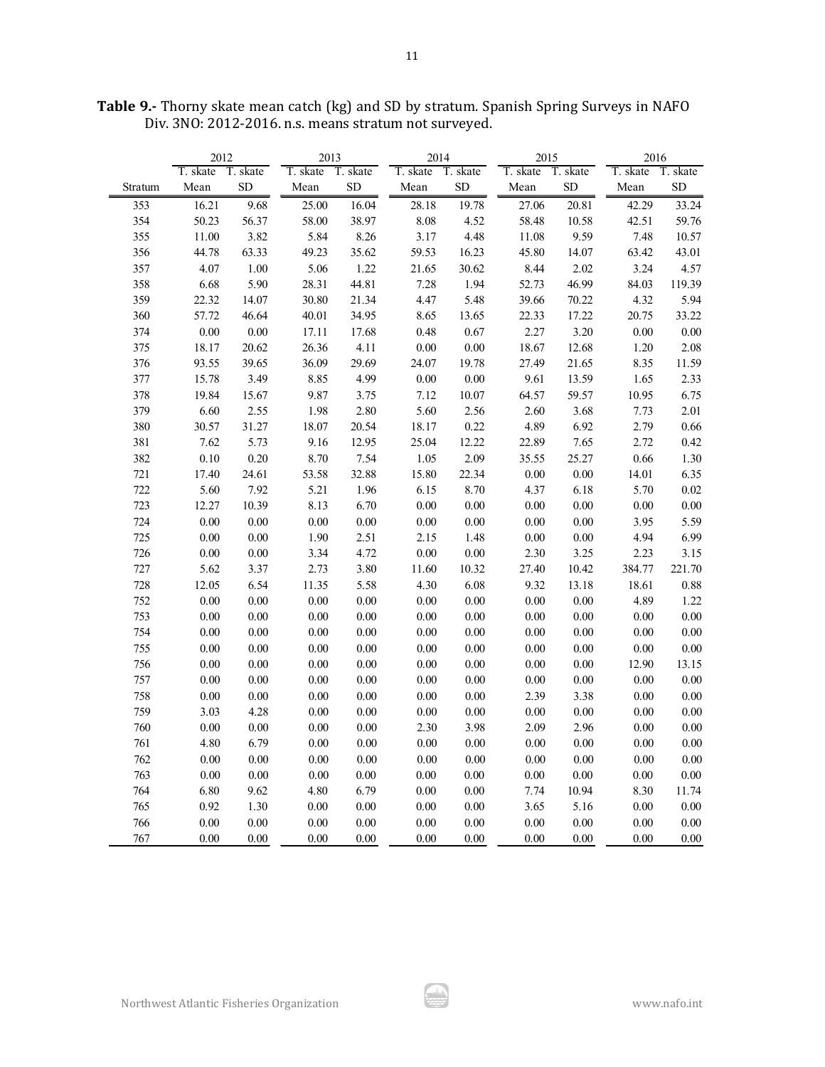**Table 9.-** Thorny skate mean catch (kg) and SD by stratum. Spanish Spring Surveys in NAFO Div. 3NO: 2012-2016. n.s. means stratum not surveyed.

| | 2012 | | 2013 | | 2014 | | 2015 | | 2016 | |
|---|---|---|---|---|---|---|---|---|---|---|
| | T. skate | T. skate | T. skate | T. skate | T. skate | T. skate | T. skate | T. skate | T. skate | T. skate |
| Stratum | Mean | SD | Mean | SD | Mean | SD | Mean | SD | Mean | SD |
| 353 | 16.21 | 9.68 | 25.00 | 16.04 | 28.18 | 19.78 | 27.06 | 20.81 | 42.29 | 33.24 |
| 354 | 50.23 | 56.37 | 58.00 | 38.97 | 8.08 | 4.52 | 58.48 | 10.58 | 42.51 | 59.76 |
| 355 | 11.00 | 3.82 | 5.84 | 8.26 | 3.17 | 4.48 | 11.08 | 9.59 | 7.48 | 10.57 |
| 356 | 44.78 | 63.33 | 49.23 | 35.62 | 59.53 | 16.23 | 45.80 | 14.07 | 63.42 | 43.01 |
| 357 | 4.07 | 1.00 | 5.06 | 1.22 | 21.65 | 30.62 | 8.44 | 2.02 | 3.24 | 4.57 |
| 358 | 6.68 | 5.90 | 28.31 | 44.81 | 7.28 | 1.94 | 52.73 | 46.99 | 84.03 | 119.39 |
| 359 | 22.32 | 14.07 | 30.80 | 21.34 | 4.47 | 5.48 | 39.66 | 70.22 | 4.32 | 5.94 |
| 360 | 57.72 | 46.64 | 40.01 | 34.95 | 8.65 | 13.65 | 22.33 | 17.22 | 20.75 | 33.22 |
| 374 | 0.00 | 0.00 | 17.11 | 17.68 | 0.48 | 0.67 | 2.27 | 3.20 | 0.00 | 0.00 |
| 375 | 18.17 | 20.62 | 26.36 | 4.11 | 0.00 | 0.00 | 18.67 | 12.68 | 1.20 | 2.08 |
| 376 | 93.55 | 39.65 | 36.09 | 29.69 | 24.07 | 19.78 | 27.49 | 21.65 | 8.35 | 11.59 |
| 377 | 15.78 | 3.49 | 8.85 | 4.99 | 0.00 | 0.00 | 9.61 | 13.59 | 1.65 | 2.33 |
| 378 | 19.84 | 15.67 | 9.87 | 3.75 | 7.12 | 10.07 | 64.57 | 59.57 | 10.95 | 6.75 |
| 379 | 6.60 | 2.55 | 1.98 | 2.80 | 5.60 | 2.56 | 2.60 | 3.68 | 7.73 | 2.01 |
| 380 | 30.57 | 31.27 | 18.07 | 20.54 | 18.17 | 0.22 | 4.89 | 6.92 | 2.79 | 0.66 |
| 381 | 7.62 | 5.73 | 9.16 | 12.95 | 25.04 | 12.22 | 22.89 | 7.65 | 2.72 | 0.42 |
| 382 | 0.10 | 0.20 | 8.70 | 7.54 | 1.05 | 2.09 | 35.55 | 25.27 | 0.66 | 1.30 |
| 721 | 17.40 | 24.61 | 53.58 | 32.88 | 15.80 | 22.34 | 0.00 | 0.00 | 14.01 | 6.35 |
| 722 | 5.60 | 7.92 | 5.21 | 1.96 | 6.15 | 8.70 | 4.37 | 6.18 | 5.70 | 0.02 |
| 723 | 12.27 | 10.39 | 8.13 | 6.70 | 0.00 | 0.00 | 0.00 | 0.00 | 0.00 | 0.00 |
| 724 | 0.00 | 0.00 | 0.00 | 0.00 | 0.00 | 0.00 | 0.00 | 0.00 | 3.95 | 5.59 |
| 725 | 0.00 | 0.00 | 1.90 | 2.51 | 2.15 | 1.48 | 0.00 | 0.00 | 4.94 | 6.99 |
| 726 | 0.00 | 0.00 | 3.34 | 4.72 | 0.00 | 0.00 | 2.30 | 3.25 | 2.23 | 3.15 |
| 727 | 5.62 | 3.37 | 2.73 | 3.80 | 11.60 | 10.32 | 27.40 | 10.42 | 384.77 | 221.70 |
| 728 | 12.05 | 6.54 | 11.35 | 5.58 | 4.30 | 6.08 | 9.32 | 13.18 | 18.61 | 0.88 |
| 752 | 0.00 | 0.00 | 0.00 | 0.00 | 0.00 | 0.00 | 0.00 | 0.00 | 4.89 | 1.22 |
| 753 | 0.00 | 0.00 | 0.00 | 0.00 | 0.00 | 0.00 | 0.00 | 0.00 | 0.00 | 0.00 |
| 754 | 0.00 | 0.00 | 0.00 | 0.00 | 0.00 | 0.00 | 0.00 | 0.00 | 0.00 | 0.00 |
| 755 | 0.00 | 0.00 | 0.00 | 0.00 | 0.00 | 0.00 | 0.00 | 0.00 | 0.00 | 0.00 |
| 756 | 0.00 | 0.00 | 0.00 | 0.00 | 0.00 | 0.00 | 0.00 | 0.00 | 12.90 | 13.15 |
| 757 | 0.00 | 0.00 | 0.00 | 0.00 | 0.00 | 0.00 | 0.00 | 0.00 | 0.00 | 0.00 |
| 758 | 0.00 | 0.00 | 0.00 | 0.00 | 0.00 | 0.00 | 2.39 | 3.38 | 0.00 | 0.00 |
| 759 | 3.03 | 4.28 | 0.00 | 0.00 | 0.00 | 0.00 | 0.00 | 0.00 | 0.00 | 0.00 |
| 760 | 0.00 | 0.00 | 0.00 | 0.00 | 2.30 | 3.98 | 2.09 | 2.96 | 0.00 | 0.00 |
| 761 | 4.80 | 6.79 | 0.00 | 0.00 | 0.00 | 0.00 | 0.00 | 0.00 | 0.00 | 0.00 |
| 762 | 0.00 | 0.00 | 0.00 | 0.00 | 0.00 | 0.00 | 0.00 | 0.00 | 0.00 | 0.00 |
| 763 | 0.00 | 0.00 | 0.00 | 0.00 | 0.00 | 0.00 | 0.00 | 0.00 | 0.00 | 0.00 |
| 764 | 6.80 | 9.62 | 4.80 | 6.79 | 0.00 | 0.00 | 7.74 | 10.94 | 8.30 | 11.74 |
| 765 | 0.92 | 1.30 | 0.00 | 0.00 | 0.00 | 0.00 | 3.65 | 5.16 | 0.00 | 0.00 |
| 766 | 0.00 | 0.00 | 0.00 | 0.00 | 0.00 | 0.00 | 0.00 | 0.00 | 0.00 | 0.00 |
| 767 | 0.00 | 0.00 | 0.00 | 0.00 | 0.00 | 0.00 | 0.00 | 0.00 | 0.00 | 0.00 |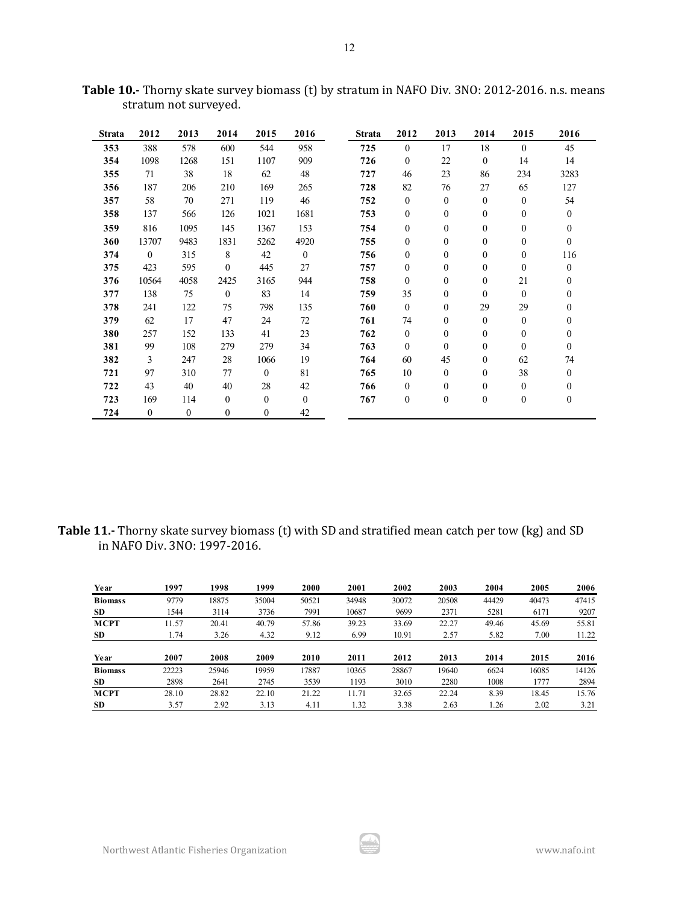**Table 10.-** Thorny skate survey biomass (t) by stratum in NAFO Div. 3NO: 2012-2016. n.s. means stratum not surveyed.

| Strata | 2012 | 2013 | 2014 | 2015 | 2016 |
|---|---|---|---|---|---|
| 353 | 388 | 578 | 600 | 544 | 958 |
| 354 | 1098 | 1268 | 151 | 1107 | 909 |
| 355 | 71 | 38 | 18 | 62 | 48 |
| 356 | 187 | 206 | 210 | 169 | 265 |
| 357 | 58 | 70 | 271 | 119 | 46 |
| 358 | 137 | 566 | 126 | 1021 | 1681 |
| 359 | 816 | 1095 | 145 | 1367 | 153 |
| 360 | 13707 | 9483 | 1831 | 5262 | 4920 |
| 374 | 0 | 315 | 8 | 42 | 0 |
| 375 | 423 | 595 | 0 | 445 | 27 |
| 376 | 10564 | 4058 | 2425 | 3165 | 944 |
| 377 | 138 | 75 | 0 | 83 | 14 |
| 378 | 241 | 122 | 75 | 798 | 135 |
| 379 | 62 | 17 | 47 | 24 | 72 |
| 380 | 257 | 152 | 133 | 41 | 23 |
| 381 | 99 | 108 | 279 | 279 | 34 |
| 382 | 3 | 247 | 28 | 1066 | 19 |
| 721 | 97 | 310 | 77 | 0 | 81 |
| 722 | 43 | 40 | 40 | 28 | 42 |
| 723 | 169 | 114 | 0 | 0 | 0 |
| 724 | 0 | 0 | 0 | 0 | 42 |
| 725 | 0 | 17 | 18 | 0 | 45 |
| 726 | 0 | 22 | 0 | 14 | 14 |
| 727 | 46 | 23 | 86 | 234 | 3283 |
| 728 | 82 | 76 | 27 | 65 | 127 |
| 752 | 0 | 0 | 0 | 0 | 54 |
| 753 | 0 | 0 | 0 | 0 | 0 |
| 754 | 0 | 0 | 0 | 0 | 0 |
| 755 | 0 | 0 | 0 | 0 | 0 |
| 756 | 0 | 0 | 0 | 0 | 116 |
| 757 | 0 | 0 | 0 | 0 | 0 |
| 758 | 0 | 0 | 0 | 21 | 0 |
| 759 | 35 | 0 | 0 | 0 | 0 |
| 760 | 0 | 0 | 29 | 29 | 0 |
| 761 | 74 | 0 | 0 | 0 | 0 |
| 762 | 0 | 0 | 0 | 0 | 0 |
| 763 | 0 | 0 | 0 | 0 | 0 |
| 764 | 60 | 45 | 0 | 62 | 74 |
| 765 | 10 | 0 | 0 | 38 | 0 |
| 766 | 0 | 0 | 0 | 0 | 0 |
| 767 | 0 | 0 | 0 | 0 | 0 |

**Table 11.-** Thorny skate survey biomass (t) with SD and stratified mean catch per tow (kg) and SD in NAFO Div. 3NO: 1997-2016.

| Year | 1997 | 1998 | 1999 | 2000 | 2001 | 2002 | 2003 | 2004 | 2005 | 2006 |
|---|---|---|---|---|---|---|---|---|---|---|
| Biomass | 9779 | 18875 | 35004 | 50521 | 34948 | 30072 | 20508 | 44429 | 40473 | 47415 |
| SD | 1544 | 3114 | 3736 | 7991 | 10687 | 9699 | 2371 | 5281 | 6171 | 9207 |
| MCPT | 11.57 | 20.41 | 40.79 | 57.86 | 39.23 | 33.69 | 22.27 | 49.46 | 45.69 | 55.81 |
| SD | 1.74 | 3.26 | 4.32 | 9.12 | 6.99 | 10.91 | 2.57 | 5.82 | 7.00 | 11.22 |

| Year | 2007 | 2008 | 2009 | 2010 | 2011 | 2012 | 2013 | 2014 | 2015 | 2016 |
|---|---|---|---|---|---|---|---|---|---|---|
| Biomass | 22223 | 25946 | 19959 | 17887 | 10365 | 28867 | 19640 | 6624 | 16085 | 14126 |
| SD | 2898 | 2641 | 2745 | 3539 | 1193 | 3010 | 2280 | 1008 | 1777 | 2894 |
| MCPT | 28.10 | 28.82 | 22.10 | 21.22 | 11.71 | 32.65 | 22.24 | 8.39 | 18.45 | 15.76 |
| SD | 3.57 | 2.92 | 3.13 | 4.11 | 1.32 | 3.38 | 2.63 | 1.26 | 2.02 | 3.21 |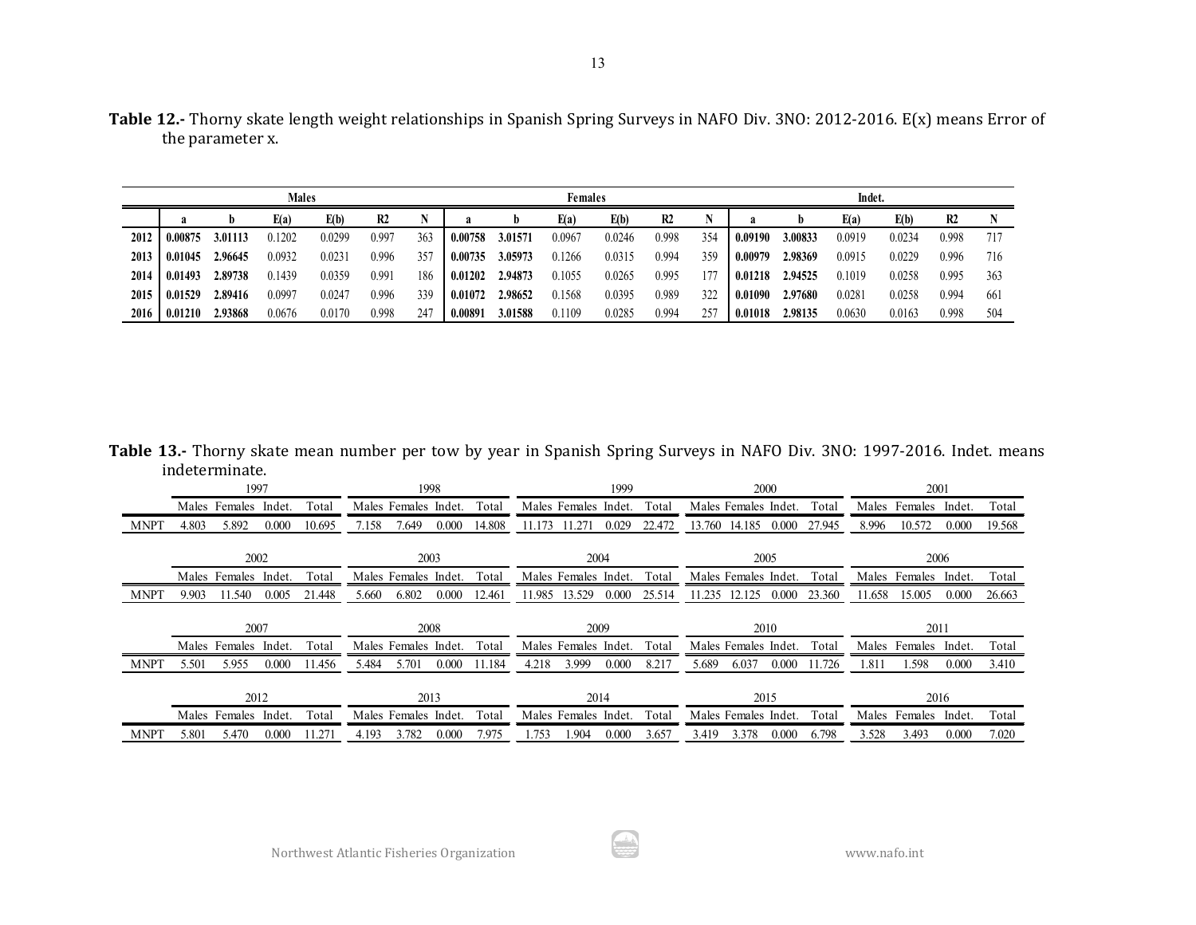**Table 12.-** Thorny skate length weight relationships in Spanish Spring Surveys in NAFO Div. 3NO: 2012-2016. E(x) means Error of the parameter x.

| | Males | | | | | | Females | | | | | | Indet. | | | | | |
|---|---|---|---|---|---|---|---|---|---|---|---|---|---|---|---|---|---|---|
| | a | b | E(a) | E(b) | R2 | N | a | b | E(a) | E(b) | R2 | N | a | b | E(a) | E(b) | R2 | N |
| **2012** | **0.00875** | **3.01113** | 0.1202 | 0.0299 | 0.997 | 363 | **0.00758** | **3.01571** | 0.0967 | 0.0246 | 0.998 | 354 | **0.09190** | **3.00833** | 0.0919 | 0.0234 | 0.998 | 717 |
| **2013** | **0.01045** | **2.96645** | 0.0932 | 0.0231 | 0.996 | 357 | **0.00735** | **3.05973** | 0.1266 | 0.0315 | 0.994 | 359 | **0.00979** | **2.98369** | 0.0915 | 0.0229 | 0.996 | 716 |
| **2014** | **0.01493** | **2.89738** | 0.1439 | 0.0359 | 0.991 | 186 | **0.01202** | **2.94873** | 0.1055 | 0.0265 | 0.995 | 177 | **0.01218** | **2.94525** | 0.1019 | 0.0258 | 0.995 | 363 |
| **2015** | **0.01529** | **2.89416** | 0.0997 | 0.0247 | 0.996 | 339 | **0.01072** | **2.98652** | 0.1568 | 0.0395 | 0.989 | 322 | **0.01090** | **2.97680** | 0.0281 | 0.0258 | 0.994 | 661 |
| **2016** | **0.01210** | **2.93868** | 0.0676 | 0.0170 | 0.998 | 247 | **0.00891** | **3.01588** | 0.1109 | 0.0285 | 0.994 | 257 | **0.01018** | **2.98135** | 0.0630 | 0.0163 | 0.998 | 504 |

**Table 13.-** Thorny skate mean number per tow by year in Spanish Spring Surveys in NAFO Div. 3NO: 1997-2016. Indet. means indeterminate.

| | 1997 | | | | 1998 | | | | 1999 | | | | 2000 | | | | 2001 | | | |
|---|---|---|---|---|---|---|---|---|---|---|---|---|---|---|---|---|---|---|---|---|
| | Males | Females | Indet. | Total | Males | Females | Indet. | Total | Males | Females | Indet. | Total | Males | Females | Indet. | Total | Males | Females | Indet. | Total |
| MNPT | 4.803 | 5.892 | 0.000 | 10.695 | 7.158 | 7.649 | 0.000 | 14.808 | 11.173 | 11.271 | 0.029 | 22.472 | 13.760 | 14.185 | 0.000 | 27.945 | 8.996 | 10.572 | 0.000 | 19.568 |

| | 2002 | | | | 2003 | | | | 2004 | | | | 2005 | | | | 2006 | | | |
|---|---|---|---|---|---|---|---|---|---|---|---|---|---|---|---|---|---|---|---|---|
| | Males | Females | Indet. | Total | Males | Females | Indet. | Total | Males | Females | Indet. | Total | Males | Females | Indet. | Total | Males | Females | Indet. | Total |
| MNPT | 9.903 | 11.540 | 0.005 | 21.448 | 5.660 | 6.802 | 0.000 | 12.461 | 11.985 | 13.529 | 0.000 | 25.514 | 11.235 | 12.125 | 0.000 | 23.360 | 11.658 | 15.005 | 0.000 | 26.663 |

| | 2007 | | | | 2008 | | | | 2009 | | | | 2010 | | | | 2011 | | | |
|---|---|---|---|---|---|---|---|---|---|---|---|---|---|---|---|---|---|---|---|---|
| | Males | Females | Indet. | Total | Males | Females | Indet. | Total | Males | Females | Indet. | Total | Males | Females | Indet. | Total | Males | Females | Indet. | Total |
| MNPT | 5.501 | 5.955 | 0.000 | 11.456 | 5.484 | 5.701 | 0.000 | 11.184 | 4.218 | 3.999 | 0.000 | 8.217 | 5.689 | 6.037 | 0.000 | 11.726 | 1.811 | 1.598 | 0.000 | 3.410 |

| | 2012 | | | | 2013 | | | | 2014 | | | | 2015 | | | | 2016 | | | |
|---|---|---|---|---|---|---|---|---|---|---|---|---|---|---|---|---|---|---|---|---|
| | Males | Females | Indet. | Total | Males | Females | Indet. | Total | Males | Females | Indet. | Total | Males | Females | Indet. | Total | Males | Females | Indet. | Total |
| MNPT | 5.801 | 5.470 | 0.000 | 11.271 | 4.193 | 3.782 | 0.000 | 7.975 | 1.753 | 1.904 | 0.000 | 3.657 | 3.419 | 3.378 | 0.000 | 6.798 | 3.528 | 3.493 | 0.000 | 7.020 |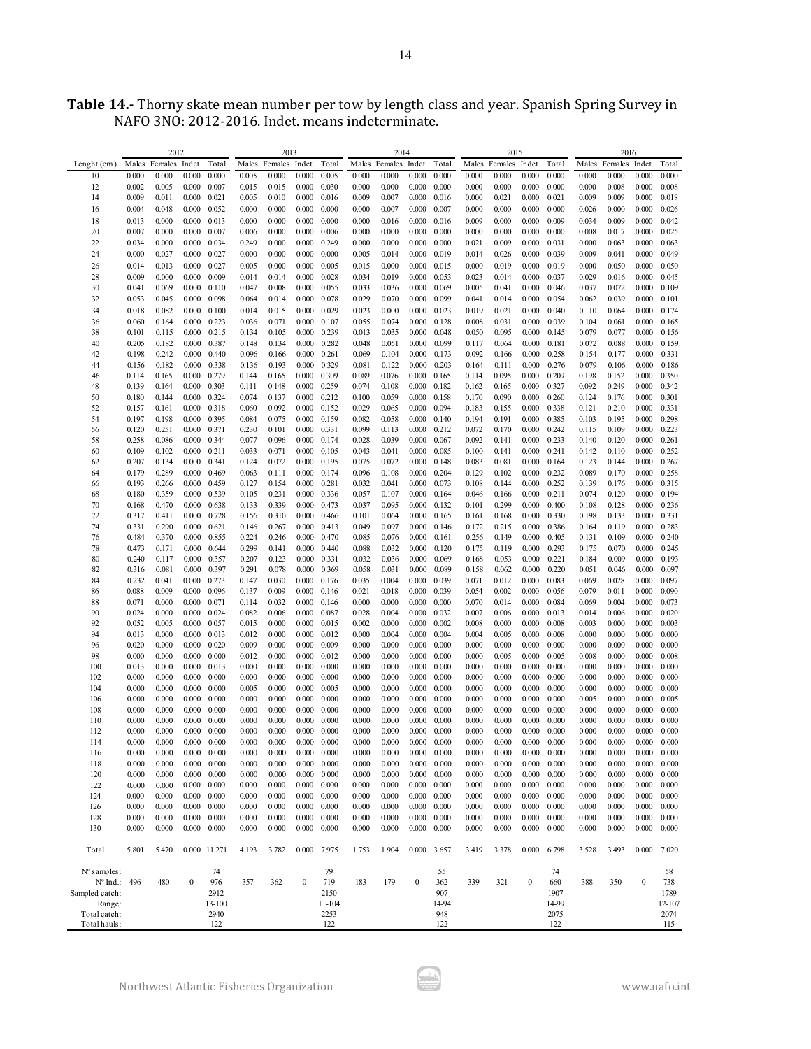**Table 14.-** Thorny skate mean number per tow by length class and year. Spanish Spring Survey in NAFO 3NO: 2012-2016. Indet. means indeterminate.

| | 2012 | | | | 2013 | | | | 2014 | | | | 2015 | | | | 2016 | | | |
|---|---|---|---|---|---|---|---|---|---|---|---|---|---|---|---|---|---|---|---|---|
| Lenght (cm.) | Males | Females | Indet. | Total | Males | Females | Indet. | Total | Males | Females | Indet. | Total | Males | Females | Indet. | Total | Males | Females | Indet. | Total |
| 10 | 0.000 | 0.000 | 0.000 | 0.000 | 0.005 | 0.000 | 0.000 | 0.005 | 0.000 | 0.000 | 0.000 | 0.000 | 0.000 | 0.000 | 0.000 | 0.000 | 0.000 | 0.000 | 0.000 | 0.000 |
| 12 | 0.002 | 0.005 | 0.000 | 0.007 | 0.015 | 0.015 | 0.000 | 0.030 | 0.000 | 0.000 | 0.000 | 0.000 | 0.000 | 0.000 | 0.000 | 0.000 | 0.000 | 0.008 | 0.000 | 0.008 |
| 14 | 0.009 | 0.011 | 0.000 | 0.021 | 0.005 | 0.010 | 0.000 | 0.016 | 0.009 | 0.007 | 0.000 | 0.016 | 0.000 | 0.021 | 0.000 | 0.021 | 0.009 | 0.009 | 0.000 | 0.018 |
| 16 | 0.004 | 0.048 | 0.000 | 0.052 | 0.000 | 0.000 | 0.000 | 0.000 | 0.000 | 0.007 | 0.000 | 0.007 | 0.000 | 0.000 | 0.000 | 0.000 | 0.026 | 0.000 | 0.000 | 0.026 |
| 18 | 0.013 | 0.000 | 0.000 | 0.013 | 0.000 | 0.000 | 0.000 | 0.000 | 0.000 | 0.016 | 0.000 | 0.016 | 0.009 | 0.000 | 0.000 | 0.009 | 0.034 | 0.009 | 0.000 | 0.042 |
| 20 | 0.007 | 0.000 | 0.000 | 0.007 | 0.006 | 0.000 | 0.000 | 0.006 | 0.000 | 0.000 | 0.000 | 0.000 | 0.000 | 0.000 | 0.000 | 0.000 | 0.008 | 0.017 | 0.000 | 0.025 |
| 22 | 0.034 | 0.000 | 0.000 | 0.034 | 0.249 | 0.000 | 0.000 | 0.249 | 0.000 | 0.000 | 0.000 | 0.000 | 0.021 | 0.009 | 0.000 | 0.031 | 0.000 | 0.063 | 0.000 | 0.063 |
| 24 | 0.000 | 0.027 | 0.000 | 0.027 | 0.000 | 0.000 | 0.000 | 0.000 | 0.005 | 0.014 | 0.000 | 0.019 | 0.014 | 0.026 | 0.000 | 0.039 | 0.009 | 0.041 | 0.000 | 0.049 |
| 26 | 0.014 | 0.013 | 0.000 | 0.027 | 0.005 | 0.000 | 0.000 | 0.005 | 0.015 | 0.000 | 0.000 | 0.015 | 0.000 | 0.019 | 0.000 | 0.019 | 0.000 | 0.050 | 0.000 | 0.050 |
| 28 | 0.009 | 0.000 | 0.000 | 0.009 | 0.014 | 0.014 | 0.000 | 0.028 | 0.034 | 0.019 | 0.000 | 0.053 | 0.023 | 0.014 | 0.000 | 0.037 | 0.029 | 0.016 | 0.000 | 0.045 |
| 30 | 0.041 | 0.069 | 0.000 | 0.110 | 0.047 | 0.008 | 0.000 | 0.055 | 0.033 | 0.036 | 0.000 | 0.069 | 0.005 | 0.041 | 0.000 | 0.046 | 0.037 | 0.072 | 0.000 | 0.109 |
| 32 | 0.053 | 0.045 | 0.000 | 0.098 | 0.064 | 0.014 | 0.000 | 0.078 | 0.029 | 0.070 | 0.000 | 0.099 | 0.041 | 0.014 | 0.000 | 0.054 | 0.062 | 0.039 | 0.000 | 0.101 |
| 34 | 0.018 | 0.082 | 0.000 | 0.100 | 0.014 | 0.015 | 0.000 | 0.029 | 0.023 | 0.000 | 0.000 | 0.023 | 0.019 | 0.021 | 0.000 | 0.040 | 0.110 | 0.064 | 0.000 | 0.174 |
| 36 | 0.060 | 0.164 | 0.000 | 0.223 | 0.036 | 0.071 | 0.000 | 0.107 | 0.055 | 0.074 | 0.000 | 0.128 | 0.008 | 0.031 | 0.000 | 0.039 | 0.104 | 0.061 | 0.000 | 0.165 |
| 38 | 0.101 | 0.115 | 0.000 | 0.215 | 0.134 | 0.105 | 0.000 | 0.239 | 0.013 | 0.035 | 0.000 | 0.048 | 0.050 | 0.095 | 0.000 | 0.145 | 0.079 | 0.077 | 0.000 | 0.156 |
| 40 | 0.205 | 0.182 | 0.000 | 0.387 | 0.148 | 0.134 | 0.000 | 0.282 | 0.048 | 0.051 | 0.000 | 0.099 | 0.117 | 0.064 | 0.000 | 0.181 | 0.072 | 0.088 | 0.000 | 0.159 |
| 42 | 0.198 | 0.242 | 0.000 | 0.440 | 0.096 | 0.166 | 0.000 | 0.261 | 0.069 | 0.104 | 0.000 | 0.173 | 0.092 | 0.166 | 0.000 | 0.258 | 0.154 | 0.177 | 0.000 | 0.331 |
| 44 | 0.156 | 0.182 | 0.000 | 0.338 | 0.136 | 0.193 | 0.000 | 0.329 | 0.081 | 0.122 | 0.000 | 0.203 | 0.164 | 0.111 | 0.000 | 0.276 | 0.079 | 0.106 | 0.000 | 0.186 |
| 46 | 0.114 | 0.165 | 0.000 | 0.279 | 0.144 | 0.165 | 0.000 | 0.309 | 0.089 | 0.076 | 0.000 | 0.165 | 0.114 | 0.095 | 0.000 | 0.209 | 0.198 | 0.152 | 0.000 | 0.350 |
| 48 | 0.139 | 0.164 | 0.000 | 0.303 | 0.111 | 0.148 | 0.000 | 0.259 | 0.074 | 0.108 | 0.000 | 0.182 | 0.162 | 0.165 | 0.000 | 0.327 | 0.092 | 0.249 | 0.000 | 0.342 |
| 50 | 0.180 | 0.144 | 0.000 | 0.324 | 0.074 | 0.137 | 0.000 | 0.212 | 0.100 | 0.059 | 0.000 | 0.158 | 0.170 | 0.090 | 0.000 | 0.260 | 0.124 | 0.176 | 0.000 | 0.301 |
| 52 | 0.157 | 0.161 | 0.000 | 0.318 | 0.060 | 0.092 | 0.000 | 0.152 | 0.029 | 0.065 | 0.000 | 0.094 | 0.183 | 0.155 | 0.000 | 0.338 | 0.121 | 0.210 | 0.000 | 0.331 |
| 54 | 0.197 | 0.198 | 0.000 | 0.395 | 0.084 | 0.075 | 0.000 | 0.159 | 0.082 | 0.058 | 0.000 | 0.140 | 0.194 | 0.191 | 0.000 | 0.385 | 0.103 | 0.195 | 0.000 | 0.298 |
| 56 | 0.120 | 0.251 | 0.000 | 0.371 | 0.230 | 0.101 | 0.000 | 0.331 | 0.099 | 0.113 | 0.000 | 0.212 | 0.072 | 0.170 | 0.000 | 0.242 | 0.115 | 0.109 | 0.000 | 0.223 |
| 58 | 0.258 | 0.086 | 0.000 | 0.344 | 0.077 | 0.096 | 0.000 | 0.174 | 0.028 | 0.039 | 0.000 | 0.067 | 0.092 | 0.141 | 0.000 | 0.233 | 0.140 | 0.120 | 0.000 | 0.261 |
| 60 | 0.109 | 0.102 | 0.000 | 0.211 | 0.033 | 0.071 | 0.000 | 0.105 | 0.043 | 0.041 | 0.000 | 0.085 | 0.100 | 0.141 | 0.000 | 0.241 | 0.142 | 0.110 | 0.000 | 0.252 |
| 62 | 0.207 | 0.134 | 0.000 | 0.341 | 0.124 | 0.072 | 0.000 | 0.195 | 0.075 | 0.072 | 0.000 | 0.148 | 0.083 | 0.081 | 0.000 | 0.164 | 0.123 | 0.144 | 0.000 | 0.267 |
| 64 | 0.179 | 0.289 | 0.000 | 0.469 | 0.063 | 0.111 | 0.000 | 0.174 | 0.096 | 0.108 | 0.000 | 0.204 | 0.129 | 0.102 | 0.000 | 0.232 | 0.089 | 0.170 | 0.000 | 0.258 |
| 66 | 0.193 | 0.266 | 0.000 | 0.459 | 0.127 | 0.154 | 0.000 | 0.281 | 0.032 | 0.041 | 0.000 | 0.073 | 0.108 | 0.144 | 0.000 | 0.252 | 0.139 | 0.176 | 0.000 | 0.315 |
| 68 | 0.180 | 0.359 | 0.000 | 0.539 | 0.105 | 0.231 | 0.000 | 0.336 | 0.057 | 0.107 | 0.000 | 0.164 | 0.046 | 0.166 | 0.000 | 0.211 | 0.074 | 0.120 | 0.000 | 0.194 |
| 70 | 0.168 | 0.470 | 0.000 | 0.638 | 0.133 | 0.339 | 0.000 | 0.473 | 0.037 | 0.095 | 0.000 | 0.132 | 0.101 | 0.299 | 0.000 | 0.400 | 0.108 | 0.128 | 0.000 | 0.236 |
| 72 | 0.317 | 0.411 | 0.000 | 0.728 | 0.156 | 0.310 | 0.000 | 0.466 | 0.101 | 0.064 | 0.000 | 0.165 | 0.161 | 0.168 | 0.000 | 0.330 | 0.198 | 0.133 | 0.000 | 0.331 |
| 74 | 0.331 | 0.290 | 0.000 | 0.621 | 0.146 | 0.267 | 0.000 | 0.413 | 0.049 | 0.097 | 0.000 | 0.146 | 0.172 | 0.215 | 0.000 | 0.386 | 0.164 | 0.119 | 0.000 | 0.283 |
| 76 | 0.484 | 0.370 | 0.000 | 0.855 | 0.224 | 0.246 | 0.000 | 0.470 | 0.085 | 0.076 | 0.000 | 0.161 | 0.256 | 0.149 | 0.000 | 0.405 | 0.131 | 0.109 | 0.000 | 0.240 |
| 78 | 0.473 | 0.171 | 0.000 | 0.644 | 0.299 | 0.141 | 0.000 | 0.440 | 0.088 | 0.032 | 0.000 | 0.120 | 0.175 | 0.119 | 0.000 | 0.293 | 0.175 | 0.070 | 0.000 | 0.245 |
| 80 | 0.240 | 0.117 | 0.000 | 0.357 | 0.207 | 0.123 | 0.000 | 0.331 | 0.032 | 0.036 | 0.000 | 0.069 | 0.168 | 0.053 | 0.000 | 0.221 | 0.184 | 0.009 | 0.000 | 0.193 |
| 82 | 0.316 | 0.081 | 0.000 | 0.397 | 0.291 | 0.078 | 0.000 | 0.369 | 0.058 | 0.031 | 0.000 | 0.089 | 0.158 | 0.062 | 0.000 | 0.220 | 0.051 | 0.046 | 0.000 | 0.097 |
| 84 | 0.232 | 0.041 | 0.000 | 0.273 | 0.147 | 0.030 | 0.000 | 0.176 | 0.035 | 0.004 | 0.000 | 0.039 | 0.071 | 0.012 | 0.000 | 0.083 | 0.069 | 0.028 | 0.000 | 0.097 |
| 86 | 0.088 | 0.009 | 0.000 | 0.096 | 0.137 | 0.009 | 0.000 | 0.146 | 0.021 | 0.018 | 0.000 | 0.039 | 0.054 | 0.002 | 0.000 | 0.056 | 0.079 | 0.011 | 0.000 | 0.090 |
| 88 | 0.071 | 0.000 | 0.000 | 0.071 | 0.114 | 0.032 | 0.000 | 0.146 | 0.000 | 0.000 | 0.000 | 0.000 | 0.070 | 0.014 | 0.000 | 0.084 | 0.069 | 0.004 | 0.000 | 0.073 |
| 90 | 0.024 | 0.000 | 0.000 | 0.024 | 0.082 | 0.006 | 0.000 | 0.087 | 0.028 | 0.004 | 0.000 | 0.032 | 0.007 | 0.006 | 0.000 | 0.013 | 0.014 | 0.006 | 0.000 | 0.020 |
| 92 | 0.052 | 0.005 | 0.000 | 0.057 | 0.015 | 0.000 | 0.000 | 0.015 | 0.002 | 0.000 | 0.000 | 0.002 | 0.008 | 0.000 | 0.000 | 0.008 | 0.003 | 0.000 | 0.000 | 0.003 |
| 94 | 0.013 | 0.000 | 0.000 | 0.013 | 0.012 | 0.000 | 0.000 | 0.012 | 0.000 | 0.004 | 0.000 | 0.004 | 0.004 | 0.005 | 0.000 | 0.008 | 0.000 | 0.000 | 0.000 | 0.000 |
| 96 | 0.020 | 0.000 | 0.000 | 0.020 | 0.009 | 0.000 | 0.000 | 0.009 | 0.000 | 0.000 | 0.000 | 0.000 | 0.000 | 0.000 | 0.000 | 0.000 | 0.000 | 0.000 | 0.000 | 0.000 |
| 98 | 0.000 | 0.000 | 0.000 | 0.000 | 0.012 | 0.000 | 0.000 | 0.012 | 0.000 | 0.000 | 0.000 | 0.000 | 0.000 | 0.005 | 0.000 | 0.005 | 0.008 | 0.000 | 0.000 | 0.008 |
| 100 | 0.013 | 0.000 | 0.000 | 0.013 | 0.000 | 0.000 | 0.000 | 0.000 | 0.000 | 0.000 | 0.000 | 0.000 | 0.000 | 0.000 | 0.000 | 0.000 | 0.000 | 0.000 | 0.000 | 0.000 |
| 102 | 0.000 | 0.000 | 0.000 | 0.000 | 0.000 | 0.000 | 0.000 | 0.000 | 0.000 | 0.000 | 0.000 | 0.000 | 0.000 | 0.000 | 0.000 | 0.000 | 0.000 | 0.000 | 0.000 | 0.000 |
| 104 | 0.000 | 0.000 | 0.000 | 0.000 | 0.005 | 0.000 | 0.000 | 0.005 | 0.000 | 0.000 | 0.000 | 0.000 | 0.000 | 0.000 | 0.000 | 0.000 | 0.000 | 0.000 | 0.000 | 0.000 |
| 106 | 0.000 | 0.000 | 0.000 | 0.000 | 0.000 | 0.000 | 0.000 | 0.000 | 0.000 | 0.000 | 0.000 | 0.000 | 0.000 | 0.000 | 0.000 | 0.000 | 0.005 | 0.000 | 0.000 | 0.005 |
| 108 | 0.000 | 0.000 | 0.000 | 0.000 | 0.000 | 0.000 | 0.000 | 0.000 | 0.000 | 0.000 | 0.000 | 0.000 | 0.000 | 0.000 | 0.000 | 0.000 | 0.000 | 0.000 | 0.000 | 0.000 |
| 110 | 0.000 | 0.000 | 0.000 | 0.000 | 0.000 | 0.000 | 0.000 | 0.000 | 0.000 | 0.000 | 0.000 | 0.000 | 0.000 | 0.000 | 0.000 | 0.000 | 0.000 | 0.000 | 0.000 | 0.000 |
| 112 | 0.000 | 0.000 | 0.000 | 0.000 | 0.000 | 0.000 | 0.000 | 0.000 | 0.000 | 0.000 | 0.000 | 0.000 | 0.000 | 0.000 | 0.000 | 0.000 | 0.000 | 0.000 | 0.000 | 0.000 |
| 114 | 0.000 | 0.000 | 0.000 | 0.000 | 0.000 | 0.000 | 0.000 | 0.000 | 0.000 | 0.000 | 0.000 | 0.000 | 0.000 | 0.000 | 0.000 | 0.000 | 0.000 | 0.000 | 0.000 | 0.000 |
| 116 | 0.000 | 0.000 | 0.000 | 0.000 | 0.000 | 0.000 | 0.000 | 0.000 | 0.000 | 0.000 | 0.000 | 0.000 | 0.000 | 0.000 | 0.000 | 0.000 | 0.000 | 0.000 | 0.000 | 0.000 |
| 118 | 0.000 | 0.000 | 0.000 | 0.000 | 0.000 | 0.000 | 0.000 | 0.000 | 0.000 | 0.000 | 0.000 | 0.000 | 0.000 | 0.000 | 0.000 | 0.000 | 0.000 | 0.000 | 0.000 | 0.000 |
| 120 | 0.000 | 0.000 | 0.000 | 0.000 | 0.000 | 0.000 | 0.000 | 0.000 | 0.000 | 0.000 | 0.000 | 0.000 | 0.000 | 0.000 | 0.000 | 0.000 | 0.000 | 0.000 | 0.000 | 0.000 |
| 122 | 0.000 | 0.000 | 0.000 | 0.000 | 0.000 | 0.000 | 0.000 | 0.000 | 0.000 | 0.000 | 0.000 | 0.000 | 0.000 | 0.000 | 0.000 | 0.000 | 0.000 | 0.000 | 0.000 | 0.000 |
| 124 | 0.000 | 0.000 | 0.000 | 0.000 | 0.000 | 0.000 | 0.000 | 0.000 | 0.000 | 0.000 | 0.000 | 0.000 | 0.000 | 0.000 | 0.000 | 0.000 | 0.000 | 0.000 | 0.000 | 0.000 |
| 126 | 0.000 | 0.000 | 0.000 | 0.000 | 0.000 | 0.000 | 0.000 | 0.000 | 0.000 | 0.000 | 0.000 | 0.000 | 0.000 | 0.000 | 0.000 | 0.000 | 0.000 | 0.000 | 0.000 | 0.000 |
| 128 | 0.000 | 0.000 | 0.000 | 0.000 | 0.000 | 0.000 | 0.000 | 0.000 | 0.000 | 0.000 | 0.000 | 0.000 | 0.000 | 0.000 | 0.000 | 0.000 | 0.000 | 0.000 | 0.000 | 0.000 |
| 130 | 0.000 | 0.000 | 0.000 | 0.000 | 0.000 | 0.000 | 0.000 | 0.000 | 0.000 | 0.000 | 0.000 | 0.000 | 0.000 | 0.000 | 0.000 | 0.000 | 0.000 | 0.000 | 0.000 | 0.000 |
| Total | 5.801 | 5.470 | 0.000 | 11.271 | 4.193 | 3.782 | 0.000 | 7.975 | 1.753 | 1.904 | 0.000 | 3.657 | 3.419 | 3.378 | 0.000 | 6.798 | 3.528 | 3.493 | 0.000 | 7.020 |
| Nº samples: | | | | 74 | | | | 79 | | | | 55 | | | | 74 | | | | 58 |
| Nº Ind.: | 496 | 480 | 0 | 976 | 357 | 362 | 0 | 719 | 183 | 179 | 0 | 362 | 339 | 321 | 0 | 660 | 388 | 350 | 0 | 738 |
| Sampled catch: | | | | 2912 | | | | 2150 | | | | 907 | | | | 1907 | | | | 1789 |
| Range: | | | | 13-100 | | | | 11-104 | | | | 14-94 | | | | 14-99 | | | | 12-107 |
| Total catch: | | | | 2940 | | | | 2253 | | | | 948 | | | | 2075 | | | | 2074 |
| Total hauls: | | | | 122 | | | | 122 | | | | 122 | | | | 122 | | | | 115 |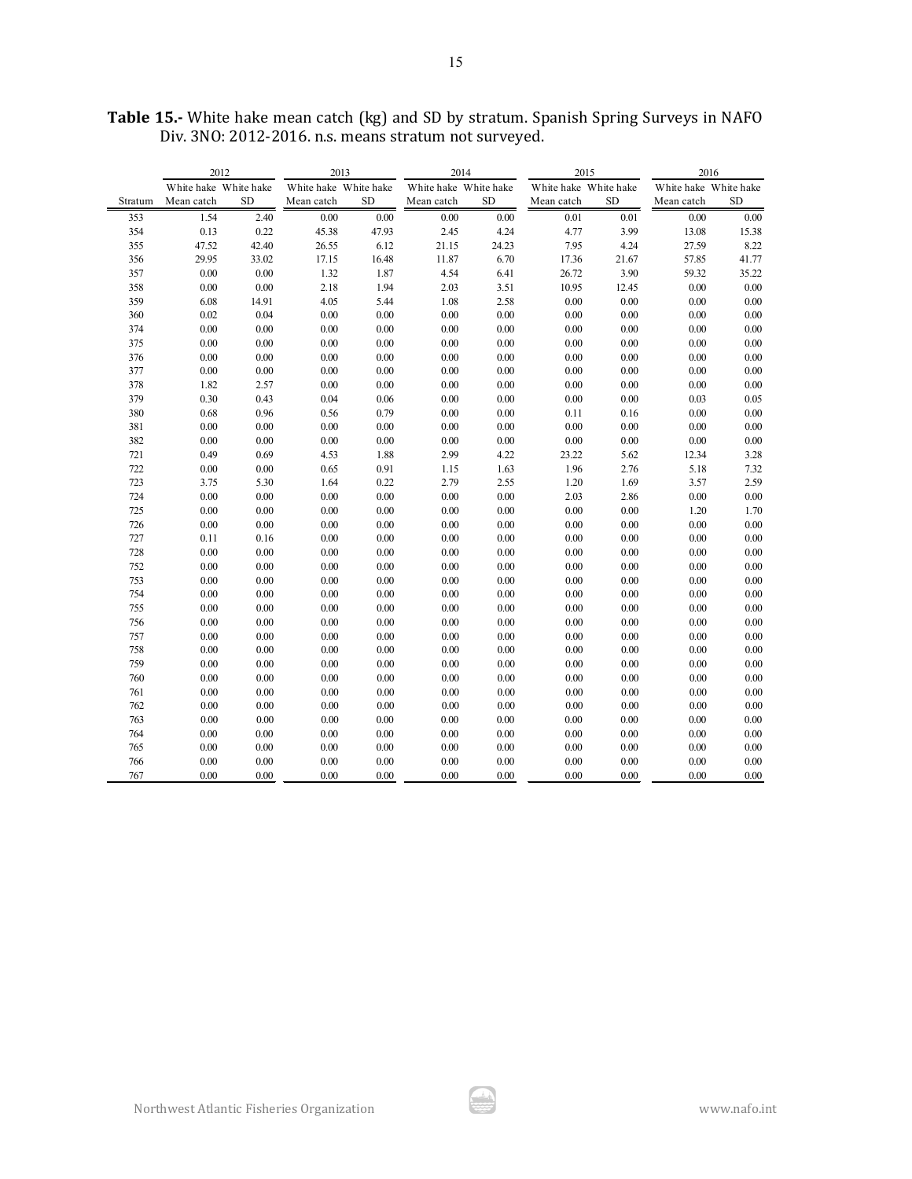**Table 15.-** White hake mean catch (kg) and SD by stratum. Spanish Spring Surveys in NAFO Div. 3NO: 2012-2016. n.s. means stratum not surveyed.

| | 2012 | | 2013 | | 2014 | | 2015 | | 2016 | |
|---|---|---|---|---|---|---|---|---|---|---|
| Stratum | White hake Mean catch | White hake SD | White hake Mean catch | White hake SD | White hake Mean catch | White hake SD | White hake Mean catch | White hake SD | White hake Mean catch | White hake SD |
| 353 | 1.54 | 2.40 | 0.00 | 0.00 | 0.00 | 0.00 | 0.01 | 0.01 | 0.00 | 0.00 |
| 354 | 0.13 | 0.22 | 45.38 | 47.93 | 2.45 | 4.24 | 4.77 | 3.99 | 13.08 | 15.38 |
| 355 | 47.52 | 42.40 | 26.55 | 6.12 | 21.15 | 24.23 | 7.95 | 4.24 | 27.59 | 8.22 |
| 356 | 29.95 | 33.02 | 17.15 | 16.48 | 11.87 | 6.70 | 17.36 | 21.67 | 57.85 | 41.77 |
| 357 | 0.00 | 0.00 | 1.32 | 1.87 | 4.54 | 6.41 | 26.72 | 3.90 | 59.32 | 35.22 |
| 358 | 0.00 | 0.00 | 2.18 | 1.94 | 2.03 | 3.51 | 10.95 | 12.45 | 0.00 | 0.00 |
| 359 | 6.08 | 14.91 | 4.05 | 5.44 | 1.08 | 2.58 | 0.00 | 0.00 | 0.00 | 0.00 |
| 360 | 0.02 | 0.04 | 0.00 | 0.00 | 0.00 | 0.00 | 0.00 | 0.00 | 0.00 | 0.00 |
| 374 | 0.00 | 0.00 | 0.00 | 0.00 | 0.00 | 0.00 | 0.00 | 0.00 | 0.00 | 0.00 |
| 375 | 0.00 | 0.00 | 0.00 | 0.00 | 0.00 | 0.00 | 0.00 | 0.00 | 0.00 | 0.00 |
| 376 | 0.00 | 0.00 | 0.00 | 0.00 | 0.00 | 0.00 | 0.00 | 0.00 | 0.00 | 0.00 |
| 377 | 0.00 | 0.00 | 0.00 | 0.00 | 0.00 | 0.00 | 0.00 | 0.00 | 0.00 | 0.00 |
| 378 | 1.82 | 2.57 | 0.00 | 0.00 | 0.00 | 0.00 | 0.00 | 0.00 | 0.00 | 0.00 |
| 379 | 0.30 | 0.43 | 0.04 | 0.06 | 0.00 | 0.00 | 0.00 | 0.00 | 0.03 | 0.05 |
| 380 | 0.68 | 0.96 | 0.56 | 0.79 | 0.00 | 0.00 | 0.11 | 0.16 | 0.00 | 0.00 |
| 381 | 0.00 | 0.00 | 0.00 | 0.00 | 0.00 | 0.00 | 0.00 | 0.00 | 0.00 | 0.00 |
| 382 | 0.00 | 0.00 | 0.00 | 0.00 | 0.00 | 0.00 | 0.00 | 0.00 | 0.00 | 0.00 |
| 721 | 0.49 | 0.69 | 4.53 | 1.88 | 2.99 | 4.22 | 23.22 | 5.62 | 12.34 | 3.28 |
| 722 | 0.00 | 0.00 | 0.65 | 0.91 | 1.15 | 1.63 | 1.96 | 2.76 | 5.18 | 7.32 |
| 723 | 3.75 | 5.30 | 1.64 | 0.22 | 2.79 | 2.55 | 1.20 | 1.69 | 3.57 | 2.59 |
| 724 | 0.00 | 0.00 | 0.00 | 0.00 | 0.00 | 0.00 | 2.03 | 2.86 | 0.00 | 0.00 |
| 725 | 0.00 | 0.00 | 0.00 | 0.00 | 0.00 | 0.00 | 0.00 | 0.00 | 1.20 | 1.70 |
| 726 | 0.00 | 0.00 | 0.00 | 0.00 | 0.00 | 0.00 | 0.00 | 0.00 | 0.00 | 0.00 |
| 727 | 0.11 | 0.16 | 0.00 | 0.00 | 0.00 | 0.00 | 0.00 | 0.00 | 0.00 | 0.00 |
| 728 | 0.00 | 0.00 | 0.00 | 0.00 | 0.00 | 0.00 | 0.00 | 0.00 | 0.00 | 0.00 |
| 752 | 0.00 | 0.00 | 0.00 | 0.00 | 0.00 | 0.00 | 0.00 | 0.00 | 0.00 | 0.00 |
| 753 | 0.00 | 0.00 | 0.00 | 0.00 | 0.00 | 0.00 | 0.00 | 0.00 | 0.00 | 0.00 |
| 754 | 0.00 | 0.00 | 0.00 | 0.00 | 0.00 | 0.00 | 0.00 | 0.00 | 0.00 | 0.00 |
| 755 | 0.00 | 0.00 | 0.00 | 0.00 | 0.00 | 0.00 | 0.00 | 0.00 | 0.00 | 0.00 |
| 756 | 0.00 | 0.00 | 0.00 | 0.00 | 0.00 | 0.00 | 0.00 | 0.00 | 0.00 | 0.00 |
| 757 | 0.00 | 0.00 | 0.00 | 0.00 | 0.00 | 0.00 | 0.00 | 0.00 | 0.00 | 0.00 |
| 758 | 0.00 | 0.00 | 0.00 | 0.00 | 0.00 | 0.00 | 0.00 | 0.00 | 0.00 | 0.00 |
| 759 | 0.00 | 0.00 | 0.00 | 0.00 | 0.00 | 0.00 | 0.00 | 0.00 | 0.00 | 0.00 |
| 760 | 0.00 | 0.00 | 0.00 | 0.00 | 0.00 | 0.00 | 0.00 | 0.00 | 0.00 | 0.00 |
| 761 | 0.00 | 0.00 | 0.00 | 0.00 | 0.00 | 0.00 | 0.00 | 0.00 | 0.00 | 0.00 |
| 762 | 0.00 | 0.00 | 0.00 | 0.00 | 0.00 | 0.00 | 0.00 | 0.00 | 0.00 | 0.00 |
| 763 | 0.00 | 0.00 | 0.00 | 0.00 | 0.00 | 0.00 | 0.00 | 0.00 | 0.00 | 0.00 |
| 764 | 0.00 | 0.00 | 0.00 | 0.00 | 0.00 | 0.00 | 0.00 | 0.00 | 0.00 | 0.00 |
| 765 | 0.00 | 0.00 | 0.00 | 0.00 | 0.00 | 0.00 | 0.00 | 0.00 | 0.00 | 0.00 |
| 766 | 0.00 | 0.00 | 0.00 | 0.00 | 0.00 | 0.00 | 0.00 | 0.00 | 0.00 | 0.00 |
| 767 | 0.00 | 0.00 | 0.00 | 0.00 | 0.00 | 0.00 | 0.00 | 0.00 | 0.00 | 0.00 |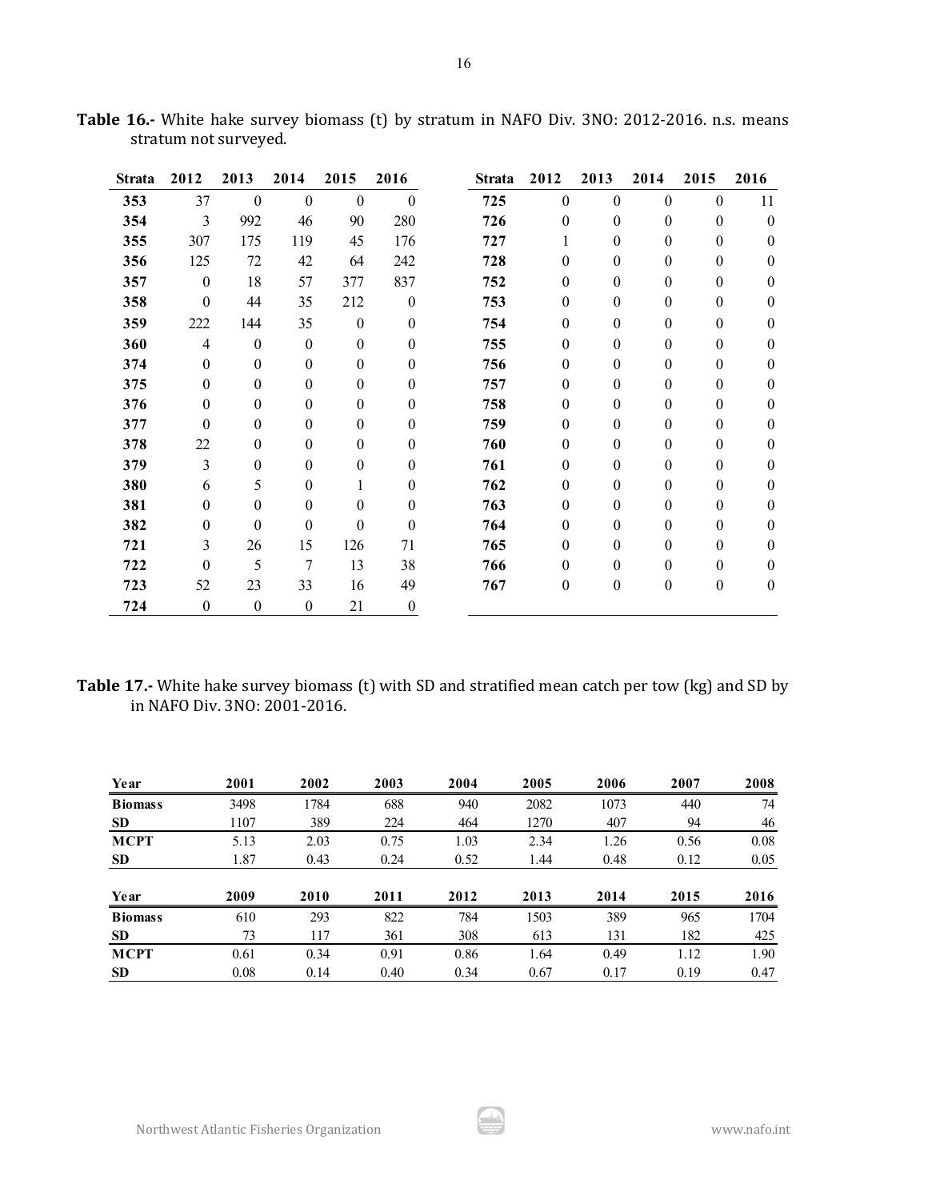**Table 16.-** White hake survey biomass (t) by stratum in NAFO Div. 3NO: 2012-2016. n.s. means stratum not surveyed.

| Strata | 2012 | 2013 | 2014 | 2015 | 2016 |
|---|---|---|---|---|---|
| 353 | 37 | 0 | 0 | 0 | 0 |
| 354 | 3 | 992 | 46 | 90 | 280 |
| 355 | 307 | 175 | 119 | 45 | 176 |
| 356 | 125 | 72 | 42 | 64 | 242 |
| 357 | 0 | 18 | 57 | 377 | 837 |
| 358 | 0 | 44 | 35 | 212 | 0 |
| 359 | 222 | 144 | 35 | 0 | 0 |
| 360 | 4 | 0 | 0 | 0 | 0 |
| 374 | 0 | 0 | 0 | 0 | 0 |
| 375 | 0 | 0 | 0 | 0 | 0 |
| 376 | 0 | 0 | 0 | 0 | 0 |
| 377 | 0 | 0 | 0 | 0 | 0 |
| 378 | 22 | 0 | 0 | 0 | 0 |
| 379 | 3 | 0 | 0 | 0 | 0 |
| 380 | 6 | 5 | 0 | 1 | 0 |
| 381 | 0 | 0 | 0 | 0 | 0 |
| 382 | 0 | 0 | 0 | 0 | 0 |
| 721 | 3 | 26 | 15 | 126 | 71 |
| 722 | 0 | 5 | 7 | 13 | 38 |
| 723 | 52 | 23 | 33 | 16 | 49 |
| 724 | 0 | 0 | 0 | 21 | 0 |
| 725 | 0 | 0 | 0 | 0 | 11 |
| 726 | 0 | 0 | 0 | 0 | 0 |
| 727 | 1 | 0 | 0 | 0 | 0 |
| 728 | 0 | 0 | 0 | 0 | 0 |
| 752 | 0 | 0 | 0 | 0 | 0 |
| 753 | 0 | 0 | 0 | 0 | 0 |
| 754 | 0 | 0 | 0 | 0 | 0 |
| 755 | 0 | 0 | 0 | 0 | 0 |
| 756 | 0 | 0 | 0 | 0 | 0 |
| 757 | 0 | 0 | 0 | 0 | 0 |
| 758 | 0 | 0 | 0 | 0 | 0 |
| 759 | 0 | 0 | 0 | 0 | 0 |
| 760 | 0 | 0 | 0 | 0 | 0 |
| 761 | 0 | 0 | 0 | 0 | 0 |
| 762 | 0 | 0 | 0 | 0 | 0 |
| 763 | 0 | 0 | 0 | 0 | 0 |
| 764 | 0 | 0 | 0 | 0 | 0 |
| 765 | 0 | 0 | 0 | 0 | 0 |
| 766 | 0 | 0 | 0 | 0 | 0 |
| 767 | 0 | 0 | 0 | 0 | 0 |

**Table 17.-** White hake survey biomass (t) with SD and stratified mean catch per tow (kg) and SD by in NAFO Div. 3NO: 2001-2016.

| Year | 2001 | 2002 | 2003 | 2004 | 2005 | 2006 | 2007 | 2008 |
|---|---|---|---|---|---|---|---|---|
| **Biomass** | 3498 | 1784 | 688 | 940 | 2082 | 1073 | 440 | 74 |
| **SD** | 1107 | 389 | 224 | 464 | 1270 | 407 | 94 | 46 |
| **MCPT** | 5.13 | 2.03 | 0.75 | 1.03 | 2.34 | 1.26 | 0.56 | 0.08 |
| **SD** | 1.87 | 0.43 | 0.24 | 0.52 | 1.44 | 0.48 | 0.12 | 0.05 |

| Year | 2009 | 2010 | 2011 | 2012 | 2013 | 2014 | 2015 | 2016 |
|---|---|---|---|---|---|---|---|---|
| **Biomass** | 610 | 293 | 822 | 784 | 1503 | 389 | 965 | 1704 |
| **SD** | 73 | 117 | 361 | 308 | 613 | 131 | 182 | 425 |
| **MCPT** | 0.61 | 0.34 | 0.91 | 0.86 | 1.64 | 0.49 | 1.12 | 1.90 |
| **SD** | 0.08 | 0.14 | 0.40 | 0.34 | 0.67 | 0.17 | 0.19 | 0.47 |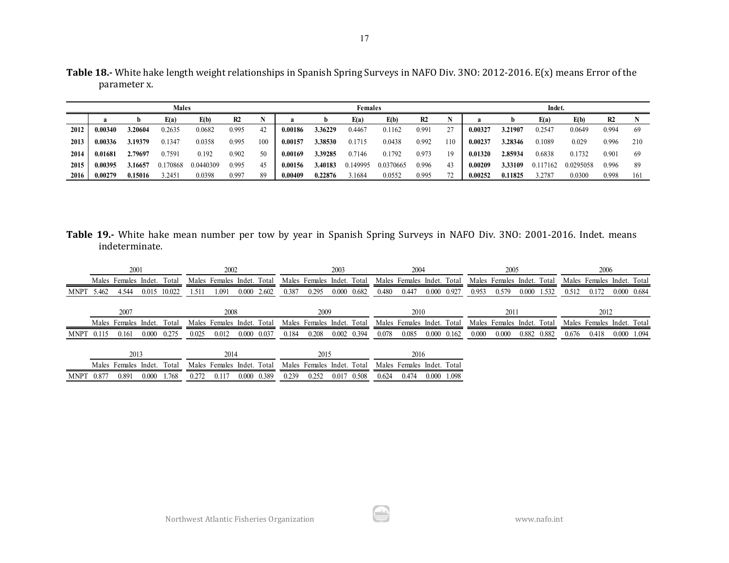**Table 18.-** White hake length weight relationships in Spanish Spring Surveys in NAFO Div. 3NO: 2012-2016. E(x) means Error of the parameter x.

| | Males | | | | | | Females | | | | | | Indet. | | | | | |
|---|---|---|---|---|---|---|---|---|---|---|---|---|---|---|---|---|---|---|
| | a | b | E(a) | E(b) | R2 | N | a | b | E(a) | E(b) | R2 | N | a | b | E(a) | E(b) | R2 | N |
| **2012** | **0.00340** | **3.20604** | 0.2635 | 0.0682 | 0.995 | 42 | **0.00186** | **3.36229** | 0.4467 | 0.1162 | 0.991 | 27 | **0.00327** | **3.21907** | 0.2547 | 0.0649 | 0.994 | 69 |
| **2013** | **0.00336** | **3.19379** | 0.1347 | 0.0358 | 0.995 | 100 | **0.00157** | **3.38530** | 0.1715 | 0.0438 | 0.992 | 110 | **0.00237** | **3.28346** | 0.1089 | 0.029 | 0.996 | 210 |
| **2014** | **0.01681** | **2.79697** | 0.7591 | 0.192 | 0.902 | 50 | **0.00169** | **3.39285** | 0.7146 | 0.1792 | 0.973 | 19 | **0.01320** | **2.85934** | 0.6838 | 0.1732 | 0.901 | 69 |
| **2015** | **0.00395** | **3.16657** | 0.170868 | 0.0440309 | 0.995 | 45 | **0.00156** | **3.40183** | 0.149995 | 0.0370665 | 0.996 | 43 | **0.00209** | **3.33109** | 0.117162 | 0.0295058 | 0.996 | 89 |
| **2016** | **0.00279** | **0.15016** | 3.2451 | 0.0398 | 0.997 | 89 | **0.00409** | **0.22876** | 3.1684 | 0.0552 | 0.995 | 72 | **0.00252** | **0.11825** | 3.2787 | 0.0300 | 0.998 | 161 |

**Table 19.-** White hake mean number per tow by year in Spanish Spring Surveys in NAFO Div. 3NO: 2001-2016. Indet. means indeterminate.

| | 2001 | | | | 2002 | | | | 2003 | | | | 2004 | | | | 2005 | | | | 2006 | | | |
|---|---|---|---|---|---|---|---|---|---|---|---|---|---|---|---|---|---|---|---|---|---|---|---|---|
| | Males | Females | Indet. | Total | Males | Females | Indet. | Total | Males | Females | Indet. | Total | Males | Females | Indet. | Total | Males | Females | Indet. | Total | Males | Females | Indet. | Total |
| MNPT | 5.462 | 4.544 | 0.015 | 10.022 | 1.511 | 1.091 | 0.000 | 2.602 | 0.387 | 0.295 | 0.000 | 0.682 | 0.480 | 0.447 | 0.000 | 0.927 | 0.953 | 0.579 | 0.000 | 1.532 | 0.512 | 0.172 | 0.000 | 0.684 |

| | 2007 | | | | 2008 | | | | 2009 | | | | 2010 | | | | 2011 | | | | 2012 | | | |
|---|---|---|---|---|---|---|---|---|---|---|---|---|---|---|---|---|---|---|---|---|---|---|---|---|
| | Males | Females | Indet. | Total | Males | Females | Indet. | Total | Males | Females | Indet. | Total | Males | Females | Indet. | Total | Males | Females | Indet. | Total | Males | Females | Indet. | Total |
| MNPT | 0.115 | 0.161 | 0.000 | 0.275 | 0.025 | 0.012 | 0.000 | 0.037 | 0.184 | 0.208 | 0.002 | 0.394 | 0.078 | 0.085 | 0.000 | 0.162 | 0.000 | 0.000 | 0.882 | 0.882 | 0.676 | 0.418 | 0.000 | 1.094 |

| | 2013 | | | | 2014 | | | | 2015 | | | | 2016 | | | |
|---|---|---|---|---|---|---|---|---|---|---|---|---|---|---|---|---|
| | Males | Females | Indet. | Total | Males | Females | Indet. | Total | Males | Females | Indet. | Total | Males | Females | Indet. | Total |
| MNPT | 0.877 | 0.891 | 0.000 | 1.768 | 0.272 | 0.117 | 0.000 | 0.389 | 0.239 | 0.252 | 0.017 | 0.508 | 0.624 | 0.474 | 0.000 | 1.098 |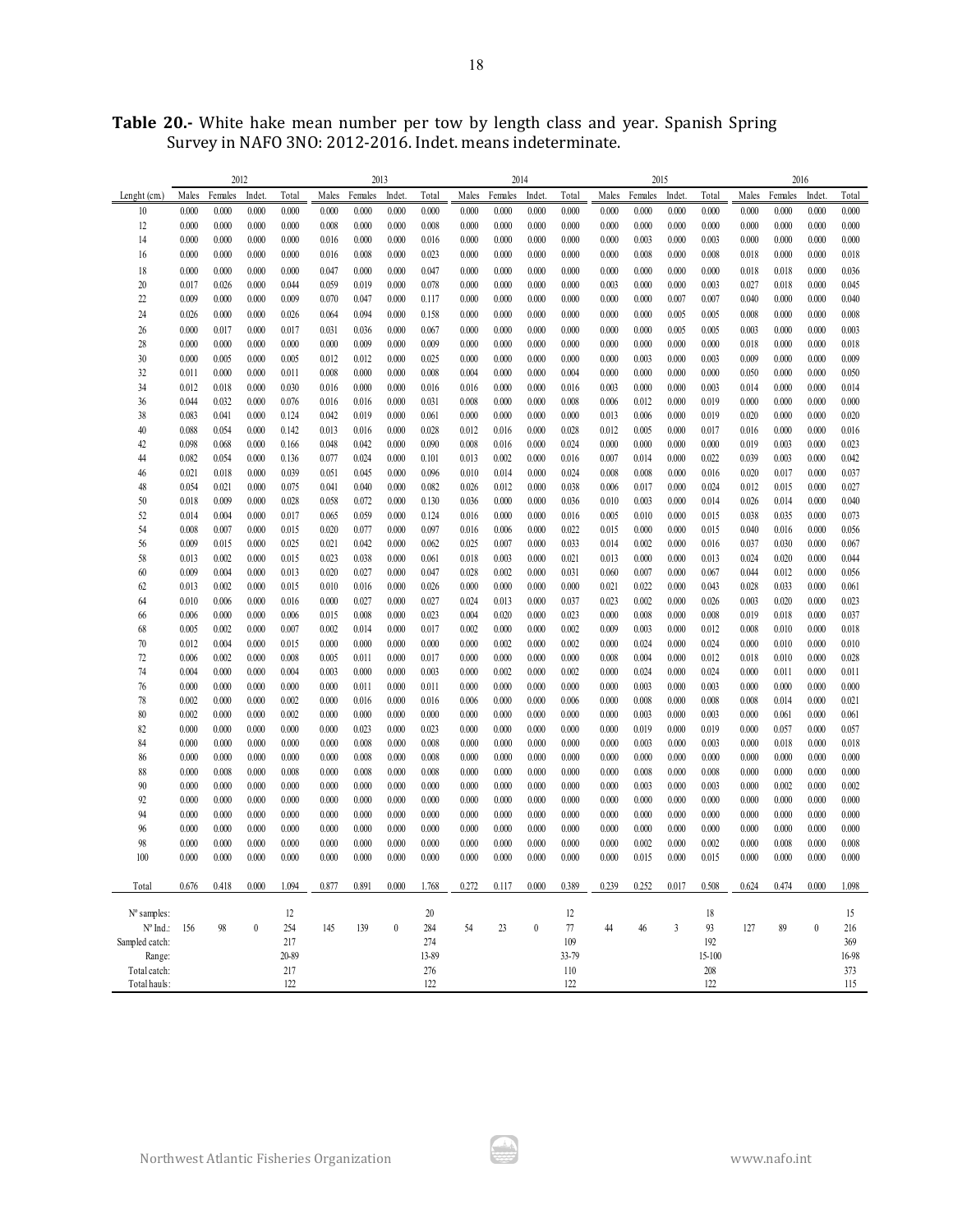**Table 20.-** White hake mean number per tow by length class and year. Spanish Spring Survey in NAFO 3NO: 2012-2016. Indet. means indeterminate.

| | 2012 | | | | 2013 | | | | 2014 | | | | 2015 | | | | 2016 | | | |
|---|---|---|---|---|---|---|---|---|---|---|---|---|---|---|---|---|---|---|---|---|
| Lenght (cm.) | Males | Females | Indet. | Total | Males | Females | Indet. | Total | Males | Females | Indet. | Total | Males | Females | Indet. | Total | Males | Females | Indet. | Total |
| 10 | 0.000 | 0.000 | 0.000 | 0.000 | 0.000 | 0.000 | 0.000 | 0.000 | 0.000 | 0.000 | 0.000 | 0.000 | 0.000 | 0.000 | 0.000 | 0.000 | 0.000 | 0.000 | 0.000 | 0.000 |
| 12 | 0.000 | 0.000 | 0.000 | 0.000 | 0.008 | 0.000 | 0.000 | 0.008 | 0.000 | 0.000 | 0.000 | 0.000 | 0.000 | 0.000 | 0.000 | 0.000 | 0.000 | 0.000 | 0.000 | 0.000 |
| 14 | 0.000 | 0.000 | 0.000 | 0.000 | 0.016 | 0.000 | 0.000 | 0.016 | 0.000 | 0.000 | 0.000 | 0.000 | 0.000 | 0.003 | 0.000 | 0.003 | 0.000 | 0.000 | 0.000 | 0.000 |
| 16 | 0.000 | 0.000 | 0.000 | 0.000 | 0.016 | 0.008 | 0.000 | 0.023 | 0.000 | 0.000 | 0.000 | 0.000 | 0.000 | 0.008 | 0.000 | 0.008 | 0.018 | 0.000 | 0.000 | 0.018 |
| 18 | 0.000 | 0.000 | 0.000 | 0.000 | 0.047 | 0.000 | 0.000 | 0.047 | 0.000 | 0.000 | 0.000 | 0.000 | 0.000 | 0.000 | 0.000 | 0.000 | 0.018 | 0.018 | 0.000 | 0.036 |
| 20 | 0.017 | 0.026 | 0.000 | 0.044 | 0.059 | 0.019 | 0.000 | 0.078 | 0.000 | 0.000 | 0.000 | 0.000 | 0.003 | 0.000 | 0.000 | 0.003 | 0.027 | 0.018 | 0.000 | 0.045 |
| 22 | 0.009 | 0.000 | 0.000 | 0.009 | 0.070 | 0.047 | 0.000 | 0.117 | 0.000 | 0.000 | 0.000 | 0.000 | 0.000 | 0.000 | 0.007 | 0.007 | 0.040 | 0.000 | 0.000 | 0.040 |
| 24 | 0.026 | 0.000 | 0.000 | 0.026 | 0.064 | 0.094 | 0.000 | 0.158 | 0.000 | 0.000 | 0.000 | 0.000 | 0.000 | 0.000 | 0.005 | 0.005 | 0.008 | 0.000 | 0.000 | 0.008 |
| 26 | 0.000 | 0.017 | 0.000 | 0.017 | 0.031 | 0.036 | 0.000 | 0.067 | 0.000 | 0.000 | 0.000 | 0.000 | 0.000 | 0.000 | 0.005 | 0.005 | 0.003 | 0.000 | 0.000 | 0.003 |
| 28 | 0.000 | 0.000 | 0.000 | 0.000 | 0.000 | 0.009 | 0.000 | 0.009 | 0.000 | 0.000 | 0.000 | 0.000 | 0.000 | 0.000 | 0.000 | 0.000 | 0.018 | 0.000 | 0.000 | 0.018 |
| 30 | 0.000 | 0.005 | 0.000 | 0.005 | 0.012 | 0.012 | 0.000 | 0.025 | 0.000 | 0.000 | 0.000 | 0.000 | 0.000 | 0.003 | 0.000 | 0.003 | 0.009 | 0.000 | 0.000 | 0.009 |
| 32 | 0.011 | 0.000 | 0.000 | 0.011 | 0.008 | 0.000 | 0.000 | 0.008 | 0.004 | 0.000 | 0.000 | 0.004 | 0.000 | 0.000 | 0.000 | 0.000 | 0.050 | 0.000 | 0.000 | 0.050 |
| 34 | 0.012 | 0.018 | 0.000 | 0.030 | 0.016 | 0.000 | 0.000 | 0.016 | 0.016 | 0.000 | 0.000 | 0.016 | 0.003 | 0.000 | 0.000 | 0.003 | 0.014 | 0.000 | 0.000 | 0.014 |
| 36 | 0.044 | 0.032 | 0.000 | 0.076 | 0.016 | 0.016 | 0.000 | 0.031 | 0.008 | 0.000 | 0.000 | 0.008 | 0.006 | 0.012 | 0.000 | 0.019 | 0.000 | 0.000 | 0.000 | 0.000 |
| 38 | 0.083 | 0.041 | 0.000 | 0.124 | 0.042 | 0.019 | 0.000 | 0.061 | 0.000 | 0.000 | 0.000 | 0.000 | 0.013 | 0.006 | 0.000 | 0.019 | 0.020 | 0.000 | 0.000 | 0.020 |
| 40 | 0.088 | 0.054 | 0.000 | 0.142 | 0.013 | 0.016 | 0.000 | 0.028 | 0.012 | 0.016 | 0.000 | 0.028 | 0.012 | 0.005 | 0.000 | 0.017 | 0.016 | 0.000 | 0.000 | 0.016 |
| 42 | 0.098 | 0.068 | 0.000 | 0.166 | 0.048 | 0.042 | 0.000 | 0.090 | 0.008 | 0.016 | 0.000 | 0.024 | 0.000 | 0.000 | 0.000 | 0.000 | 0.019 | 0.003 | 0.000 | 0.023 |
| 44 | 0.082 | 0.054 | 0.000 | 0.136 | 0.077 | 0.024 | 0.000 | 0.101 | 0.013 | 0.002 | 0.000 | 0.016 | 0.007 | 0.014 | 0.000 | 0.022 | 0.039 | 0.003 | 0.000 | 0.042 |
| 46 | 0.021 | 0.018 | 0.000 | 0.039 | 0.051 | 0.045 | 0.000 | 0.096 | 0.010 | 0.014 | 0.000 | 0.024 | 0.008 | 0.008 | 0.000 | 0.016 | 0.020 | 0.017 | 0.000 | 0.037 |
| 48 | 0.054 | 0.021 | 0.000 | 0.075 | 0.041 | 0.040 | 0.000 | 0.082 | 0.026 | 0.012 | 0.000 | 0.038 | 0.006 | 0.017 | 0.000 | 0.024 | 0.012 | 0.015 | 0.000 | 0.027 |
| 50 | 0.018 | 0.009 | 0.000 | 0.028 | 0.058 | 0.072 | 0.000 | 0.130 | 0.036 | 0.000 | 0.000 | 0.036 | 0.010 | 0.003 | 0.000 | 0.014 | 0.026 | 0.014 | 0.000 | 0.040 |
| 52 | 0.014 | 0.004 | 0.000 | 0.017 | 0.065 | 0.059 | 0.000 | 0.124 | 0.016 | 0.000 | 0.000 | 0.016 | 0.005 | 0.010 | 0.000 | 0.015 | 0.038 | 0.035 | 0.000 | 0.073 |
| 54 | 0.008 | 0.007 | 0.000 | 0.015 | 0.020 | 0.077 | 0.000 | 0.097 | 0.016 | 0.006 | 0.000 | 0.022 | 0.015 | 0.000 | 0.000 | 0.015 | 0.040 | 0.016 | 0.000 | 0.056 |
| 56 | 0.009 | 0.015 | 0.000 | 0.025 | 0.021 | 0.042 | 0.000 | 0.062 | 0.025 | 0.007 | 0.000 | 0.033 | 0.014 | 0.002 | 0.000 | 0.016 | 0.037 | 0.030 | 0.000 | 0.067 |
| 58 | 0.013 | 0.002 | 0.000 | 0.015 | 0.023 | 0.038 | 0.000 | 0.061 | 0.018 | 0.003 | 0.000 | 0.021 | 0.013 | 0.000 | 0.000 | 0.013 | 0.024 | 0.020 | 0.000 | 0.044 |
| 60 | 0.009 | 0.004 | 0.000 | 0.013 | 0.020 | 0.027 | 0.000 | 0.047 | 0.028 | 0.002 | 0.000 | 0.031 | 0.060 | 0.007 | 0.000 | 0.067 | 0.044 | 0.012 | 0.000 | 0.056 |
| 62 | 0.013 | 0.002 | 0.000 | 0.015 | 0.010 | 0.016 | 0.000 | 0.026 | 0.000 | 0.000 | 0.000 | 0.000 | 0.021 | 0.022 | 0.000 | 0.043 | 0.028 | 0.033 | 0.000 | 0.061 |
| 64 | 0.010 | 0.006 | 0.000 | 0.016 | 0.000 | 0.027 | 0.000 | 0.027 | 0.024 | 0.013 | 0.000 | 0.037 | 0.023 | 0.002 | 0.000 | 0.026 | 0.003 | 0.020 | 0.000 | 0.023 |
| 66 | 0.006 | 0.000 | 0.000 | 0.006 | 0.015 | 0.008 | 0.000 | 0.023 | 0.004 | 0.020 | 0.000 | 0.023 | 0.000 | 0.008 | 0.000 | 0.008 | 0.019 | 0.018 | 0.000 | 0.037 |
| 68 | 0.005 | 0.002 | 0.000 | 0.007 | 0.002 | 0.014 | 0.000 | 0.017 | 0.002 | 0.000 | 0.000 | 0.002 | 0.009 | 0.003 | 0.000 | 0.012 | 0.008 | 0.010 | 0.000 | 0.018 |
| 70 | 0.012 | 0.004 | 0.000 | 0.015 | 0.000 | 0.000 | 0.000 | 0.000 | 0.000 | 0.002 | 0.000 | 0.002 | 0.000 | 0.024 | 0.000 | 0.024 | 0.000 | 0.010 | 0.000 | 0.010 |
| 72 | 0.006 | 0.002 | 0.000 | 0.008 | 0.005 | 0.011 | 0.000 | 0.017 | 0.000 | 0.000 | 0.000 | 0.000 | 0.008 | 0.004 | 0.000 | 0.012 | 0.018 | 0.010 | 0.000 | 0.028 |
| 74 | 0.004 | 0.000 | 0.000 | 0.004 | 0.003 | 0.000 | 0.000 | 0.003 | 0.000 | 0.002 | 0.000 | 0.002 | 0.000 | 0.024 | 0.000 | 0.024 | 0.000 | 0.011 | 0.000 | 0.011 |
| 76 | 0.000 | 0.000 | 0.000 | 0.000 | 0.000 | 0.011 | 0.000 | 0.011 | 0.000 | 0.000 | 0.000 | 0.000 | 0.000 | 0.003 | 0.000 | 0.003 | 0.000 | 0.000 | 0.000 | 0.000 |
| 78 | 0.002 | 0.000 | 0.000 | 0.002 | 0.000 | 0.016 | 0.000 | 0.016 | 0.006 | 0.000 | 0.000 | 0.006 | 0.000 | 0.008 | 0.000 | 0.008 | 0.008 | 0.014 | 0.000 | 0.021 |
| 80 | 0.002 | 0.000 | 0.000 | 0.002 | 0.000 | 0.000 | 0.000 | 0.000 | 0.000 | 0.000 | 0.000 | 0.000 | 0.000 | 0.003 | 0.000 | 0.003 | 0.000 | 0.061 | 0.000 | 0.061 |
| 82 | 0.000 | 0.000 | 0.000 | 0.000 | 0.000 | 0.023 | 0.000 | 0.023 | 0.000 | 0.000 | 0.000 | 0.000 | 0.000 | 0.019 | 0.000 | 0.019 | 0.000 | 0.057 | 0.000 | 0.057 |
| 84 | 0.000 | 0.000 | 0.000 | 0.000 | 0.000 | 0.008 | 0.000 | 0.008 | 0.000 | 0.000 | 0.000 | 0.000 | 0.000 | 0.003 | 0.000 | 0.003 | 0.000 | 0.018 | 0.000 | 0.018 |
| 86 | 0.000 | 0.000 | 0.000 | 0.000 | 0.000 | 0.008 | 0.000 | 0.008 | 0.000 | 0.000 | 0.000 | 0.000 | 0.000 | 0.000 | 0.000 | 0.000 | 0.000 | 0.000 | 0.000 | 0.000 |
| 88 | 0.000 | 0.008 | 0.000 | 0.008 | 0.000 | 0.008 | 0.000 | 0.008 | 0.000 | 0.000 | 0.000 | 0.000 | 0.000 | 0.008 | 0.000 | 0.008 | 0.000 | 0.000 | 0.000 | 0.000 |
| 90 | 0.000 | 0.000 | 0.000 | 0.000 | 0.000 | 0.000 | 0.000 | 0.000 | 0.000 | 0.000 | 0.000 | 0.000 | 0.000 | 0.003 | 0.000 | 0.003 | 0.000 | 0.002 | 0.000 | 0.002 |
| 92 | 0.000 | 0.000 | 0.000 | 0.000 | 0.000 | 0.000 | 0.000 | 0.000 | 0.000 | 0.000 | 0.000 | 0.000 | 0.000 | 0.000 | 0.000 | 0.000 | 0.000 | 0.000 | 0.000 | 0.000 |
| 94 | 0.000 | 0.000 | 0.000 | 0.000 | 0.000 | 0.000 | 0.000 | 0.000 | 0.000 | 0.000 | 0.000 | 0.000 | 0.000 | 0.000 | 0.000 | 0.000 | 0.000 | 0.000 | 0.000 | 0.000 |
| 96 | 0.000 | 0.000 | 0.000 | 0.000 | 0.000 | 0.000 | 0.000 | 0.000 | 0.000 | 0.000 | 0.000 | 0.000 | 0.000 | 0.000 | 0.000 | 0.000 | 0.000 | 0.000 | 0.000 | 0.000 |
| 98 | 0.000 | 0.000 | 0.000 | 0.000 | 0.000 | 0.000 | 0.000 | 0.000 | 0.000 | 0.000 | 0.000 | 0.000 | 0.000 | 0.002 | 0.000 | 0.002 | 0.000 | 0.008 | 0.000 | 0.008 |
| 100 | 0.000 | 0.000 | 0.000 | 0.000 | 0.000 | 0.000 | 0.000 | 0.000 | 0.000 | 0.000 | 0.000 | 0.000 | 0.000 | 0.015 | 0.000 | 0.015 | 0.000 | 0.000 | 0.000 | 0.000 |
| Total | 0.676 | 0.418 | 0.000 | 1.094 | 0.877 | 0.891 | 0.000 | 1.768 | 0.272 | 0.117 | 0.000 | 0.389 | 0.239 | 0.252 | 0.017 | 0.508 | 0.624 | 0.474 | 0.000 | 1.098 |
| Nº samples: | | | | 12 | | | | 20 | | | | 12 | | | | 18 | | | | 15 |
| Nº Ind.: | 156 | 98 | 0 | 254 | 145 | 139 | 0 | 284 | 54 | 23 | 0 | 77 | 44 | 46 | 3 | 93 | 127 | 89 | 0 | 216 |
| Sampled catch: | | | | 217 | | | | 274 | | | | 109 | | | | 192 | | | | 369 |
| Range: | | | | 20-89 | | | | 13-89 | | | | 33-79 | | | | 15-100 | | | | 16-98 |
| Total catch: | | | | 217 | | | | 276 | | | | 110 | | | | 208 | | | | 373 |
| Total hauls: | | | | 122 | | | | 122 | | | | 122 | | | | 122 | | | | 115 |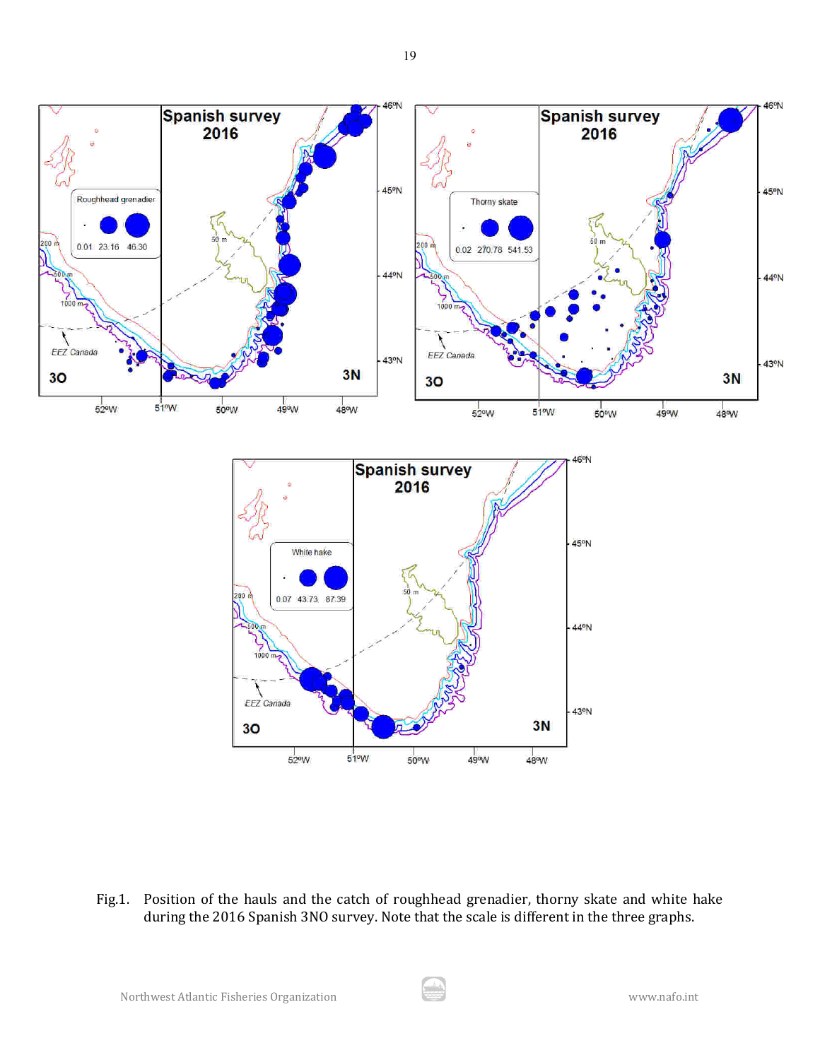Fig.1. Position of the hauls and the catch of roughhead grenadier, thorny skate and white hake during the 2016 Spanish 3NO survey. Note that the scale is different in the three graphs.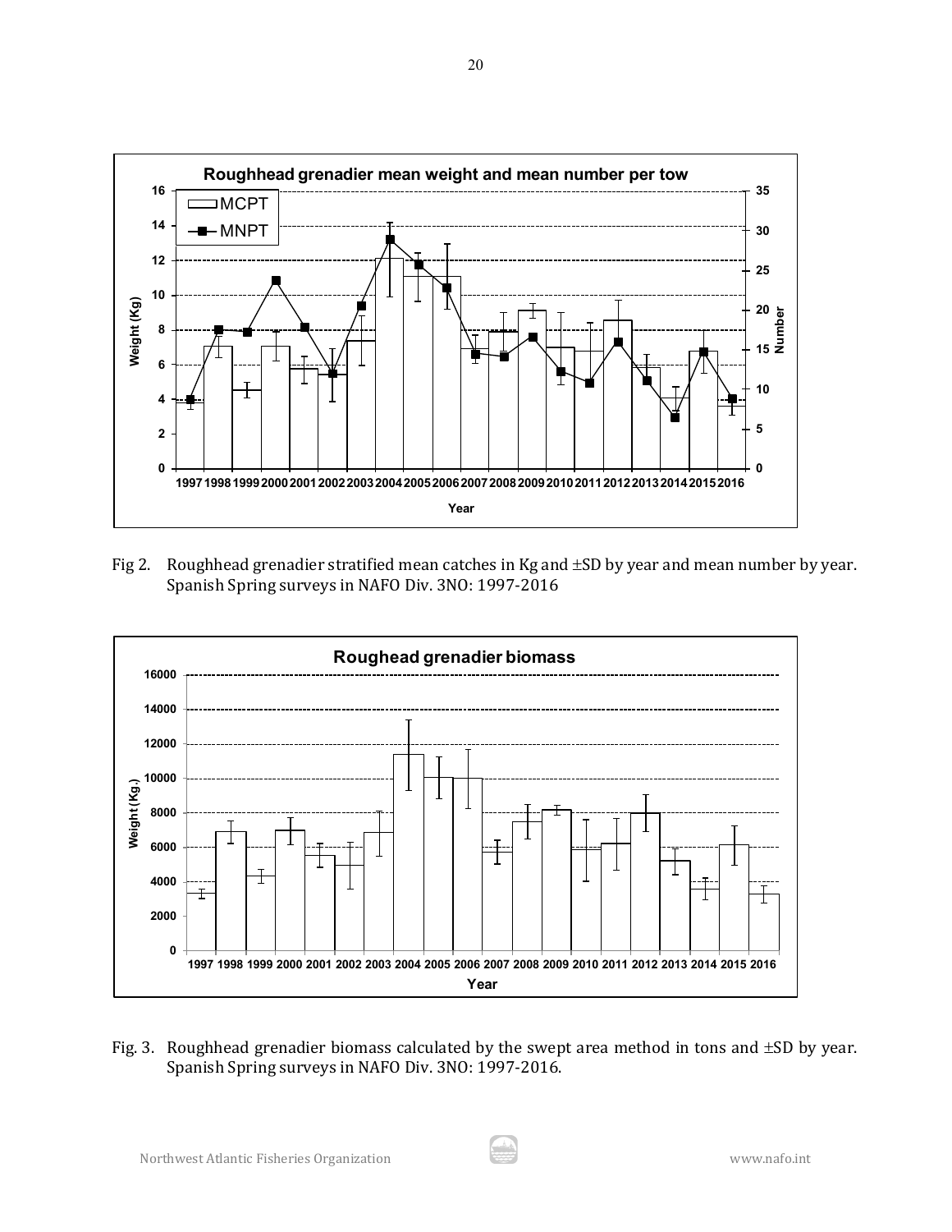Fig 2. Roughhead grenadier stratified mean catches in Kg and ±SD by year and mean number by year. Spanish Spring surveys in NAFO Div. 3NO: 1997-2016

Fig. 3. Roughhead grenadier biomass calculated by the swept area method in tons and ±SD by year. Spanish Spring surveys in NAFO Div. 3NO: 1997-2016.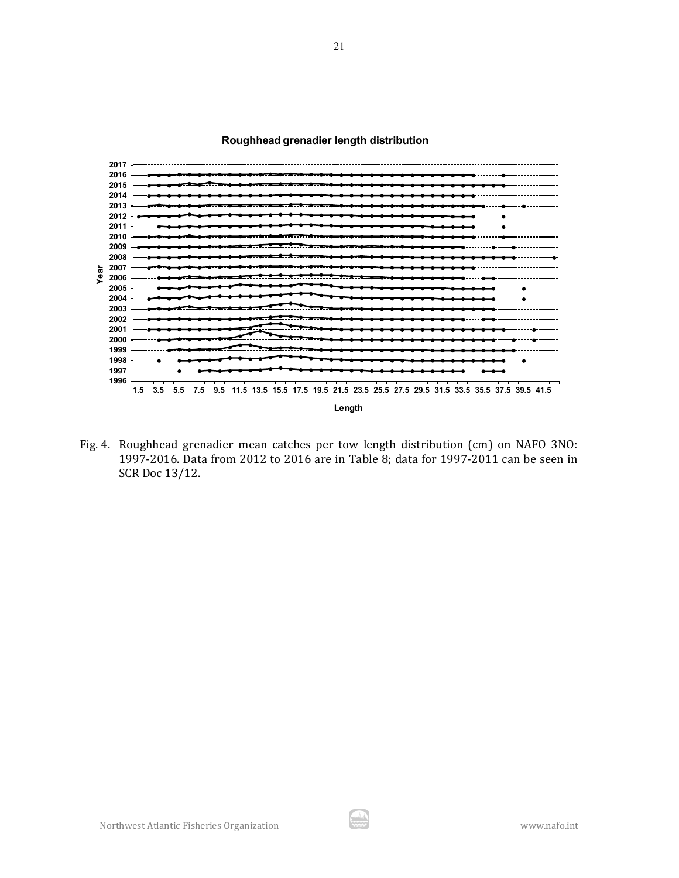Fig. 4. Roughhead grenadier mean catches per tow length distribution (cm) on NAFO 3NO: 1997-2016. Data from 2012 to 2016 are in Table 8; data for 1997-2011 can be seen in SCR Doc 13/12.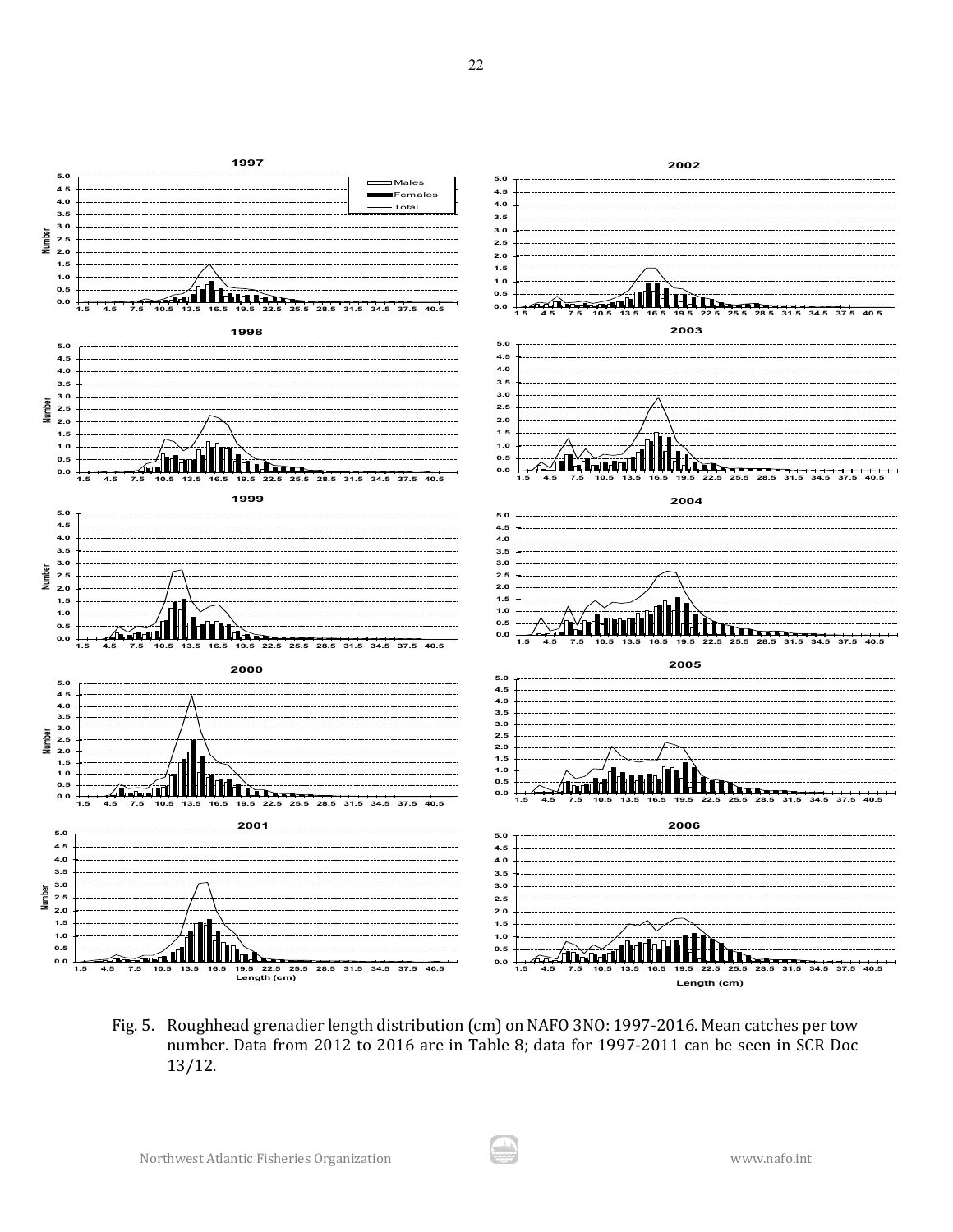Fig. 5. Roughhead grenadier length distribution (cm) on NAFO 3NO: 1997-2016. Mean catches per tow number. Data from 2012 to 2016 are in Table 8; data for 1997-2011 can be seen in SCR Doc 13/12.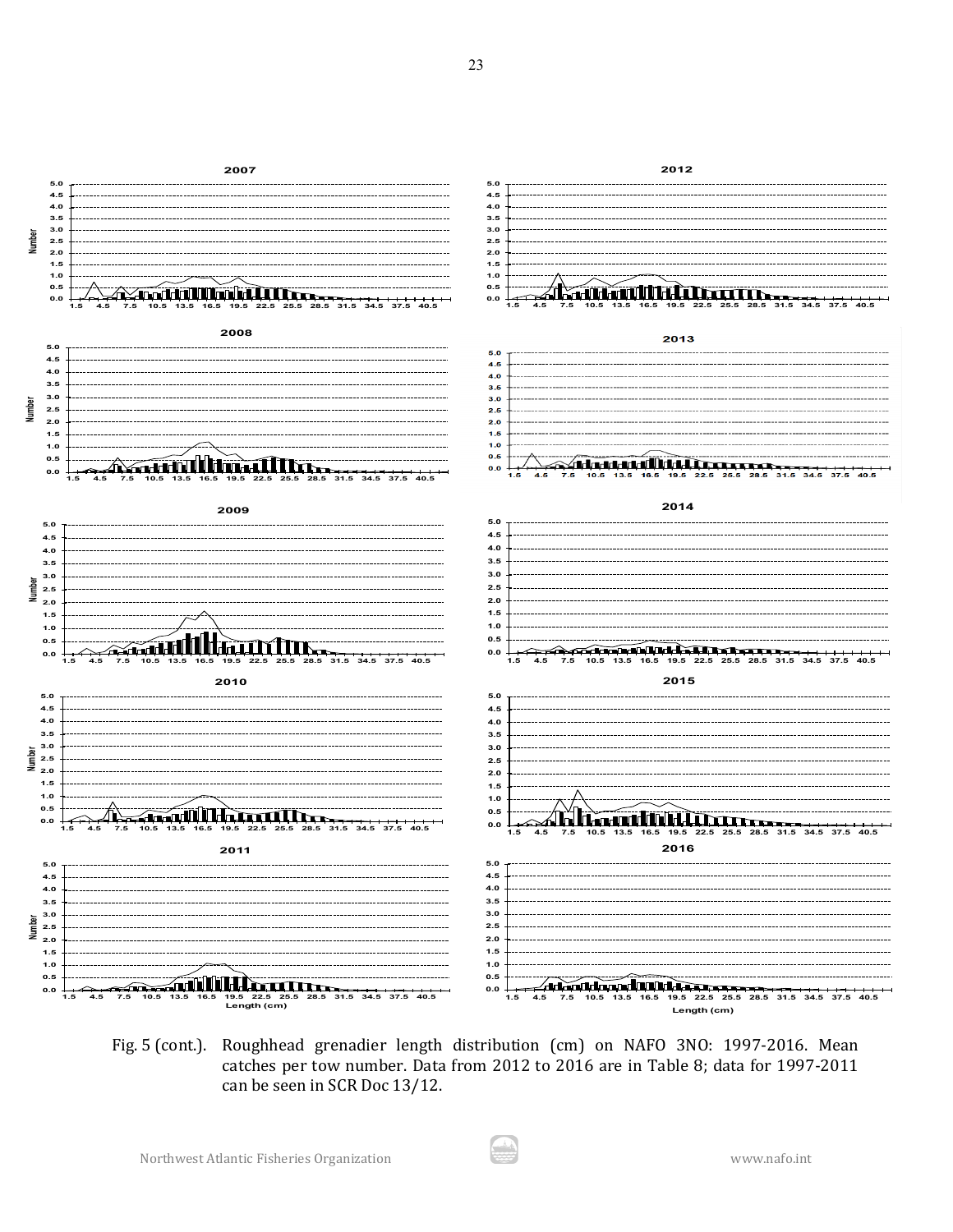Fig. 5 (cont.). Roughhead grenadier length distribution (cm) on NAFO 3NO: 1997-2016. Mean catches per tow number. Data from 2012 to 2016 are in Table 8; data for 1997-2011 can be seen in SCR Doc 13/12.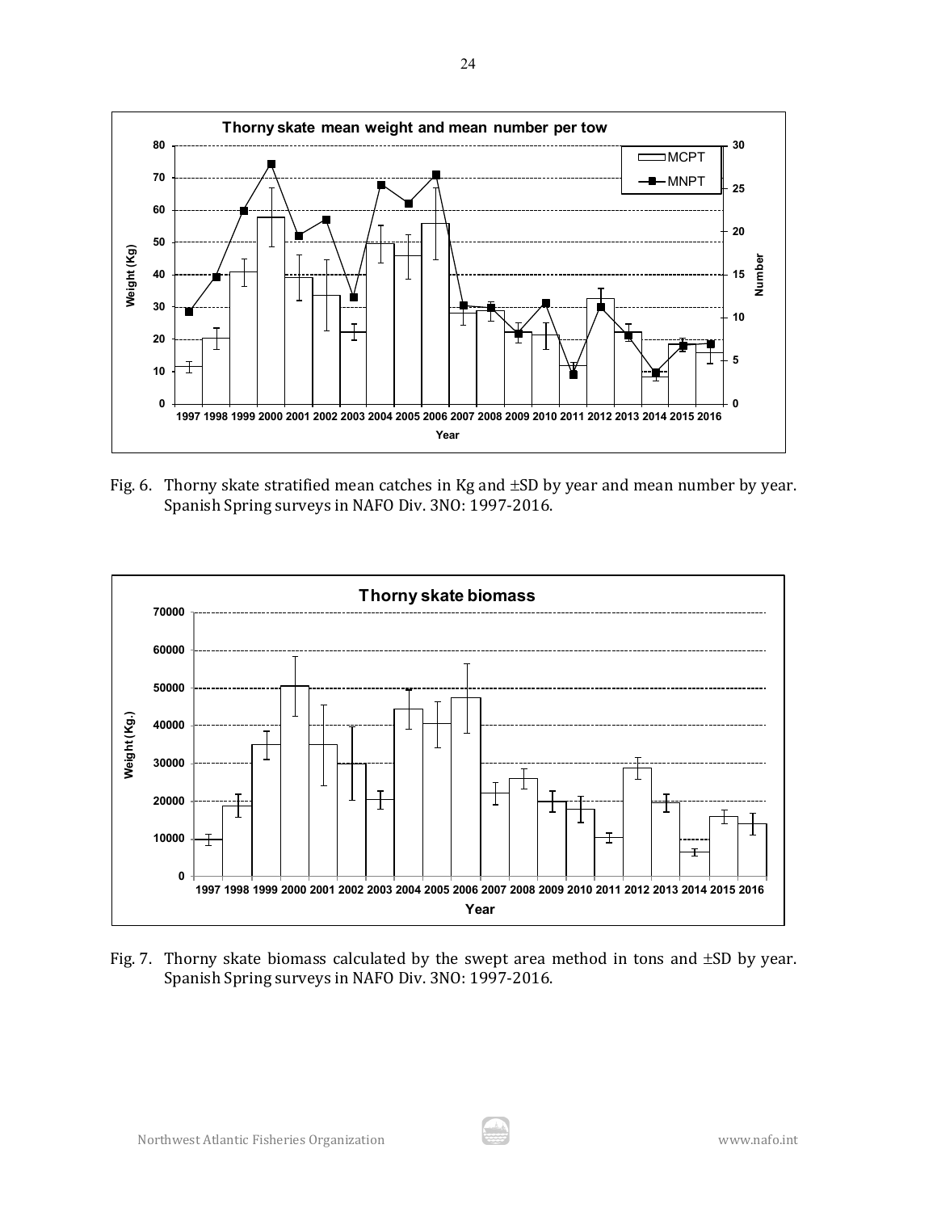Fig. 6. Thorny skate stratified mean catches in Kg and ±SD by year and mean number by year. Spanish Spring surveys in NAFO Div. 3NO: 1997-2016.

Fig. 7. Thorny skate biomass calculated by the swept area method in tons and ±SD by year. Spanish Spring surveys in NAFO Div. 3NO: 1997-2016.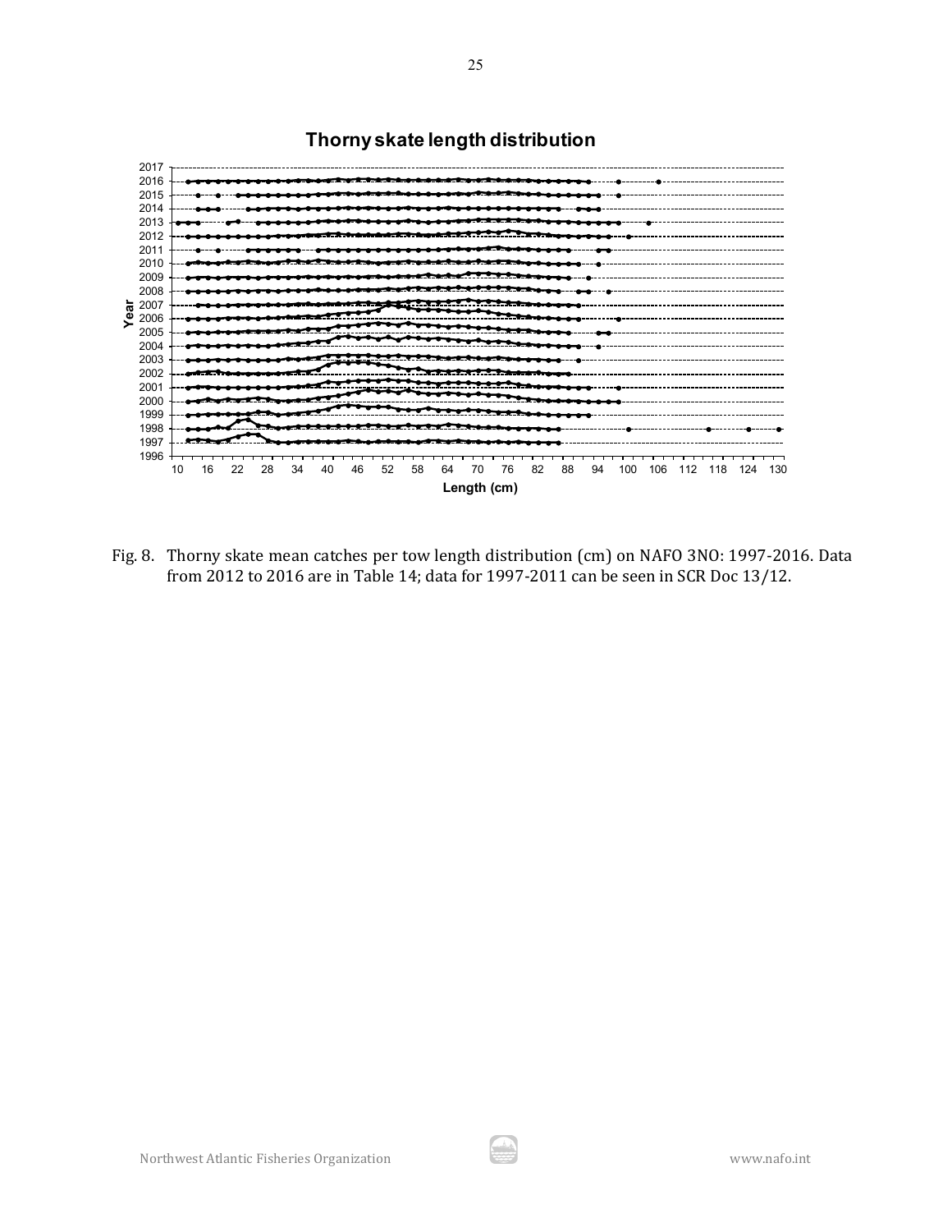Fig. 8. Thorny skate mean catches per tow length distribution (cm) on NAFO 3NO: 1997-2016. Data from 2012 to 2016 are in Table 14; data for 1997-2011 can be seen in SCR Doc 13/12.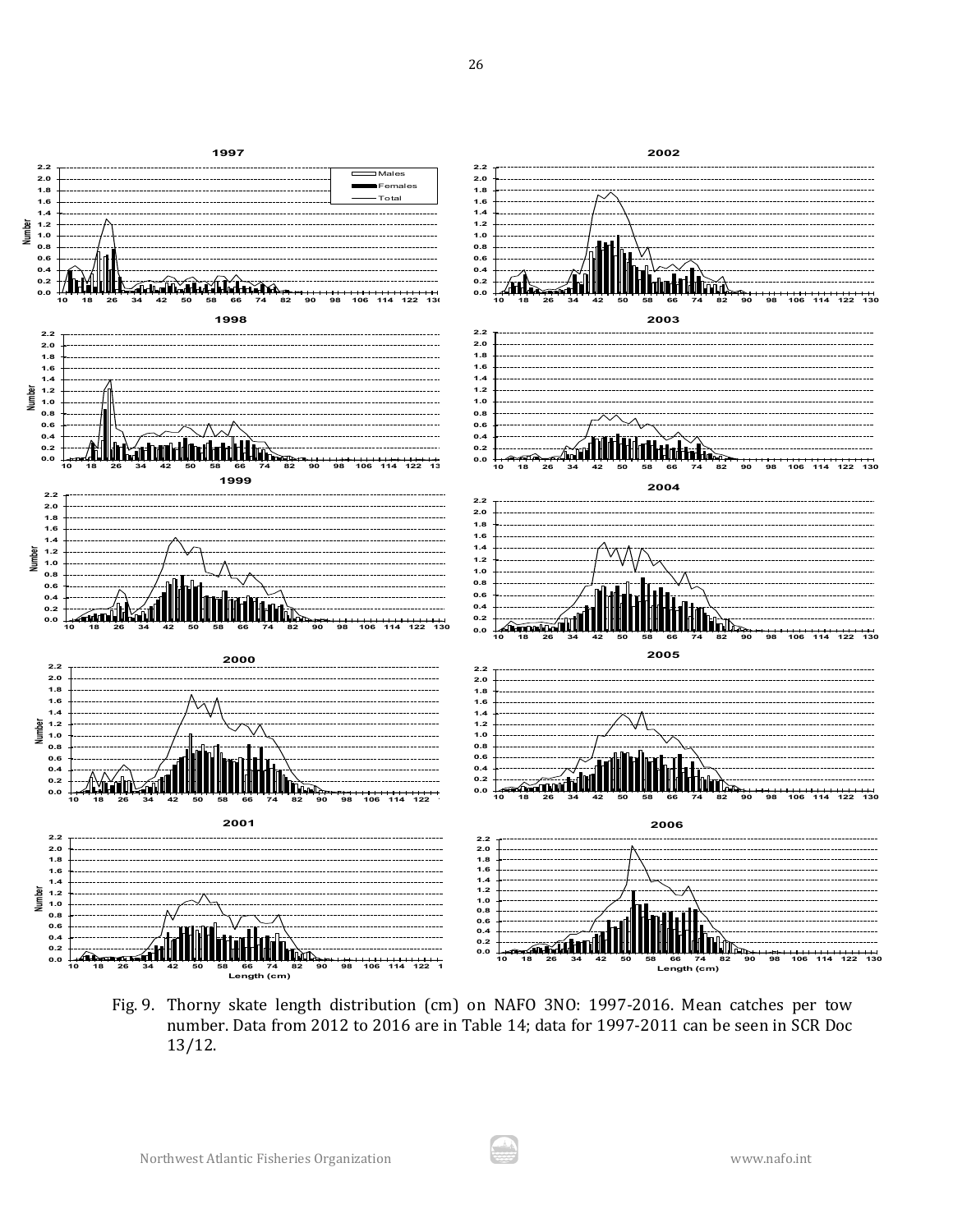Fig. 9. Thorny skate length distribution (cm) on NAFO 3NO: 1997-2016. Mean catches per tow number. Data from 2012 to 2016 are in Table 14; data for 1997-2011 can be seen in SCR Doc 13/12.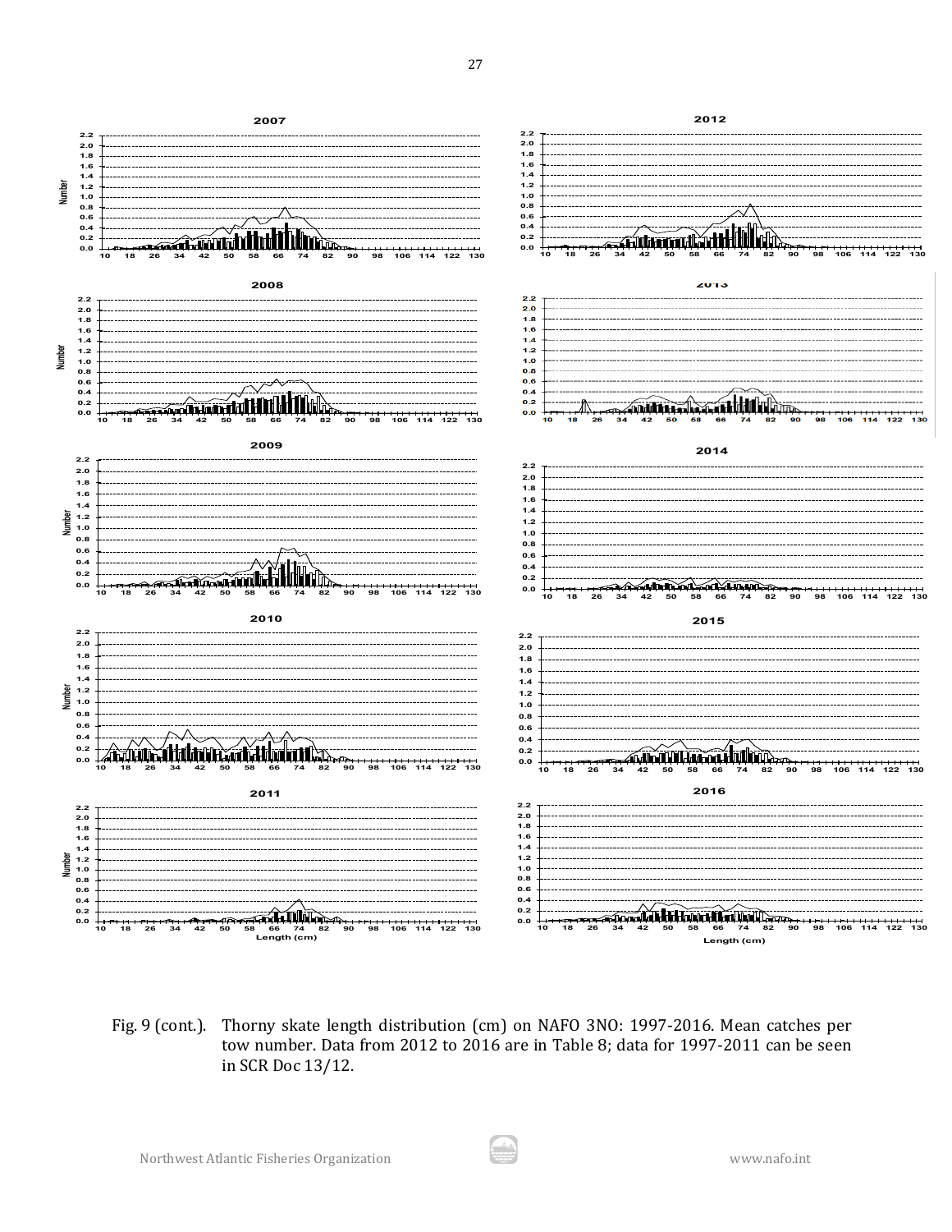Fig. 9 (cont.). Thorny skate length distribution (cm) on NAFO 3NO: 1997-2016. Mean catches per tow number. Data from 2012 to 2016 are in Table 8; data for 1997-2011 can be seen in SCR Doc 13/12.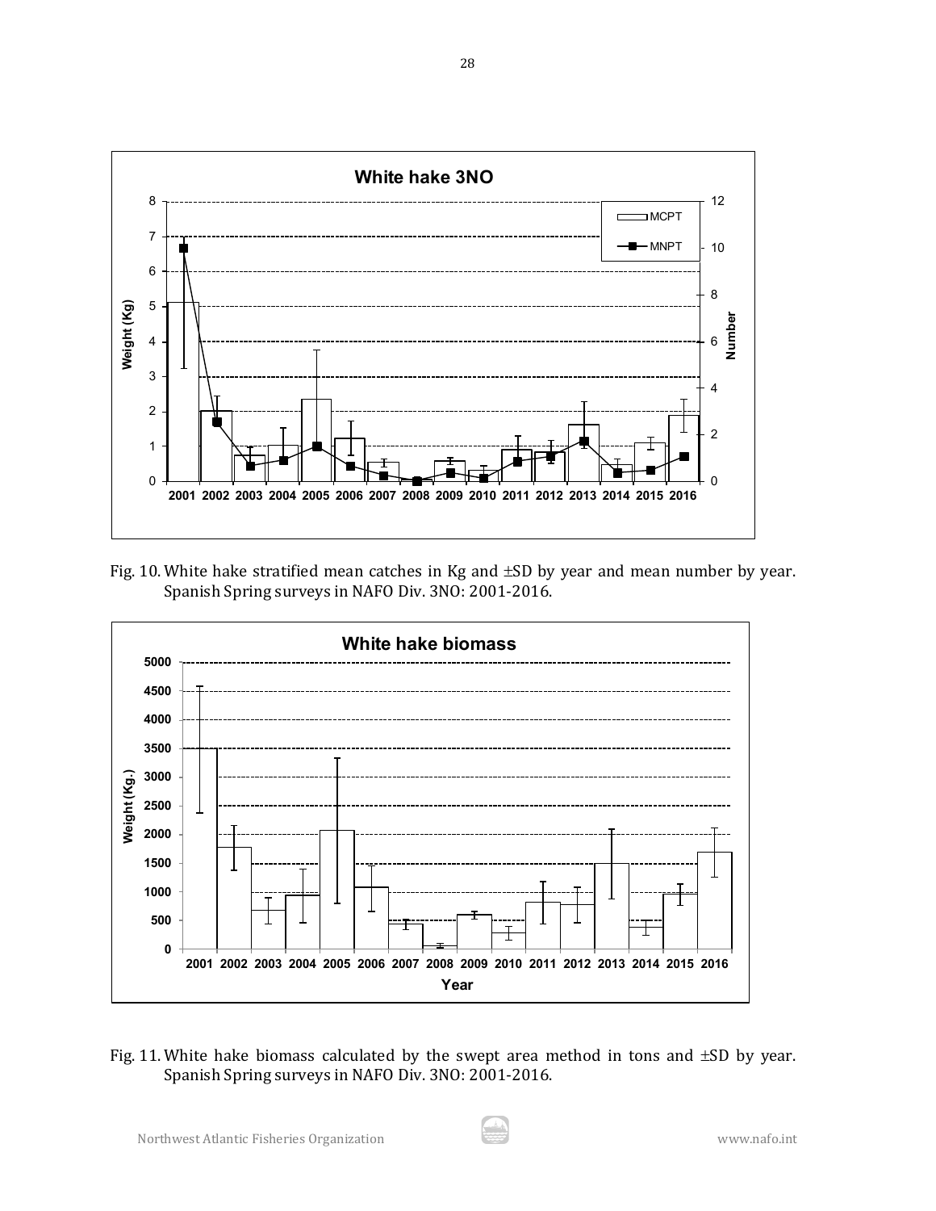Fig. 10. White hake stratified mean catches in Kg and ±SD by year and mean number by year. Spanish Spring surveys in NAFO Div. 3NO: 2001-2016.

Fig. 11. White hake biomass calculated by the swept area method in tons and ±SD by year. Spanish Spring surveys in NAFO Div. 3NO: 2001-2016.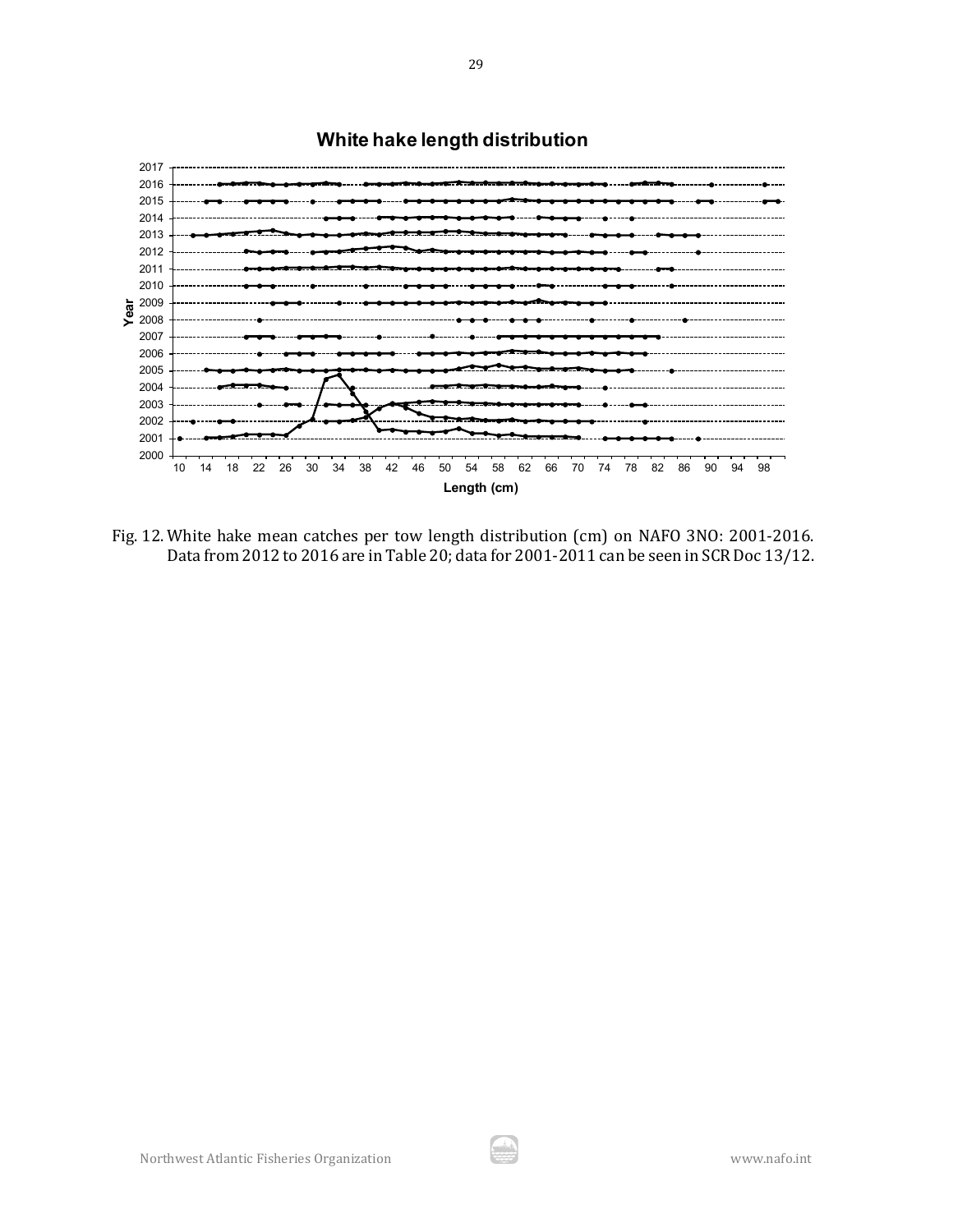Fig. 12. White hake mean catches per tow length distribution (cm) on NAFO 3NO: 2001-2016. Data from 2012 to 2016 are in Table 20; data for 2001-2011 can be seen in SCR Doc 13/12.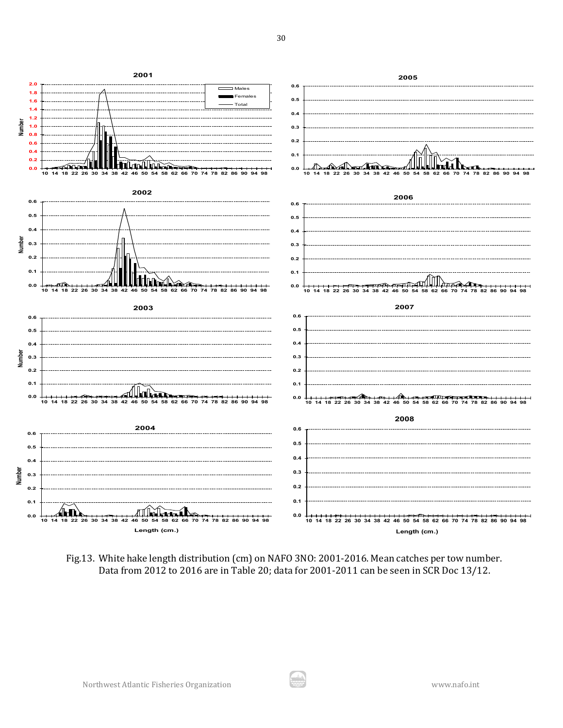Fig.13. White hake length distribution (cm) on NAFO 3NO: 2001-2016. Mean catches per tow number. Data from 2012 to 2016 are in Table 20; data for 2001-2011 can be seen in SCR Doc 13/12.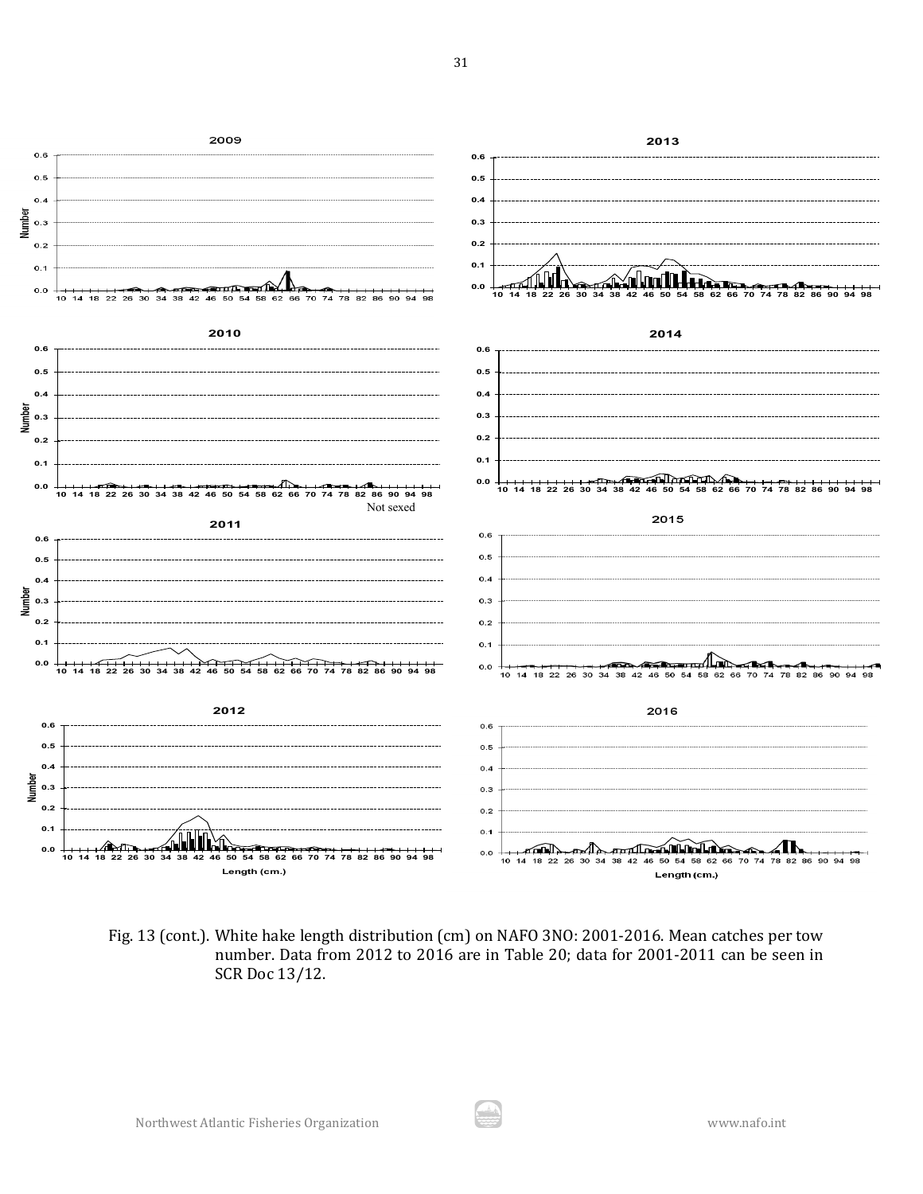2009

Number

0.6
0.5
0.4
0.3
0.2
0.1
0.0

10 14 18 22 26 30 34 38 42 46 50 54 58 62 66 70 74 78 82 86 90 94 98

2013

0.6
0.5
0.4
0.3
0.2
0.1
0.0

10 14 18 22 26 30 34 38 42 46 50 54 58 62 66 70 74 78 82 86 90 94 98

2010

Number

0.6
0.5
0.4
0.3
0.2
0.1
0.0

10 14 18 22 26 30 34 38 42 46 50 54 58 62 66 70 74 78 82 86 90 94 98

Not sexed

2014

0.6
0.5
0.4
0.3
0.2
0.1
0.0

10 14 18 22 26 30 34 38 42 46 50 54 58 62 66 70 74 78 82 86 90 94 98

2011

Number

0.6
0.5
0.4
0.3
0.2
0.1
0.0

10 14 18 22 26 30 34 38 42 46 50 54 58 62 66 70 74 78 82 86 90 94 98

2015

0.6
0.5
0.4
0.3
0.2
0.1
0.0

10 14 18 22 26 30 34 38 42 46 50 54 58 62 66 70 74 78 82 86 90 94 98

2012

Number

0.6
0.5
0.4
0.3
0.2
0.1
0.0

10 14 18 22 26 30 34 38 42 46 50 54 58 62 66 70 74 78 82 86 90 94 98

Length (cm.)

2016

0.6
0.5
0.4
0.3
0.2
0.1
0.0

10 14 18 22 26 30 34 38 42 46 50 54 58 62 66 70 74 78 82 86 90 94 98

Length (cm.)

Fig. 13 (cont.). White hake length distribution (cm) on NAFO 3NO: 2001-2016. Mean catches per tow number. Data from 2012 to 2016 are in Table 20; data for 2001-2011 can be seen in SCR Doc 13/12.